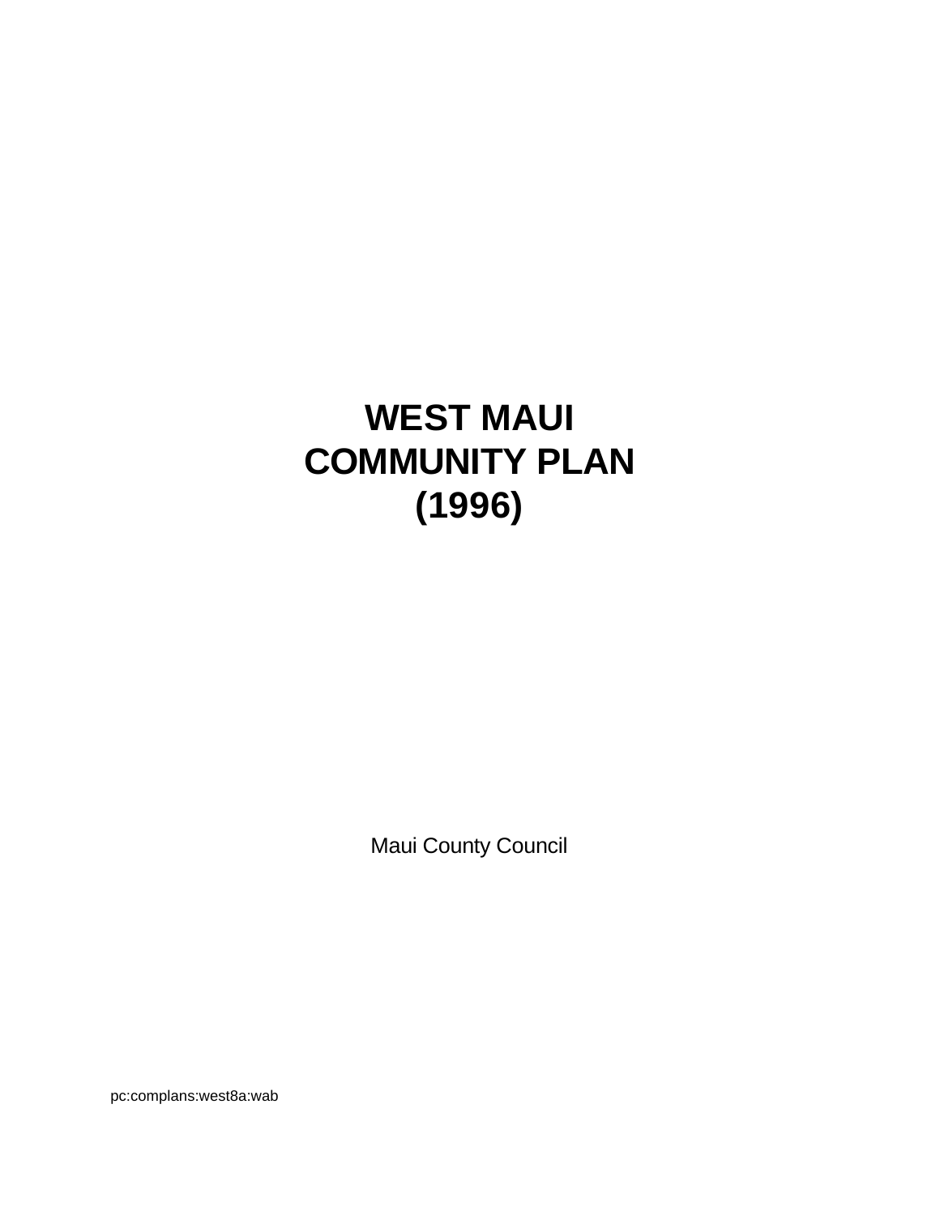# WEST MAUI COMMUNITY PLAN (1996)

Maui County Council

pc:complans:west8a:wab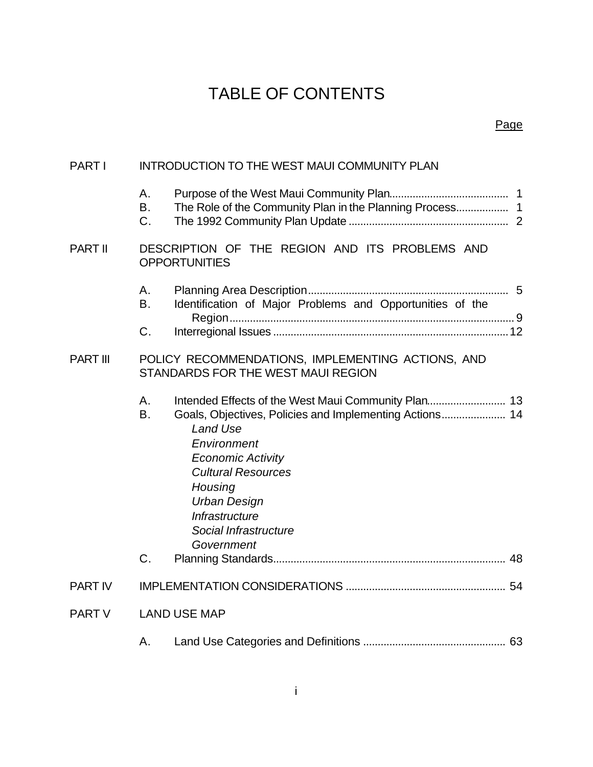# TABLE OF CONTENTS

| | | Page |
|---|---|---|
| PART I | INTRODUCTION TO THE WEST MAUI COMMUNITY PLAN | |
| | A. Purpose of the West Maui Community Plan | 1 |
| | B. The Role of the Community Plan in the Planning Process | 1 |
| | C. The 1992 Community Plan Update | 2 |
| PART II | DESCRIPTION OF THE REGION AND ITS PROBLEMS AND OPPORTUNITIES | |
| | A. Planning Area Description | 5 |
| | B. Identification of Major Problems and Opportunities of the Region | 9 |
| | C. Interregional Issues | 12 |
| PART III | POLICY RECOMMENDATIONS, IMPLEMENTING ACTIONS, AND STANDARDS FOR THE WEST MAUI REGION | |
| | A. Intended Effects of the West Maui Community Plan | 13 |
| | B. Goals, Objectives, Policies and Implementing Actions | 14 |
| | *Land Use* | |
| | *Environment* | |
| | *Economic Activity* | |
| | *Cultural Resources* | |
| | *Housing* | |
| | *Urban Design* | |
| | *Infrastructure* | |
| | *Social Infrastructure* | |
| | *Government* | |
| | C. Planning Standards | 48 |
| PART IV | IMPLEMENTATION CONSIDERATIONS | 54 |
| PART V | LAND USE MAP | |
| | A. Land Use Categories and Definitions | 63 |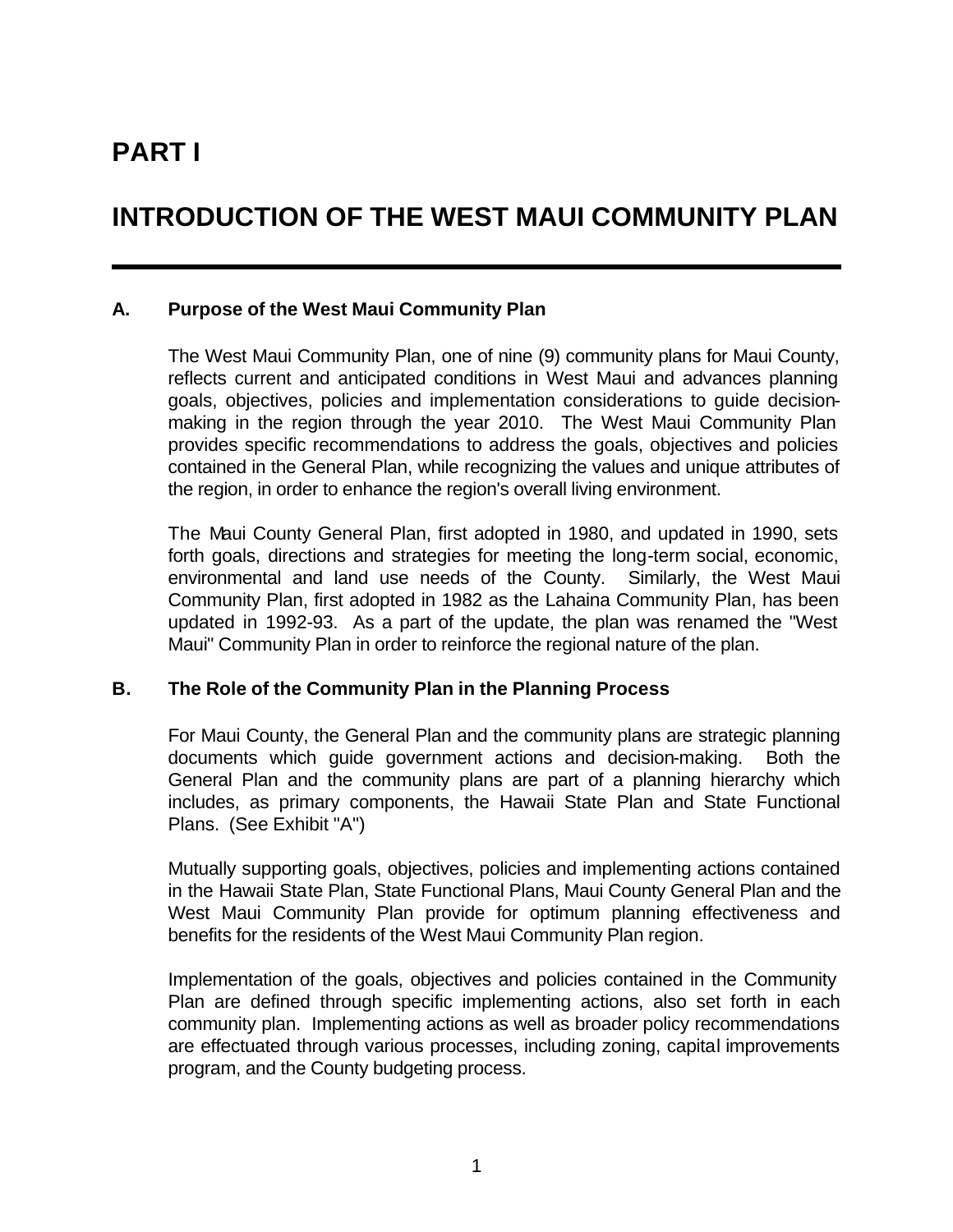# PART I

# INTRODUCTION OF THE WEST MAUI COMMUNITY PLAN

## A. Purpose of the West Maui Community Plan

The West Maui Community Plan, one of nine (9) community plans for Maui County, reflects current and anticipated conditions in West Maui and advances planning goals, objectives, policies and implementation considerations to guide decision-making in the region through the year 2010. The West Maui Community Plan provides specific recommendations to address the goals, objectives and policies contained in the General Plan, while recognizing the values and unique attributes of the region, in order to enhance the region's overall living environment.

The Maui County General Plan, first adopted in 1980, and updated in 1990, sets forth goals, directions and strategies for meeting the long-term social, economic, environmental and land use needs of the County. Similarly, the West Maui Community Plan, first adopted in 1982 as the Lahaina Community Plan, has been updated in 1992-93. As a part of the update, the plan was renamed the "West Maui" Community Plan in order to reinforce the regional nature of the plan.

## B. The Role of the Community Plan in the Planning Process

For Maui County, the General Plan and the community plans are strategic planning documents which guide government actions and decision-making. Both the General Plan and the community plans are part of a planning hierarchy which includes, as primary components, the Hawaii State Plan and State Functional Plans. (See Exhibit "A")

Mutually supporting goals, objectives, policies and implementing actions contained in the Hawaii State Plan, State Functional Plans, Maui County General Plan and the West Maui Community Plan provide for optimum planning effectiveness and benefits for the residents of the West Maui Community Plan region.

Implementation of the goals, objectives and policies contained in the Community Plan are defined through specific implementing actions, also set forth in each community plan. Implementing actions as well as broader policy recommendations are effectuated through various processes, including zoning, capital improvements program, and the County budgeting process.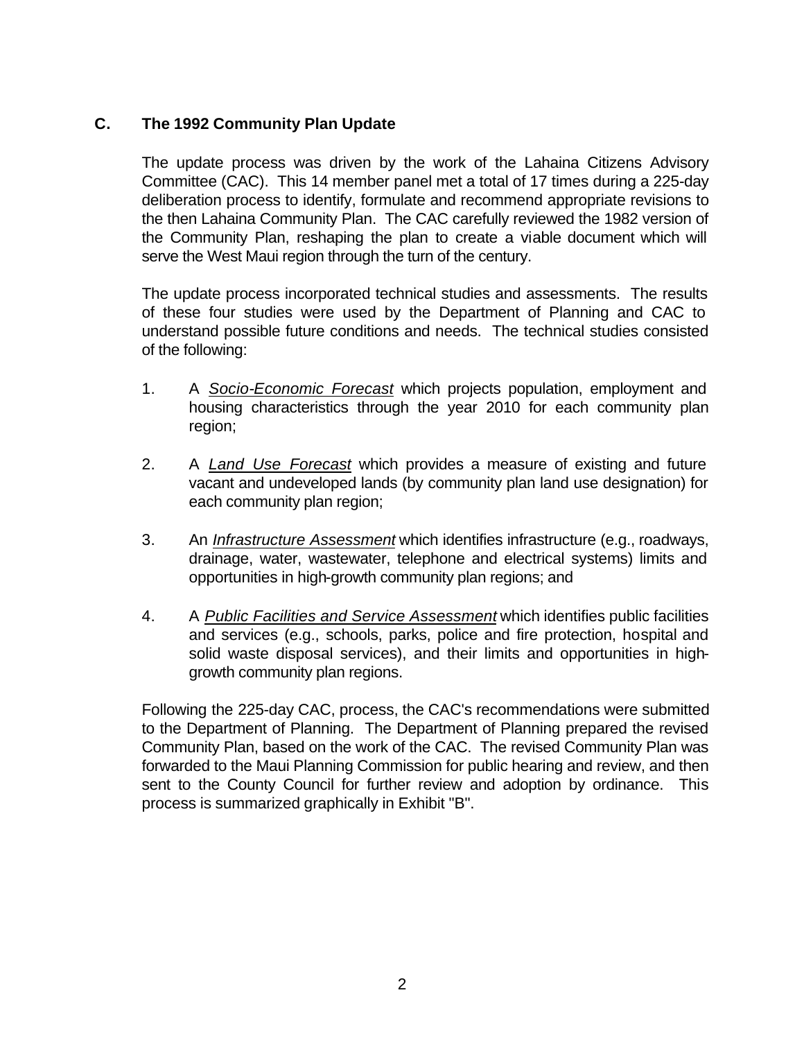## C. The 1992 Community Plan Update

The update process was driven by the work of the Lahaina Citizens Advisory Committee (CAC). This 14 member panel met a total of 17 times during a 225-day deliberation process to identify, formulate and recommend appropriate revisions to the then Lahaina Community Plan. The CAC carefully reviewed the 1982 version of the Community Plan, reshaping the plan to create a viable document which will serve the West Maui region through the turn of the century.

The update process incorporated technical studies and assessments. The results of these four studies were used by the Department of Planning and CAC to understand possible future conditions and needs. The technical studies consisted of the following:

1. A *Socio-Economic Forecast* which projects population, employment and housing characteristics through the year 2010 for each community plan region;

2. A *Land Use Forecast* which provides a measure of existing and future vacant and undeveloped lands (by community plan land use designation) for each community plan region;

3. An *Infrastructure Assessment* which identifies infrastructure (e.g., roadways, drainage, water, wastewater, telephone and electrical systems) limits and opportunities in high-growth community plan regions; and

4. A *Public Facilities and Service Assessment* which identifies public facilities and services (e.g., schools, parks, police and fire protection, hospital and solid waste disposal services), and their limits and opportunities in high-growth community plan regions.

Following the 225-day CAC, process, the CAC's recommendations were submitted to the Department of Planning. The Department of Planning prepared the revised Community Plan, based on the work of the CAC. The revised Community Plan was forwarded to the Maui Planning Commission for public hearing and review, and then sent to the County Council for further review and adoption by ordinance. This process is summarized graphically in Exhibit "B".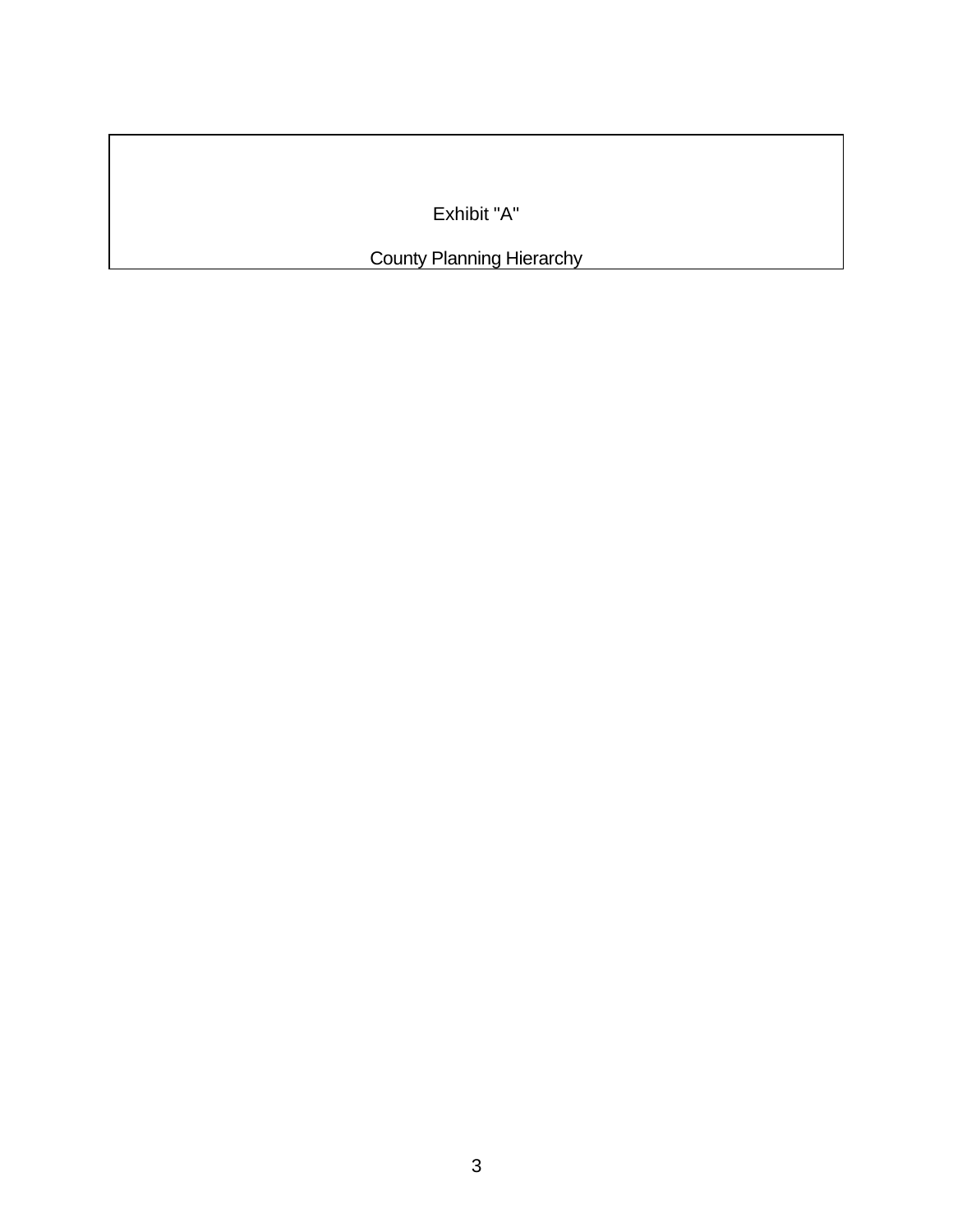Exhibit "A"

County Planning Hierarchy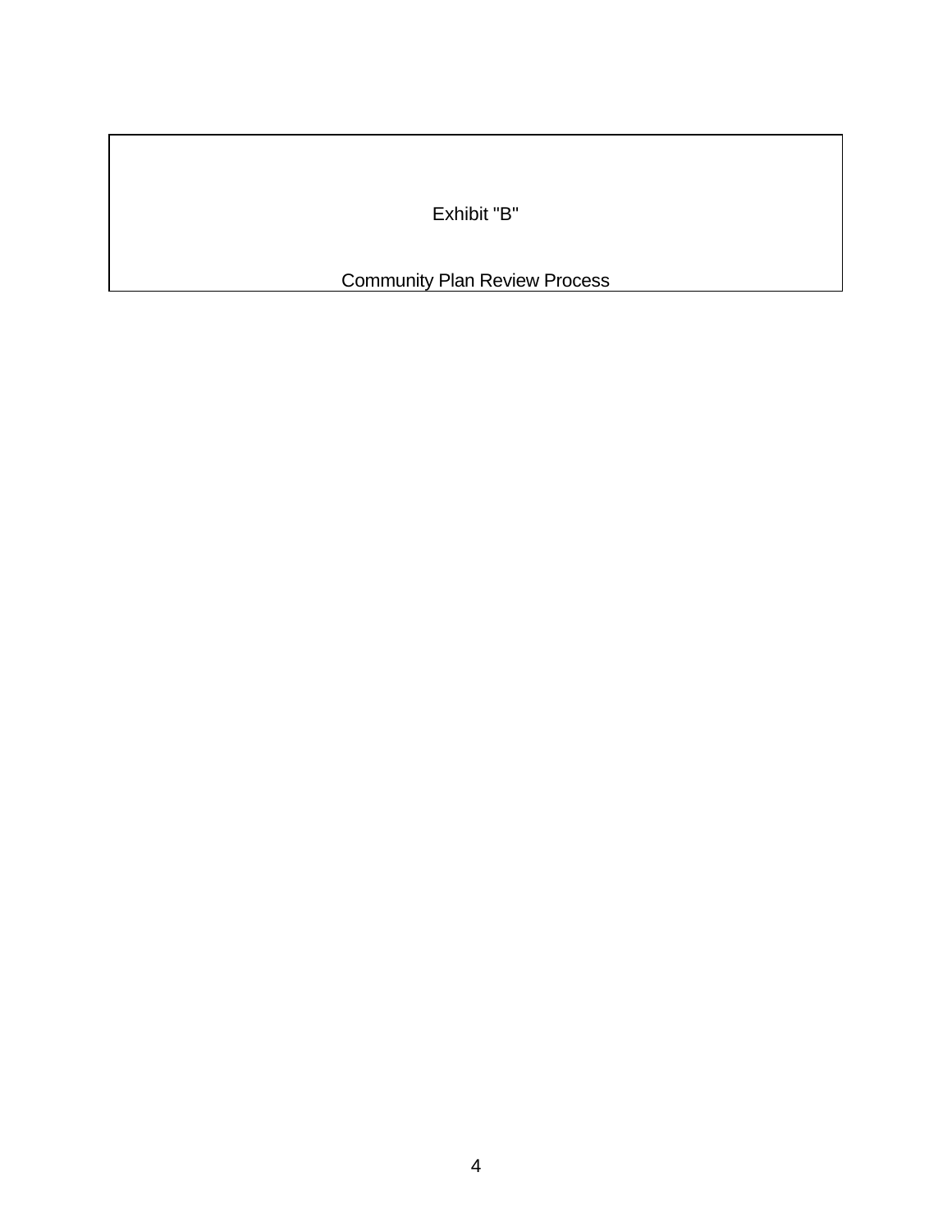# Exhibit "B"

## Community Plan Review Process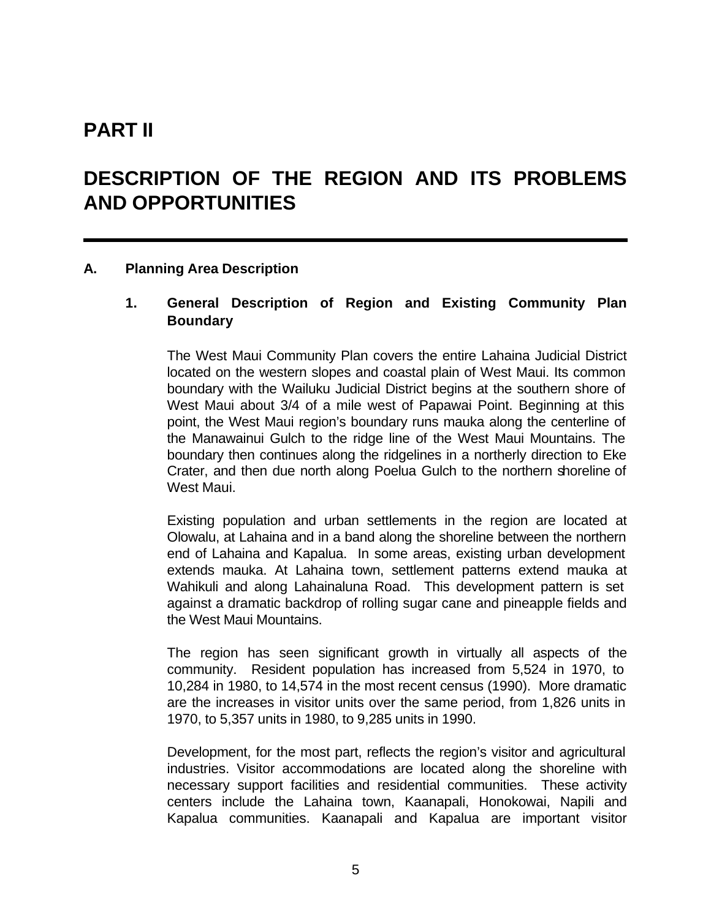# PART II

# DESCRIPTION OF THE REGION AND ITS PROBLEMS AND OPPORTUNITIES

## A. Planning Area Description

### 1. General Description of Region and Existing Community Plan Boundary

The West Maui Community Plan covers the entire Lahaina Judicial District located on the western slopes and coastal plain of West Maui. Its common boundary with the Wailuku Judicial District begins at the southern shore of West Maui about 3/4 of a mile west of Papawai Point. Beginning at this point, the West Maui region's boundary runs mauka along the centerline of the Manawainui Gulch to the ridge line of the West Maui Mountains. The boundary then continues along the ridgelines in a northerly direction to Eke Crater, and then due north along Poelua Gulch to the northern shoreline of West Maui.

Existing population and urban settlements in the region are located at Olowalu, at Lahaina and in a band along the shoreline between the northern end of Lahaina and Kapalua. In some areas, existing urban development extends mauka. At Lahaina town, settlement patterns extend mauka at Wahikuli and along Lahainaluna Road. This development pattern is set against a dramatic backdrop of rolling sugar cane and pineapple fields and the West Maui Mountains.

The region has seen significant growth in virtually all aspects of the community. Resident population has increased from 5,524 in 1970, to 10,284 in 1980, to 14,574 in the most recent census (1990). More dramatic are the increases in visitor units over the same period, from 1,826 units in 1970, to 5,357 units in 1980, to 9,285 units in 1990.

Development, for the most part, reflects the region's visitor and agricultural industries. Visitor accommodations are located along the shoreline with necessary support facilities and residential communities. These activity centers include the Lahaina town, Kaanapali, Honokowai, Napili and Kapalua communities. Kaanapali and Kapalua are important visitor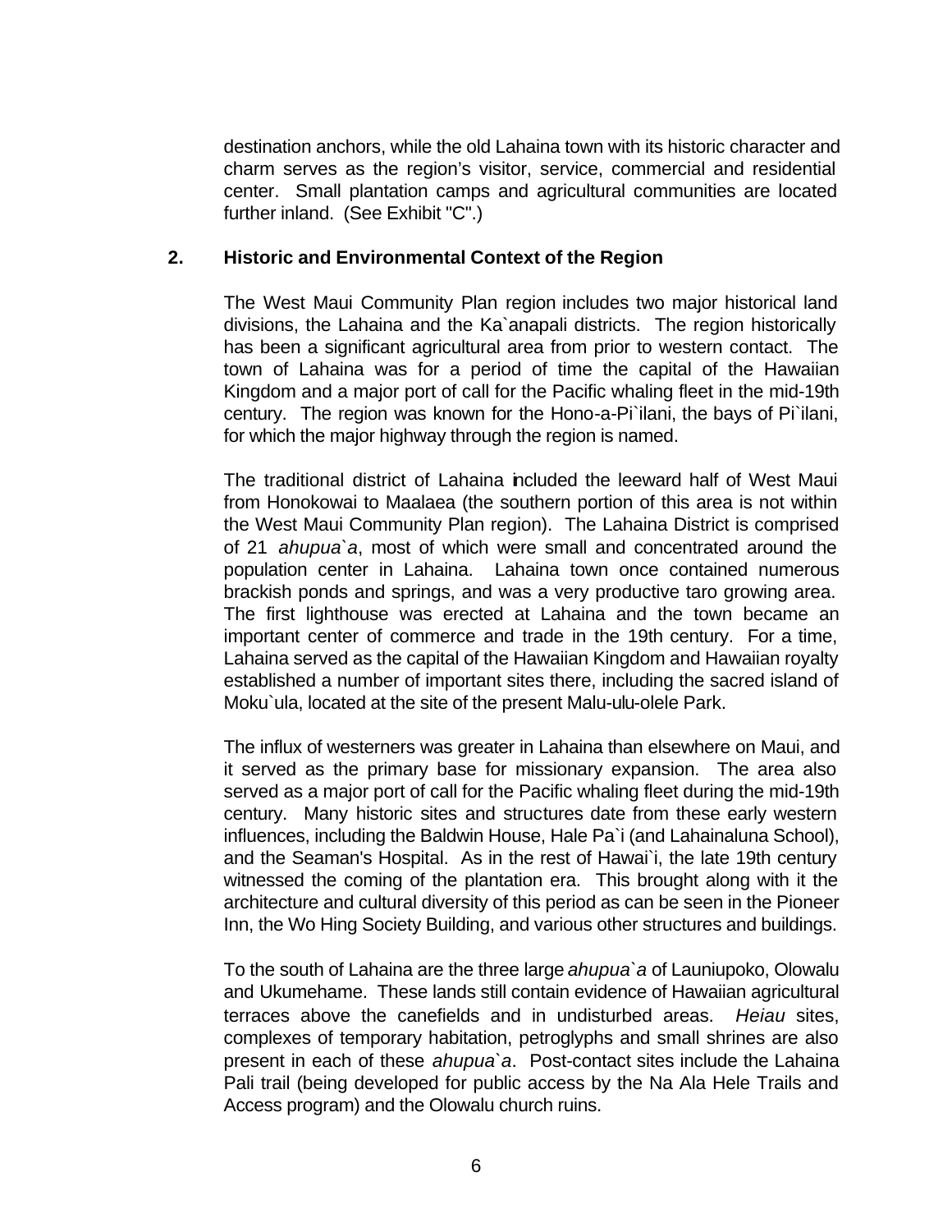destination anchors, while the old Lahaina town with its historic character and charm serves as the region's visitor, service, commercial and residential center. Small plantation camps and agricultural communities are located further inland. (See Exhibit "C".)

## 2. Historic and Environmental Context of the Region

The West Maui Community Plan region includes two major historical land divisions, the Lahaina and the Ka`anapali districts. The region historically has been a significant agricultural area from prior to western contact. The town of Lahaina was for a period of time the capital of the Hawaiian Kingdom and a major port of call for the Pacific whaling fleet in the mid-19th century. The region was known for the Hono-a-Pi`ilani, the bays of Pi`ilani, for which the major highway through the region is named.

The traditional district of Lahaina included the leeward half of West Maui from Honokowai to Maalaea (the southern portion of this area is not within the West Maui Community Plan region). The Lahaina District is comprised of 21 *ahupua`a*, most of which were small and concentrated around the population center in Lahaina. Lahaina town once contained numerous brackish ponds and springs, and was a very productive taro growing area. The first lighthouse was erected at Lahaina and the town became an important center of commerce and trade in the 19th century. For a time, Lahaina served as the capital of the Hawaiian Kingdom and Hawaiian royalty established a number of important sites there, including the sacred island of Moku`ula, located at the site of the present Malu-ulu-olele Park.

The influx of westerners was greater in Lahaina than elsewhere on Maui, and it served as the primary base for missionary expansion. The area also served as a major port of call for the Pacific whaling fleet during the mid-19th century. Many historic sites and structures date from these early western influences, including the Baldwin House, Hale Pa`i (and Lahainaluna School), and the Seaman's Hospital. As in the rest of Hawai`i, the late 19th century witnessed the coming of the plantation era. This brought along with it the architecture and cultural diversity of this period as can be seen in the Pioneer Inn, the Wo Hing Society Building, and various other structures and buildings.

To the south of Lahaina are the three large *ahupua`a* of Launiupoko, Olowalu and Ukumehame. These lands still contain evidence of Hawaiian agricultural terraces above the canefields and in undisturbed areas. *Heiau* sites, complexes of temporary habitation, petroglyphs and small shrines are also present in each of these *ahupua`a*. Post-contact sites include the Lahaina Pali trail (being developed for public access by the Na Ala Hele Trails and Access program) and the Olowalu church ruins.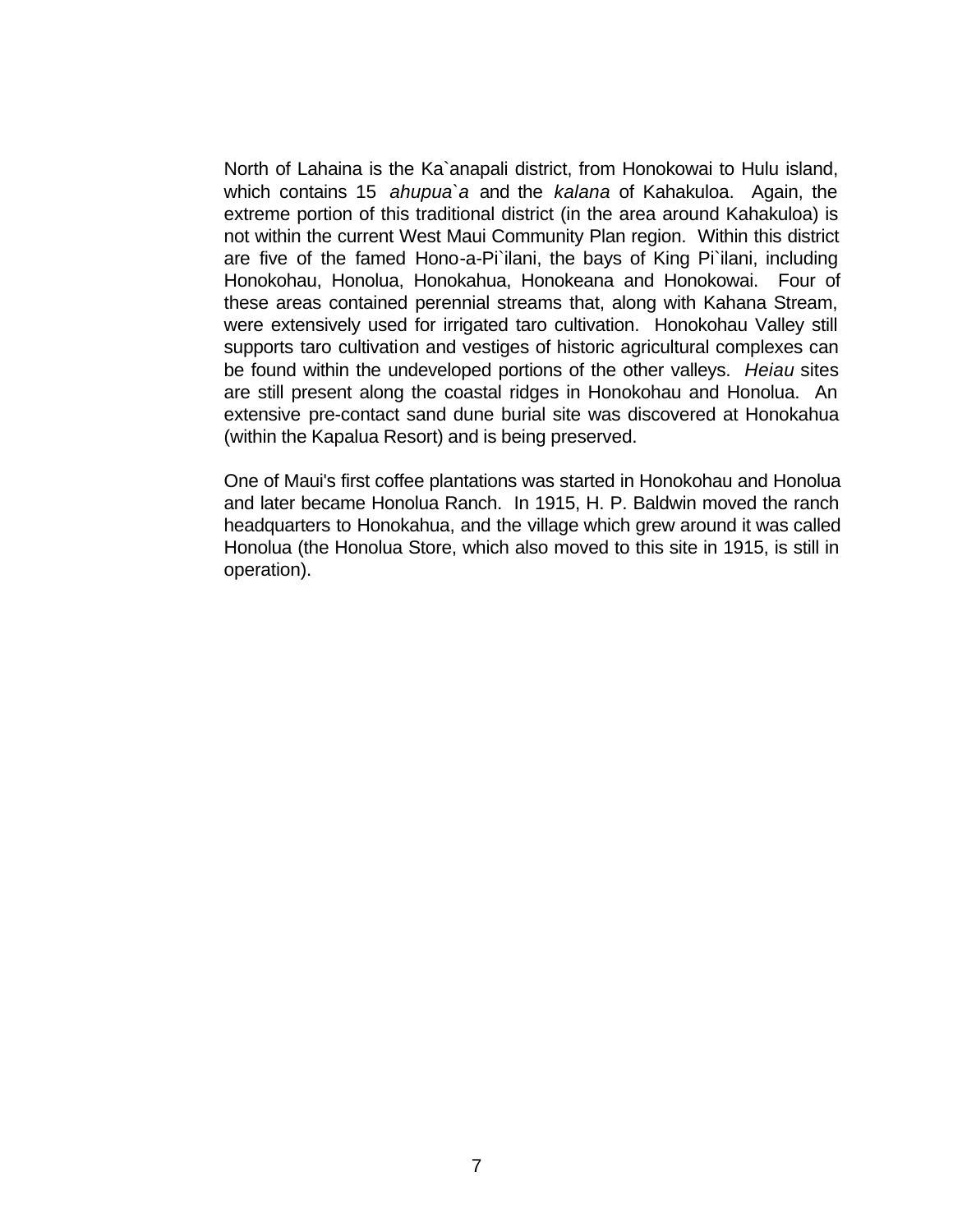North of Lahaina is the Ka`anapali district, from Honokowai to Hulu island, which contains 15 *ahupua`a* and the *kalana* of Kahakuloa. Again, the extreme portion of this traditional district (in the area around Kahakuloa) is not within the current West Maui Community Plan region. Within this district are five of the famed Hono-a-Pi`ilani, the bays of King Pi`ilani, including Honokohau, Honolua, Honokahua, Honokeana and Honokowai. Four of these areas contained perennial streams that, along with Kahana Stream, were extensively used for irrigated taro cultivation. Honokohau Valley still supports taro cultivation and vestiges of historic agricultural complexes can be found within the undeveloped portions of the other valleys. *Heiau* sites are still present along the coastal ridges in Honokohau and Honolua. An extensive pre-contact sand dune burial site was discovered at Honokahua (within the Kapalua Resort) and is being preserved.

One of Maui's first coffee plantations was started in Honokohau and Honolua and later became Honolua Ranch. In 1915, H. P. Baldwin moved the ranch headquarters to Honokahua, and the village which grew around it was called Honolua (the Honolua Store, which also moved to this site in 1915, is still in operation).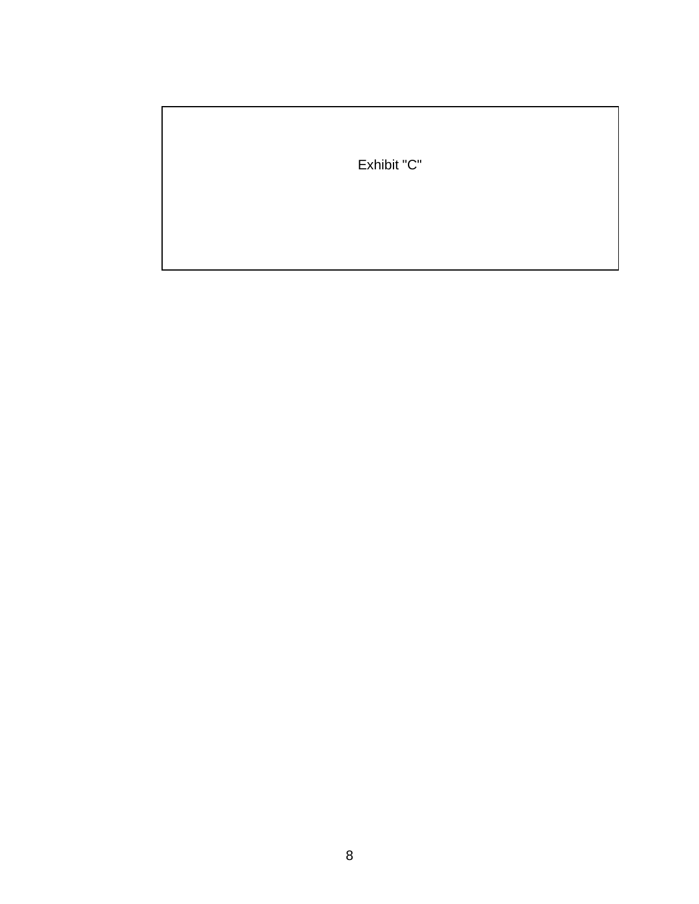Exhibit "C"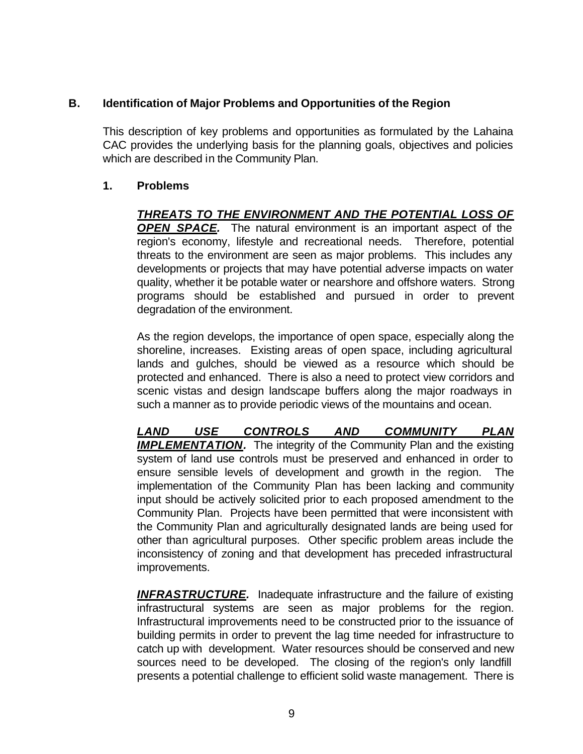## B. Identification of Major Problems and Opportunities of the Region

This description of key problems and opportunities as formulated by the Lahaina CAC provides the underlying basis for the planning goals, objectives and policies which are described in the Community Plan.

### 1. Problems

***THREATS TO THE ENVIRONMENT AND THE POTENTIAL LOSS OF OPEN SPACE.*** The natural environment is an important aspect of the region's economy, lifestyle and recreational needs. Therefore, potential threats to the environment are seen as major problems. This includes any developments or projects that may have potential adverse impacts on water quality, whether it be potable water or nearshore and offshore waters. Strong programs should be established and pursued in order to prevent degradation of the environment.

As the region develops, the importance of open space, especially along the shoreline, increases. Existing areas of open space, including agricultural lands and gulches, should be viewed as a resource which should be protected and enhanced. There is also a need to protect view corridors and scenic vistas and design landscape buffers along the major roadways in such a manner as to provide periodic views of the mountains and ocean.

***LAND USE CONTROLS AND COMMUNITY PLAN IMPLEMENTATION.*** The integrity of the Community Plan and the existing system of land use controls must be preserved and enhanced in order to ensure sensible levels of development and growth in the region. The implementation of the Community Plan has been lacking and community input should be actively solicited prior to each proposed amendment to the Community Plan. Projects have been permitted that were inconsistent with the Community Plan and agriculturally designated lands are being used for other than agricultural purposes. Other specific problem areas include the inconsistency of zoning and that development has preceded infrastructural improvements.

***INFRASTRUCTURE.*** Inadequate infrastructure and the failure of existing infrastructural systems are seen as major problems for the region. Infrastructural improvements need to be constructed prior to the issuance of building permits in order to prevent the lag time needed for infrastructure to catch up with development. Water resources should be conserved and new sources need to be developed. The closing of the region's only landfill presents a potential challenge to efficient solid waste management. There is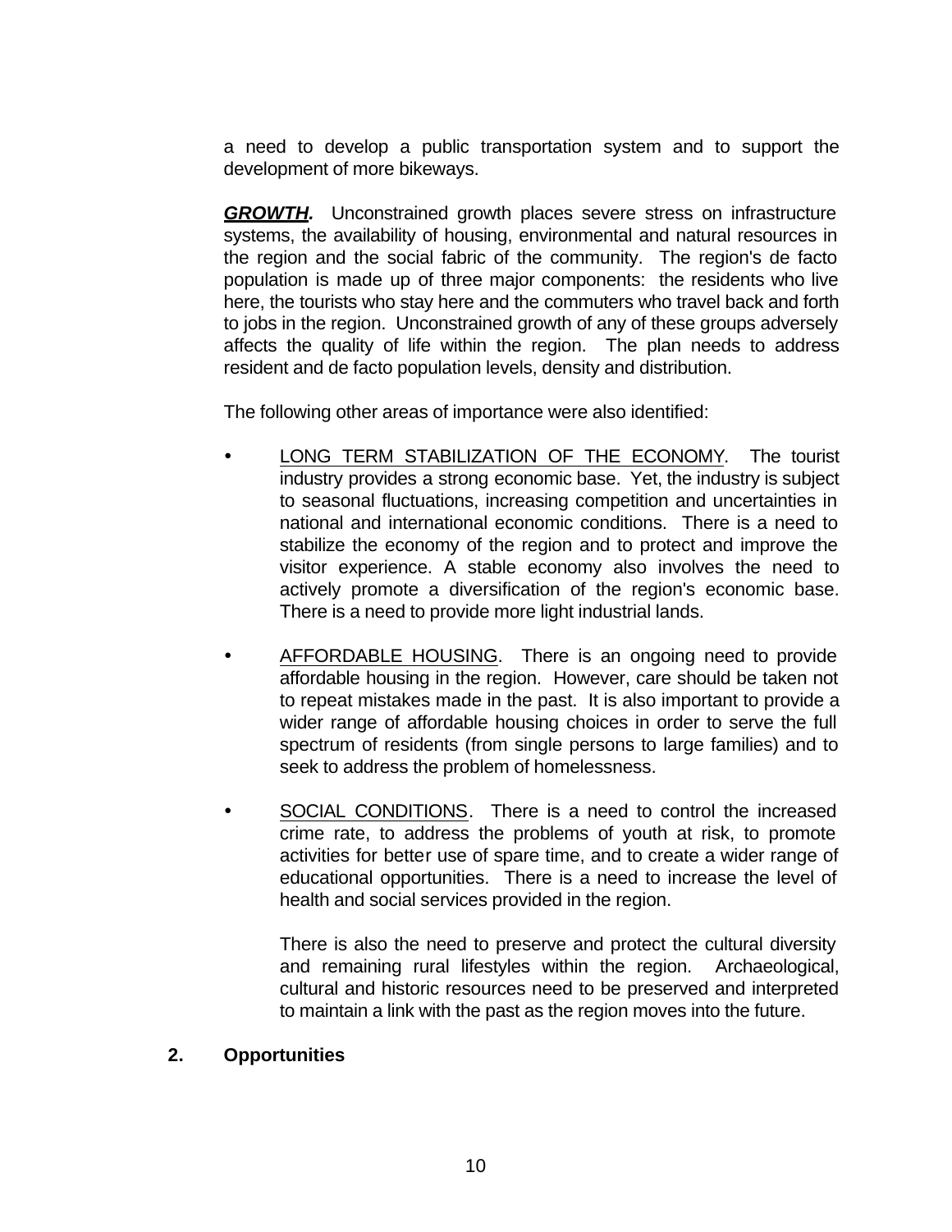a need to develop a public transportation system and to support the development of more bikeways.

***GROWTH.*** Unconstrained growth places severe stress on infrastructure systems, the availability of housing, environmental and natural resources in the region and the social fabric of the community. The region's de facto population is made up of three major components: the residents who live here, the tourists who stay here and the commuters who travel back and forth to jobs in the region. Unconstrained growth of any of these groups adversely affects the quality of life within the region. The plan needs to address resident and de facto population levels, density and distribution.

The following other areas of importance were also identified:

- <u>LONG TERM STABILIZATION OF THE ECONOMY</u>. The tourist industry provides a strong economic base. Yet, the industry is subject to seasonal fluctuations, increasing competition and uncertainties in national and international economic conditions. There is a need to stabilize the economy of the region and to protect and improve the visitor experience. A stable economy also involves the need to actively promote a diversification of the region's economic base. There is a need to provide more light industrial lands.

- <u>AFFORDABLE HOUSING</u>. There is an ongoing need to provide affordable housing in the region. However, care should be taken not to repeat mistakes made in the past. It is also important to provide a wider range of affordable housing choices in order to serve the full spectrum of residents (from single persons to large families) and to seek to address the problem of homelessness.

- <u>SOCIAL CONDITIONS</u>. There is a need to control the increased crime rate, to address the problems of youth at risk, to promote activities for better use of spare time, and to create a wider range of educational opportunities. There is a need to increase the level of health and social services provided in the region.

  There is also the need to preserve and protect the cultural diversity and remaining rural lifestyles within the region. Archaeological, cultural and historic resources need to be preserved and interpreted to maintain a link with the past as the region moves into the future.

**2. Opportunities**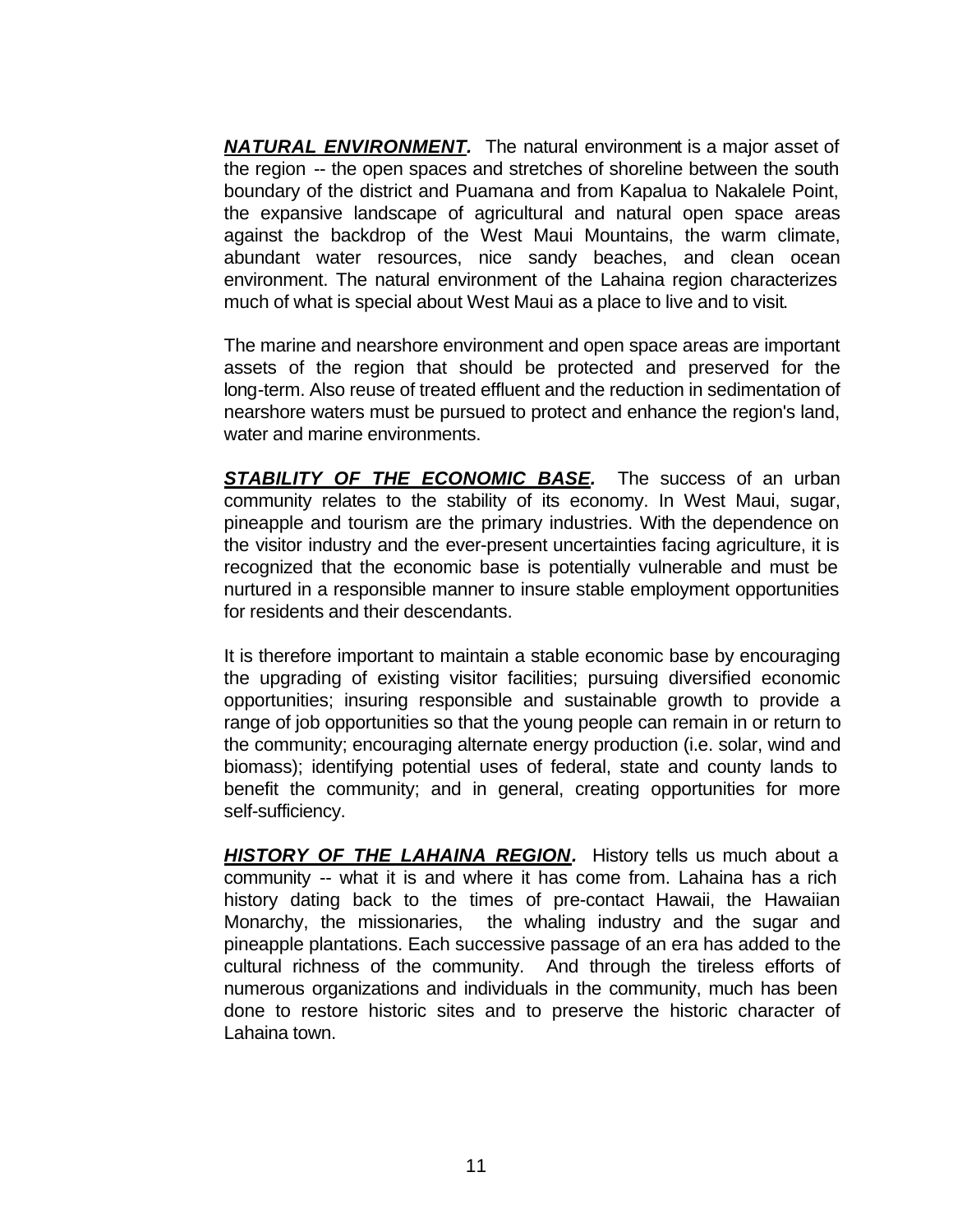***NATURAL ENVIRONMENT.*** The natural environment is a major asset of the region -- the open spaces and stretches of shoreline between the south boundary of the district and Puamana and from Kapalua to Nakalele Point, the expansive landscape of agricultural and natural open space areas against the backdrop of the West Maui Mountains, the warm climate, abundant water resources, nice sandy beaches, and clean ocean environment. The natural environment of the Lahaina region characterizes much of what is special about West Maui as a place to live and to visit.

The marine and nearshore environment and open space areas are important assets of the region that should be protected and preserved for the long-term. Also reuse of treated effluent and the reduction in sedimentation of nearshore waters must be pursued to protect and enhance the region's land, water and marine environments.

***STABILITY OF THE ECONOMIC BASE.*** The success of an urban community relates to the stability of its economy. In West Maui, sugar, pineapple and tourism are the primary industries. With the dependence on the visitor industry and the ever-present uncertainties facing agriculture, it is recognized that the economic base is potentially vulnerable and must be nurtured in a responsible manner to insure stable employment opportunities for residents and their descendants.

It is therefore important to maintain a stable economic base by encouraging the upgrading of existing visitor facilities; pursuing diversified economic opportunities; insuring responsible and sustainable growth to provide a range of job opportunities so that the young people can remain in or return to the community; encouraging alternate energy production (i.e. solar, wind and biomass); identifying potential uses of federal, state and county lands to benefit the community; and in general, creating opportunities for more self-sufficiency.

***HISTORY OF THE LAHAINA REGION.*** History tells us much about a community -- what it is and where it has come from. Lahaina has a rich history dating back to the times of pre-contact Hawaii, the Hawaiian Monarchy, the missionaries, the whaling industry and the sugar and pineapple plantations. Each successive passage of an era has added to the cultural richness of the community. And through the tireless efforts of numerous organizations and individuals in the community, much has been done to restore historic sites and to preserve the historic character of Lahaina town.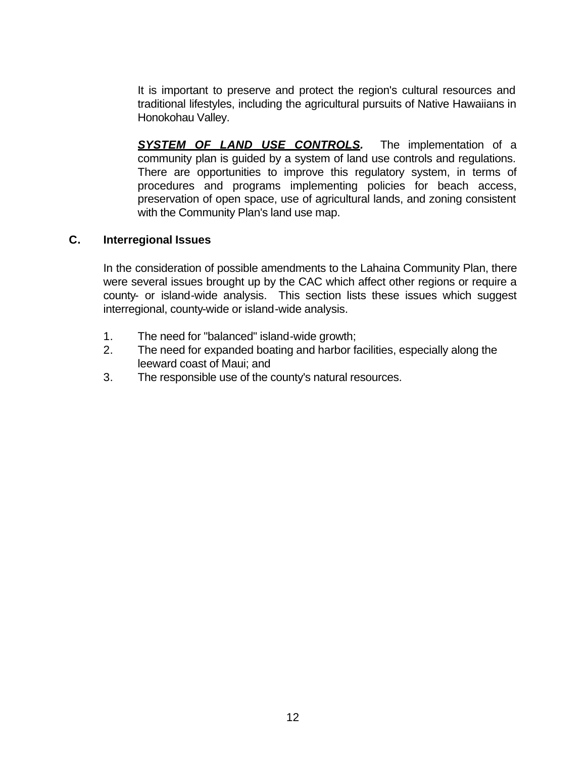It is important to preserve and protect the region's cultural resources and traditional lifestyles, including the agricultural pursuits of Native Hawaiians in Honokohau Valley.

***SYSTEM OF LAND USE CONTROLS.*** The implementation of a community plan is guided by a system of land use controls and regulations. There are opportunities to improve this regulatory system, in terms of procedures and programs implementing policies for beach access, preservation of open space, use of agricultural lands, and zoning consistent with the Community Plan's land use map.

### C. Interregional Issues

In the consideration of possible amendments to the Lahaina Community Plan, there were several issues brought up by the CAC which affect other regions or require a county- or island-wide analysis. This section lists these issues which suggest interregional, county-wide or island-wide analysis.

1. The need for "balanced" island-wide growth;
2. The need for expanded boating and harbor facilities, especially along the leeward coast of Maui; and
3. The responsible use of the county's natural resources.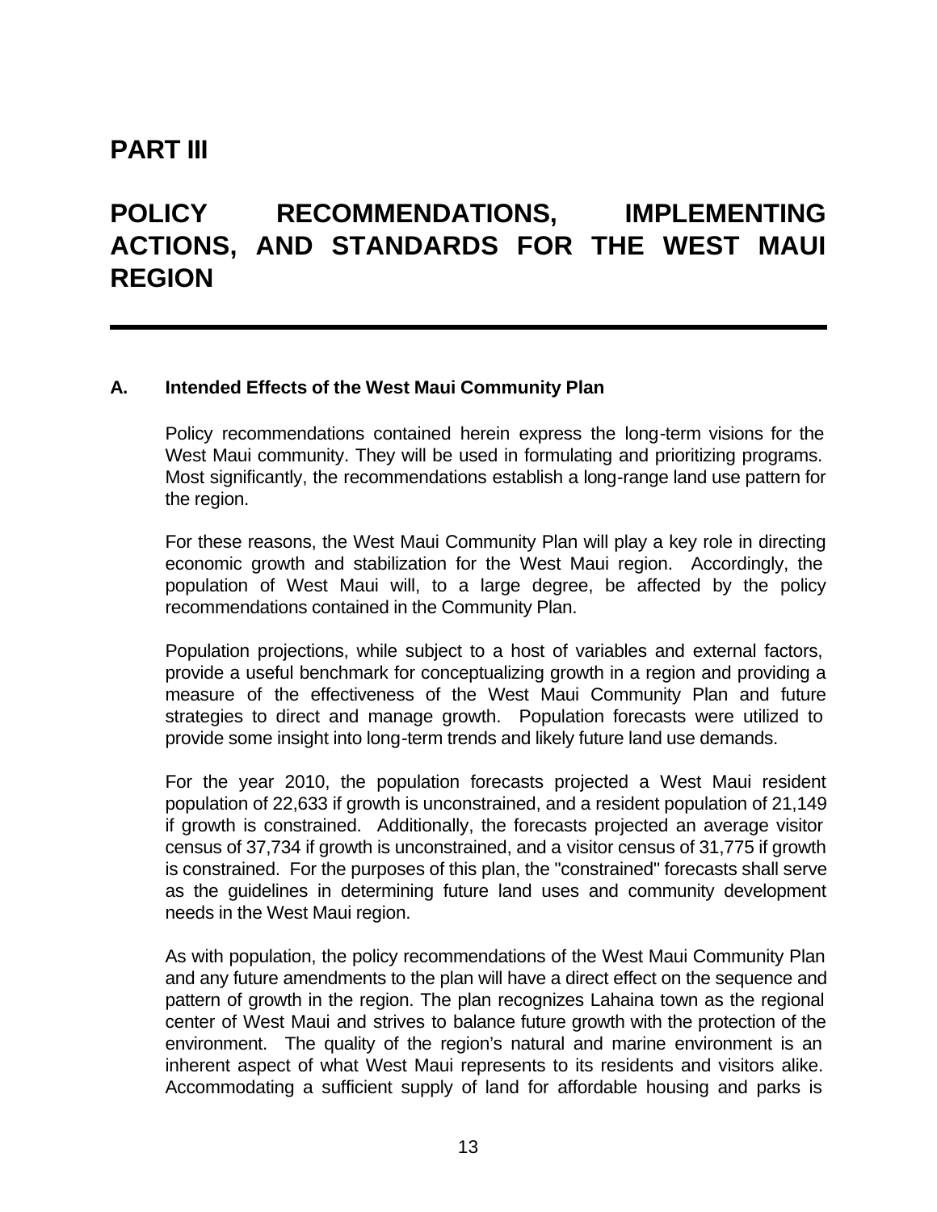# PART III

# POLICY RECOMMENDATIONS, IMPLEMENTING ACTIONS, AND STANDARDS FOR THE WEST MAUI REGION

## A. Intended Effects of the West Maui Community Plan

Policy recommendations contained herein express the long-term visions for the West Maui community. They will be used in formulating and prioritizing programs. Most significantly, the recommendations establish a long-range land use pattern for the region.

For these reasons, the West Maui Community Plan will play a key role in directing economic growth and stabilization for the West Maui region. Accordingly, the population of West Maui will, to a large degree, be affected by the policy recommendations contained in the Community Plan.

Population projections, while subject to a host of variables and external factors, provide a useful benchmark for conceptualizing growth in a region and providing a measure of the effectiveness of the West Maui Community Plan and future strategies to direct and manage growth. Population forecasts were utilized to provide some insight into long-term trends and likely future land use demands.

For the year 2010, the population forecasts projected a West Maui resident population of 22,633 if growth is unconstrained, and a resident population of 21,149 if growth is constrained. Additionally, the forecasts projected an average visitor census of 37,734 if growth is unconstrained, and a visitor census of 31,775 if growth is constrained. For the purposes of this plan, the "constrained" forecasts shall serve as the guidelines in determining future land uses and community development needs in the West Maui region.

As with population, the policy recommendations of the West Maui Community Plan and any future amendments to the plan will have a direct effect on the sequence and pattern of growth in the region. The plan recognizes Lahaina town as the regional center of West Maui and strives to balance future growth with the protection of the environment. The quality of the region's natural and marine environment is an inherent aspect of what West Maui represents to its residents and visitors alike. Accommodating a sufficient supply of land for affordable housing and parks is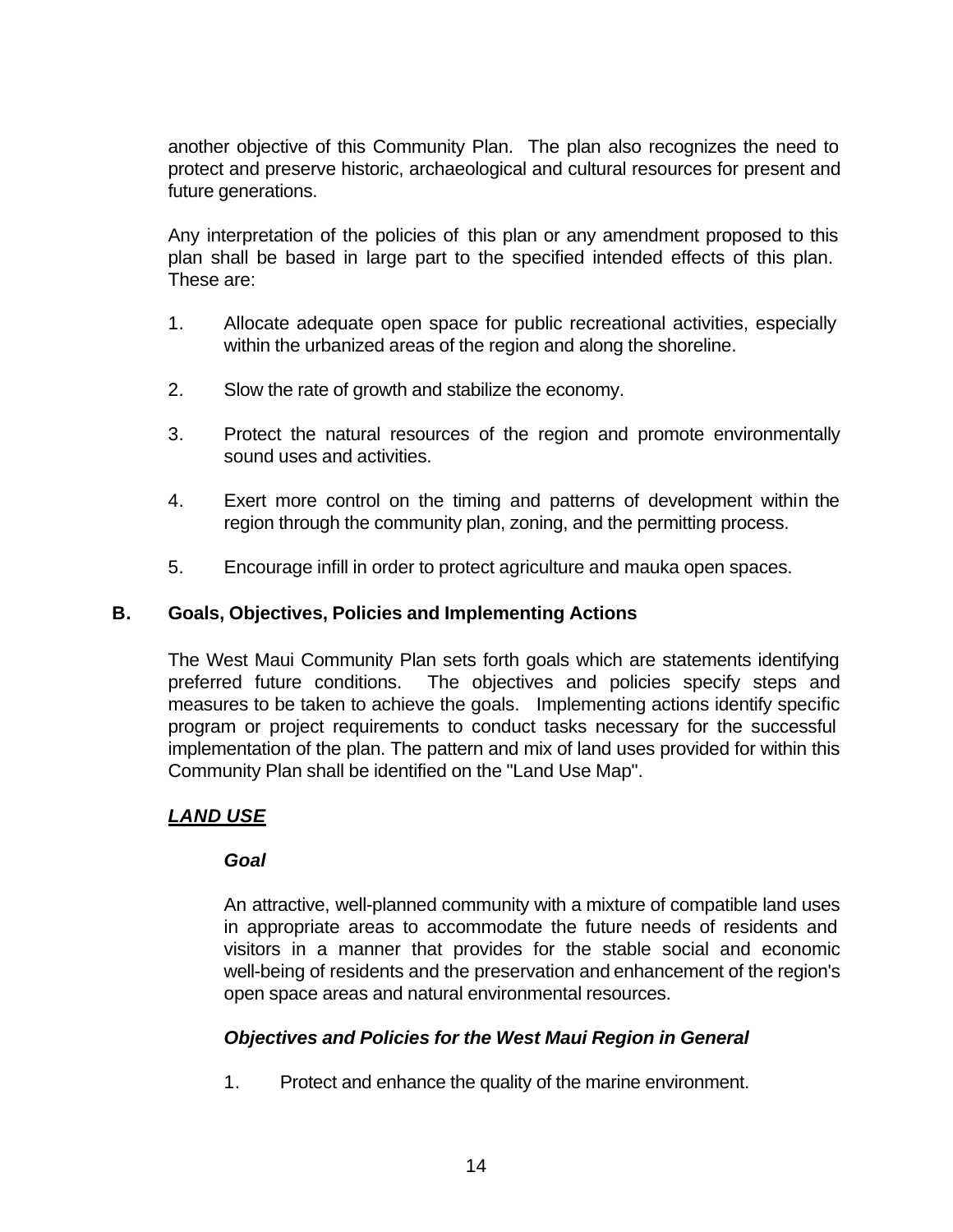another objective of this Community Plan. The plan also recognizes the need to protect and preserve historic, archaeological and cultural resources for present and future generations.

Any interpretation of the policies of this plan or any amendment proposed to this plan shall be based in large part to the specified intended effects of this plan. These are:

1. Allocate adequate open space for public recreational activities, especially within the urbanized areas of the region and along the shoreline.

2. Slow the rate of growth and stabilize the economy.

3. Protect the natural resources of the region and promote environmentally sound uses and activities.

4. Exert more control on the timing and patterns of development within the region through the community plan, zoning, and the permitting process.

5. Encourage infill in order to protect agriculture and mauka open spaces.

## B. Goals, Objectives, Policies and Implementing Actions

The West Maui Community Plan sets forth goals which are statements identifying preferred future conditions. The objectives and policies specify steps and measures to be taken to achieve the goals. Implementing actions identify specific program or project requirements to conduct tasks necessary for the successful implementation of the plan. The pattern and mix of land uses provided for within this Community Plan shall be identified on the "Land Use Map".

### ***LAND USE***

#### *Goal*

An attractive, well-planned community with a mixture of compatible land uses in appropriate areas to accommodate the future needs of residents and visitors in a manner that provides for the stable social and economic well-being of residents and the preservation and enhancement of the region's open space areas and natural environmental resources.

#### *Objectives and Policies for the West Maui Region in General*

1. Protect and enhance the quality of the marine environment.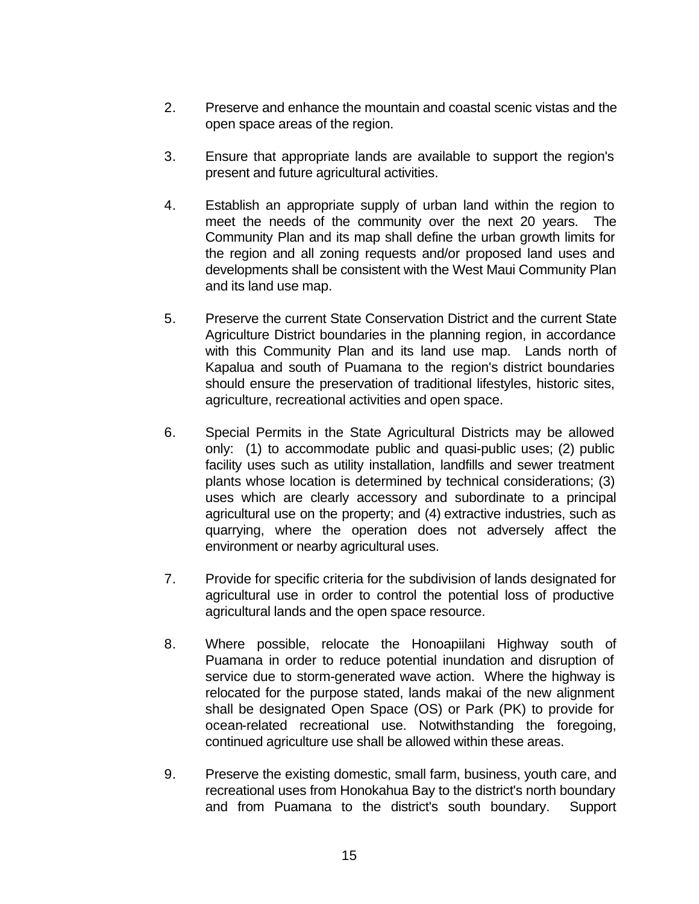2. Preserve and enhance the mountain and coastal scenic vistas and the open space areas of the region.

3. Ensure that appropriate lands are available to support the region's present and future agricultural activities.

4. Establish an appropriate supply of urban land within the region to meet the needs of the community over the next 20 years. The Community Plan and its map shall define the urban growth limits for the region and all zoning requests and/or proposed land uses and developments shall be consistent with the West Maui Community Plan and its land use map.

5. Preserve the current State Conservation District and the current State Agriculture District boundaries in the planning region, in accordance with this Community Plan and its land use map. Lands north of Kapalua and south of Puamana to the region's district boundaries should ensure the preservation of traditional lifestyles, historic sites, agriculture, recreational activities and open space.

6. Special Permits in the State Agricultural Districts may be allowed only: (1) to accommodate public and quasi-public uses; (2) public facility uses such as utility installation, landfills and sewer treatment plants whose location is determined by technical considerations; (3) uses which are clearly accessory and subordinate to a principal agricultural use on the property; and (4) extractive industries, such as quarrying, where the operation does not adversely affect the environment or nearby agricultural uses.

7. Provide for specific criteria for the subdivision of lands designated for agricultural use in order to control the potential loss of productive agricultural lands and the open space resource.

8. Where possible, relocate the Honoapiilani Highway south of Puamana in order to reduce potential inundation and disruption of service due to storm-generated wave action. Where the highway is relocated for the purpose stated, lands makai of the new alignment shall be designated Open Space (OS) or Park (PK) to provide for ocean-related recreational use. Notwithstanding the foregoing, continued agriculture use shall be allowed within these areas.

9. Preserve the existing domestic, small farm, business, youth care, and recreational uses from Honokahua Bay to the district's north boundary and from Puamana to the district's south boundary. Support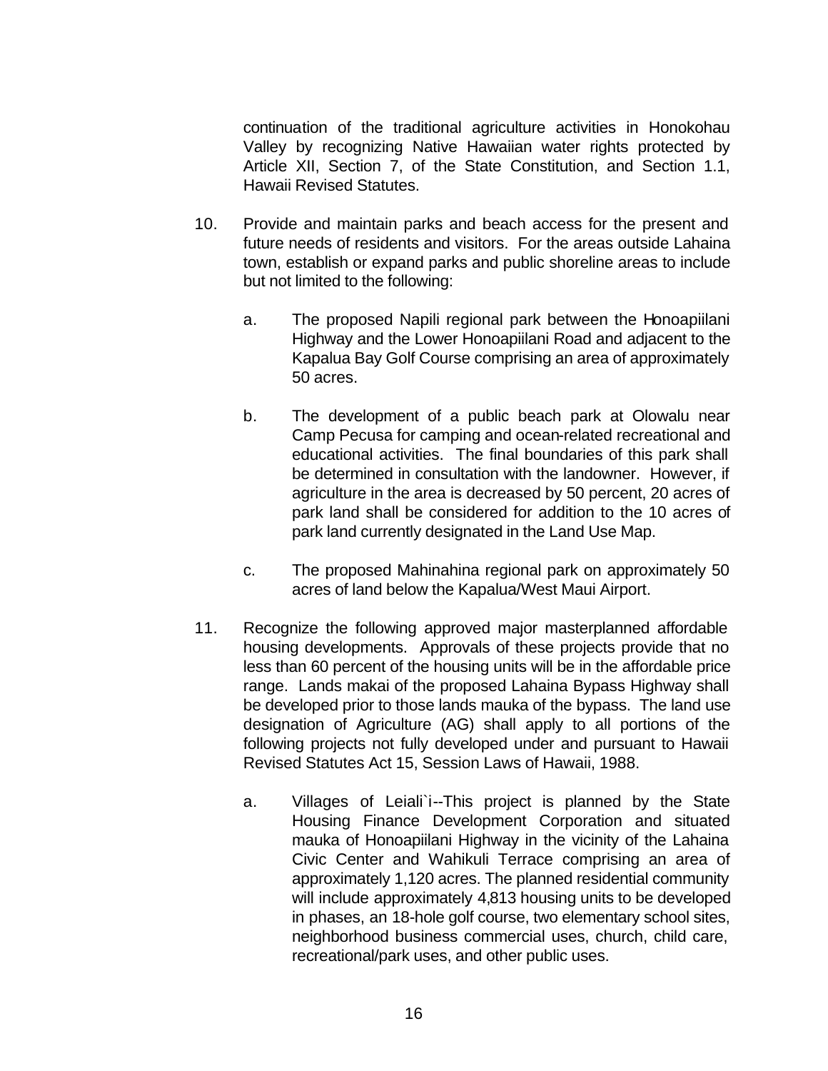continuation of the traditional agriculture activities in Honokohau Valley by recognizing Native Hawaiian water rights protected by Article XII, Section 7, of the State Constitution, and Section 1.1, Hawaii Revised Statutes.

10. Provide and maintain parks and beach access for the present and future needs of residents and visitors. For the areas outside Lahaina town, establish or expand parks and public shoreline areas to include but not limited to the following:

    a. The proposed Napili regional park between the Honoapiilani Highway and the Lower Honoapiilani Road and adjacent to the Kapalua Bay Golf Course comprising an area of approximately 50 acres.

    b. The development of a public beach park at Olowalu near Camp Pecusa for camping and ocean-related recreational and educational activities. The final boundaries of this park shall be determined in consultation with the landowner. However, if agriculture in the area is decreased by 50 percent, 20 acres of park land shall be considered for addition to the 10 acres of park land currently designated in the Land Use Map.

    c. The proposed Mahinahina regional park on approximately 50 acres of land below the Kapalua/West Maui Airport.

11. Recognize the following approved major masterplanned affordable housing developments. Approvals of these projects provide that no less than 60 percent of the housing units will be in the affordable price range. Lands makai of the proposed Lahaina Bypass Highway shall be developed prior to those lands mauka of the bypass. The land use designation of Agriculture (AG) shall apply to all portions of the following projects not fully developed under and pursuant to Hawaii Revised Statutes Act 15, Session Laws of Hawaii, 1988.

    a. Villages of Leiali`i--This project is planned by the State Housing Finance Development Corporation and situated mauka of Honoapiilani Highway in the vicinity of the Lahaina Civic Center and Wahikuli Terrace comprising an area of approximately 1,120 acres. The planned residential community will include approximately 4,813 housing units to be developed in phases, an 18-hole golf course, two elementary school sites, neighborhood business commercial uses, church, child care, recreational/park uses, and other public uses.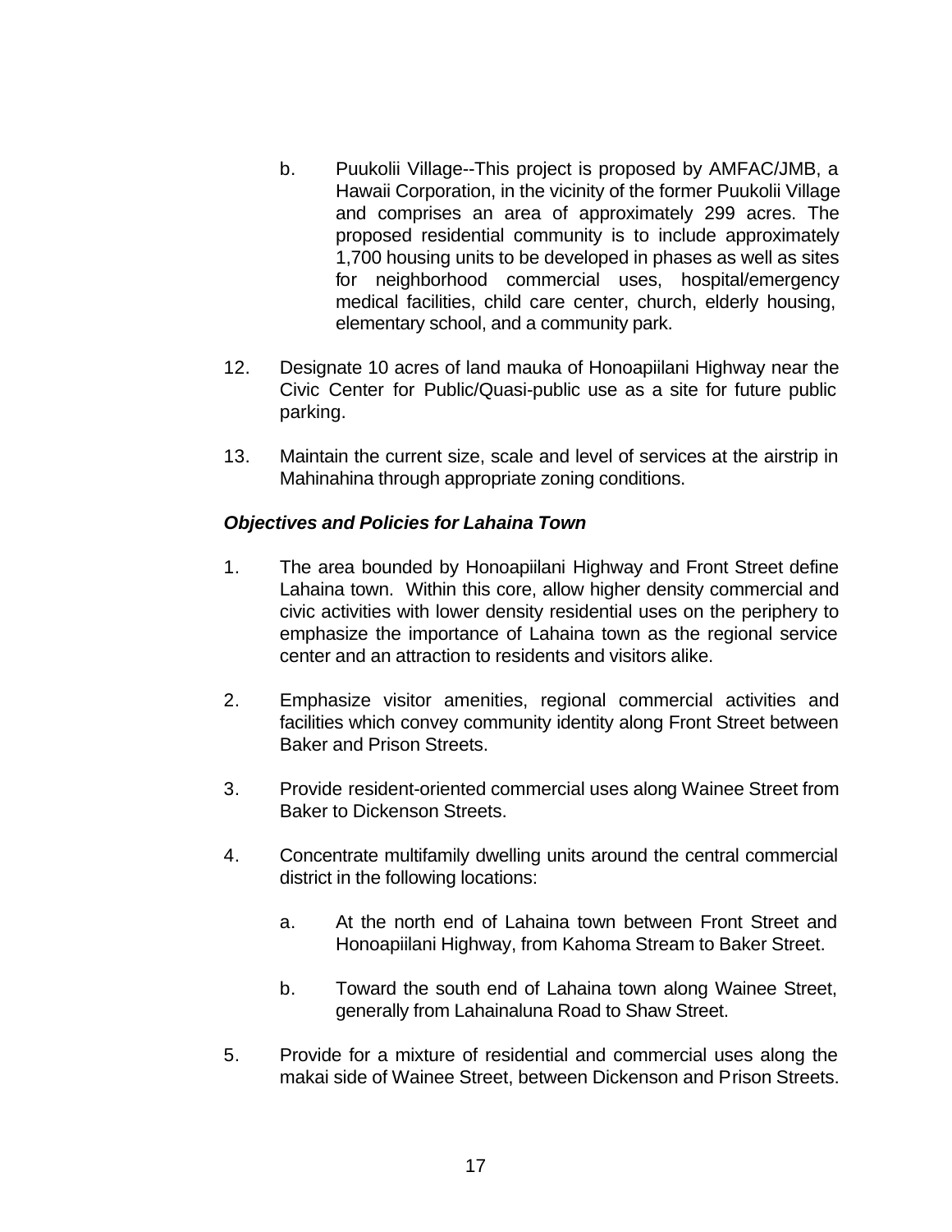b. Puukolii Village--This project is proposed by AMFAC/JMB, a Hawaii Corporation, in the vicinity of the former Puukolii Village and comprises an area of approximately 299 acres. The proposed residential community is to include approximately 1,700 housing units to be developed in phases as well as sites for neighborhood commercial uses, hospital/emergency medical facilities, child care center, church, elderly housing, elementary school, and a community park.

12. Designate 10 acres of land mauka of Honoapiilani Highway near the Civic Center for Public/Quasi-public use as a site for future public parking.

13. Maintain the current size, scale and level of services at the airstrip in Mahinahina through appropriate zoning conditions.

***Objectives and Policies for Lahaina Town***

1. The area bounded by Honoapiilani Highway and Front Street define Lahaina town. Within this core, allow higher density commercial and civic activities with lower density residential uses on the periphery to emphasize the importance of Lahaina town as the regional service center and an attraction to residents and visitors alike.

2. Emphasize visitor amenities, regional commercial activities and facilities which convey community identity along Front Street between Baker and Prison Streets.

3. Provide resident-oriented commercial uses along Wainee Street from Baker to Dickenson Streets.

4. Concentrate multifamily dwelling units around the central commercial district in the following locations:

   a. At the north end of Lahaina town between Front Street and Honoapiilani Highway, from Kahoma Stream to Baker Street.

   b. Toward the south end of Lahaina town along Wainee Street, generally from Lahainaluna Road to Shaw Street.

5. Provide for a mixture of residential and commercial uses along the makai side of Wainee Street, between Dickenson and Prison Streets.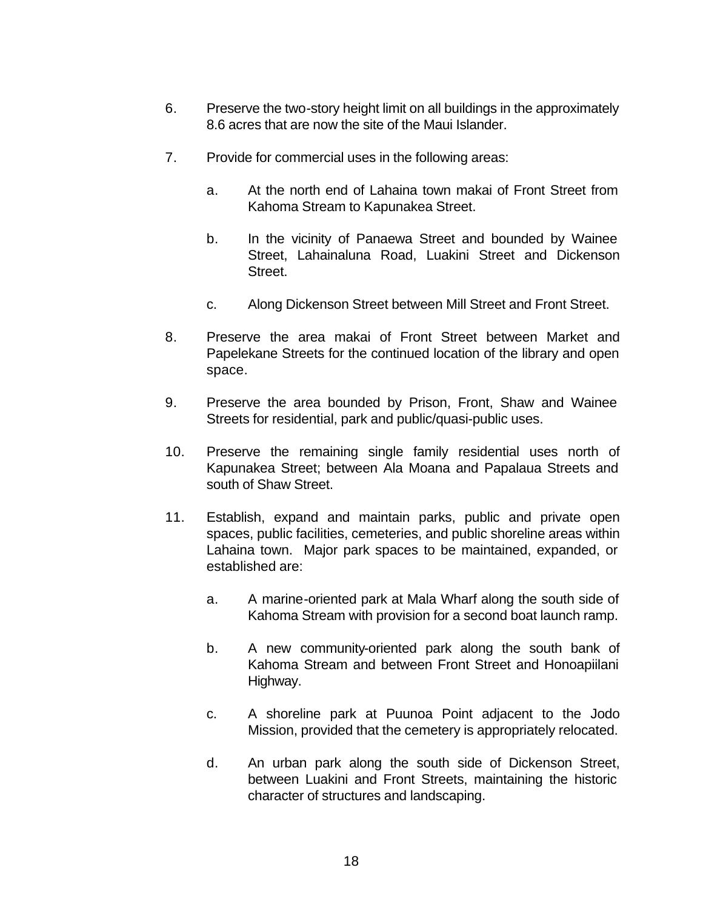6. Preserve the two-story height limit on all buildings in the approximately 8.6 acres that are now the site of the Maui Islander.

7. Provide for commercial uses in the following areas:

   a. At the north end of Lahaina town makai of Front Street from Kahoma Stream to Kapunakea Street.

   b. In the vicinity of Panaewa Street and bounded by Wainee Street, Lahainaluna Road, Luakini Street and Dickenson Street.

   c. Along Dickenson Street between Mill Street and Front Street.

8. Preserve the area makai of Front Street between Market and Papelekane Streets for the continued location of the library and open space.

9. Preserve the area bounded by Prison, Front, Shaw and Wainee Streets for residential, park and public/quasi-public uses.

10. Preserve the remaining single family residential uses north of Kapunakea Street; between Ala Moana and Papalaua Streets and south of Shaw Street.

11. Establish, expand and maintain parks, public and private open spaces, public facilities, cemeteries, and public shoreline areas within Lahaina town. Major park spaces to be maintained, expanded, or established are:

    a. A marine-oriented park at Mala Wharf along the south side of Kahoma Stream with provision for a second boat launch ramp.

    b. A new community-oriented park along the south bank of Kahoma Stream and between Front Street and Honoapiilani Highway.

    c. A shoreline park at Puunoa Point adjacent to the Jodo Mission, provided that the cemetery is appropriately relocated.

    d. An urban park along the south side of Dickenson Street, between Luakini and Front Streets, maintaining the historic character of structures and landscaping.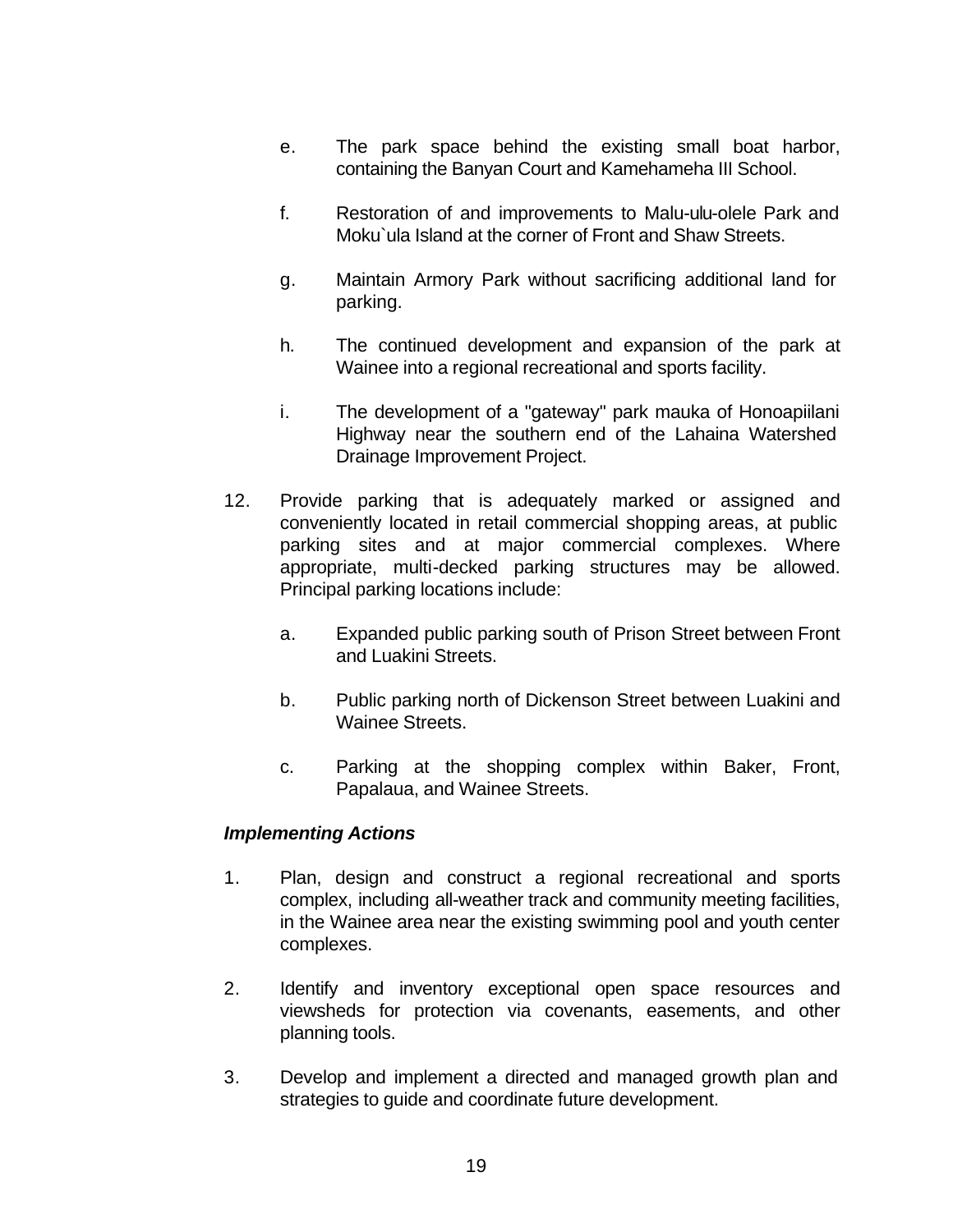e. The park space behind the existing small boat harbor, containing the Banyan Court and Kamehameha III School.

   f. Restoration of and improvements to Malu-ulu-olele Park and Moku`ula Island at the corner of Front and Shaw Streets.

   g. Maintain Armory Park without sacrificing additional land for parking.

   h. The continued development and expansion of the park at Wainee into a regional recreational and sports facility.

   i. The development of a "gateway" park mauka of Honoapiilani Highway near the southern end of the Lahaina Watershed Drainage Improvement Project.

12. Provide parking that is adequately marked or assigned and conveniently located in retail commercial shopping areas, at public parking sites and at major commercial complexes. Where appropriate, multi-decked parking structures may be allowed. Principal parking locations include:

   a. Expanded public parking south of Prison Street between Front and Luakini Streets.

   b. Public parking north of Dickenson Street between Luakini and Wainee Streets.

   c. Parking at the shopping complex within Baker, Front, Papalaua, and Wainee Streets.

***Implementing Actions***

1. Plan, design and construct a regional recreational and sports complex, including all-weather track and community meeting facilities, in the Wainee area near the existing swimming pool and youth center complexes.

2. Identify and inventory exceptional open space resources and viewsheds for protection via covenants, easements, and other planning tools.

3. Develop and implement a directed and managed growth plan and strategies to guide and coordinate future development.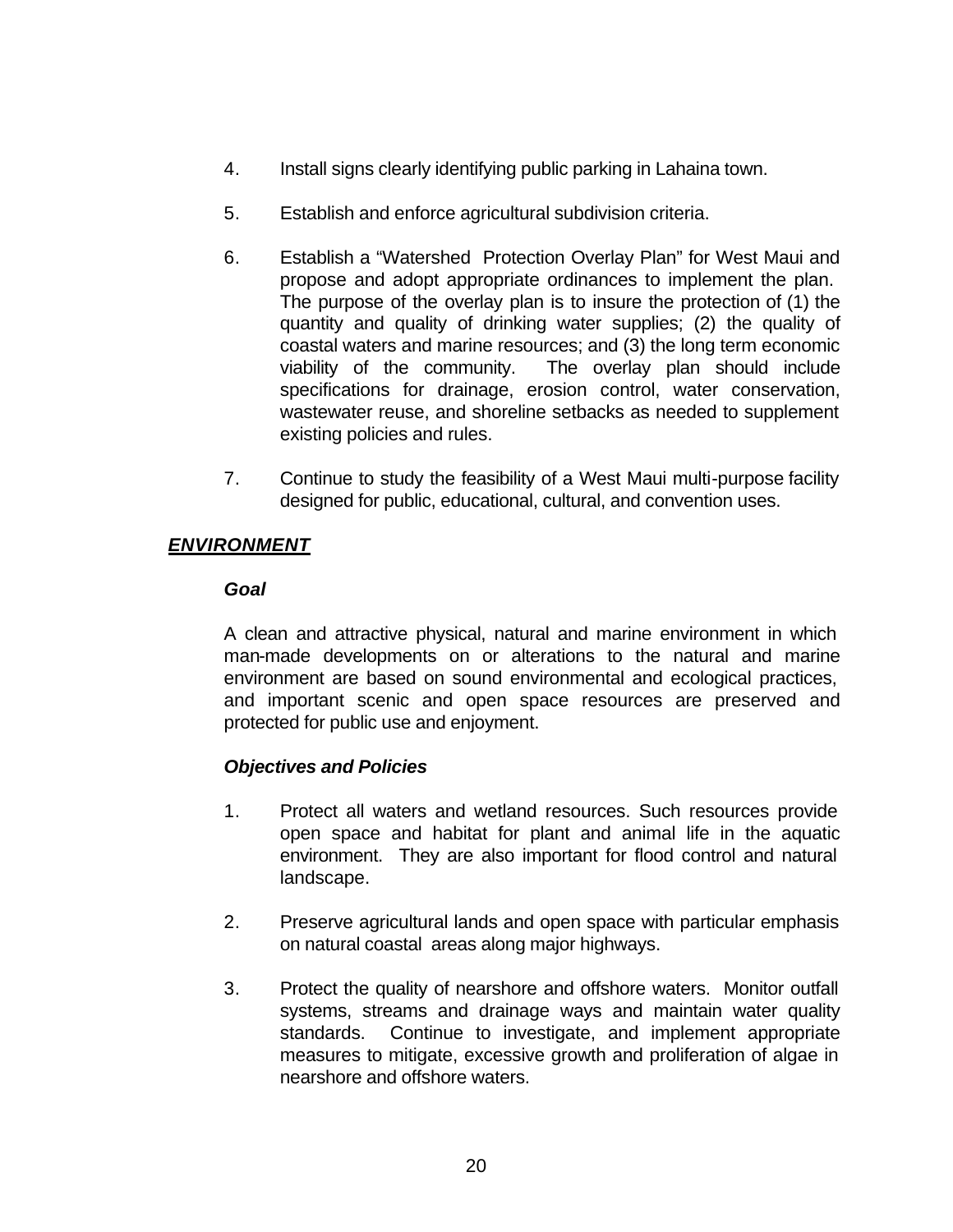4. Install signs clearly identifying public parking in Lahaina town.

5. Establish and enforce agricultural subdivision criteria.

6. Establish a "Watershed Protection Overlay Plan" for West Maui and propose and adopt appropriate ordinances to implement the plan. The purpose of the overlay plan is to insure the protection of (1) the quantity and quality of drinking water supplies; (2) the quality of coastal waters and marine resources; and (3) the long term economic viability of the community. The overlay plan should include specifications for drainage, erosion control, water conservation, wastewater reuse, and shoreline setbacks as needed to supplement existing policies and rules.

7. Continue to study the feasibility of a West Maui multi-purpose facility designed for public, educational, cultural, and convention uses.

## ***ENVIRONMENT***

### ***Goal***

A clean and attractive physical, natural and marine environment in which man-made developments on or alterations to the natural and marine environment are based on sound environmental and ecological practices, and important scenic and open space resources are preserved and protected for public use and enjoyment.

### ***Objectives and Policies***

1. Protect all waters and wetland resources. Such resources provide open space and habitat for plant and animal life in the aquatic environment. They are also important for flood control and natural landscape.

2. Preserve agricultural lands and open space with particular emphasis on natural coastal areas along major highways.

3. Protect the quality of nearshore and offshore waters. Monitor outfall systems, streams and drainage ways and maintain water quality standards. Continue to investigate, and implement appropriate measures to mitigate, excessive growth and proliferation of algae in nearshore and offshore waters.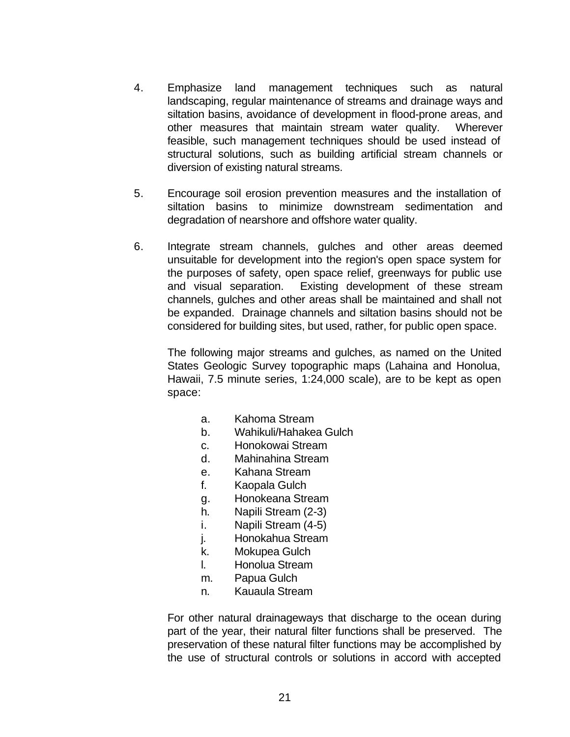4. Emphasize land management techniques such as natural landscaping, regular maintenance of streams and drainage ways and siltation basins, avoidance of development in flood-prone areas, and other measures that maintain stream water quality. Wherever feasible, such management techniques should be used instead of structural solutions, such as building artificial stream channels or diversion of existing natural streams.

5. Encourage soil erosion prevention measures and the installation of siltation basins to minimize downstream sedimentation and degradation of nearshore and offshore water quality.

6. Integrate stream channels, gulches and other areas deemed unsuitable for development into the region's open space system for the purposes of safety, open space relief, greenways for public use and visual separation. Existing development of these stream channels, gulches and other areas shall be maintained and shall not be expanded. Drainage channels and siltation basins should not be considered for building sites, but used, rather, for public open space.

   The following major streams and gulches, as named on the United States Geologic Survey topographic maps (Lahaina and Honolua, Hawaii, 7.5 minute series, 1:24,000 scale), are to be kept as open space:

   a. Kahoma Stream
   b. Wahikuli/Hahakea Gulch
   c. Honokowai Stream
   d. Mahinahina Stream
   e. Kahana Stream
   f. Kaopala Gulch
   g. Honokeana Stream
   h. Napili Stream (2-3)
   i. Napili Stream (4-5)
   j. Honokahua Stream
   k. Mokupea Gulch
   l. Honolua Stream
   m. Papua Gulch
   n. Kauaula Stream

   For other natural drainageways that discharge to the ocean during part of the year, their natural filter functions shall be preserved. The preservation of these natural filter functions may be accomplished by the use of structural controls or solutions in accord with accepted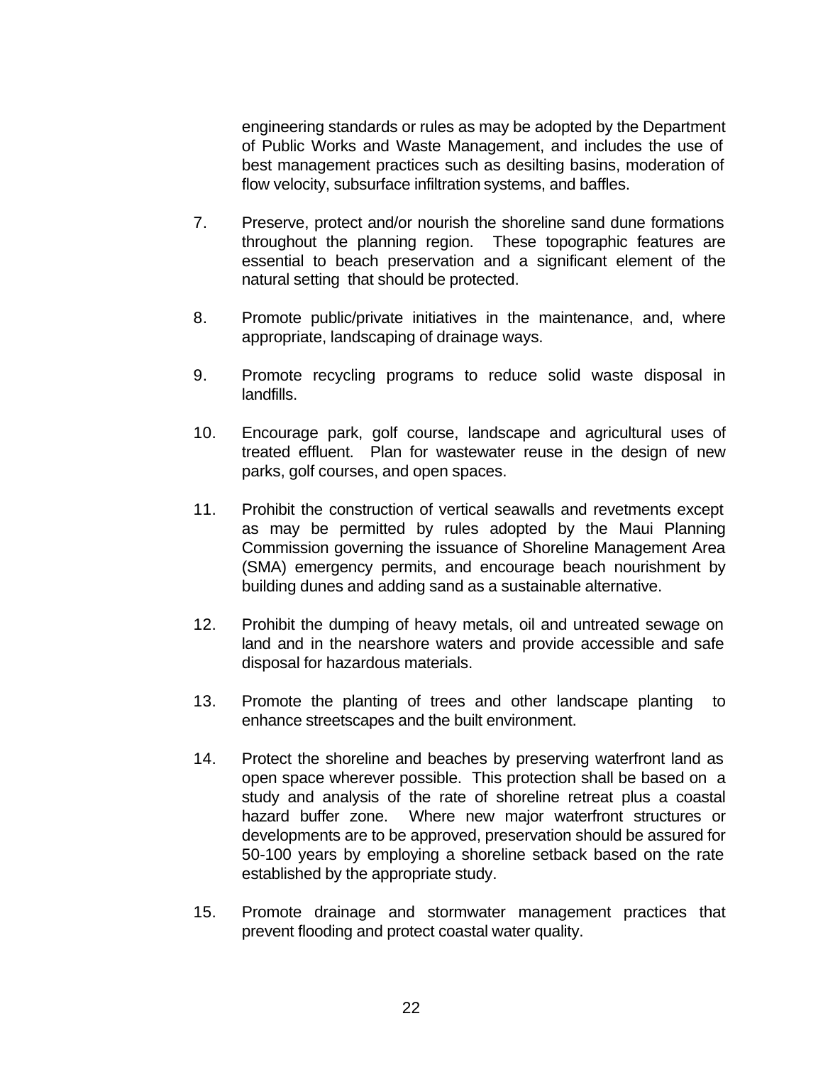engineering standards or rules as may be adopted by the Department of Public Works and Waste Management, and includes the use of best management practices such as desilting basins, moderation of flow velocity, subsurface infiltration systems, and baffles.

7. Preserve, protect and/or nourish the shoreline sand dune formations throughout the planning region. These topographic features are essential to beach preservation and a significant element of the natural setting that should be protected.

8. Promote public/private initiatives in the maintenance, and, where appropriate, landscaping of drainage ways.

9. Promote recycling programs to reduce solid waste disposal in landfills.

10. Encourage park, golf course, landscape and agricultural uses of treated effluent. Plan for wastewater reuse in the design of new parks, golf courses, and open spaces.

11. Prohibit the construction of vertical seawalls and revetments except as may be permitted by rules adopted by the Maui Planning Commission governing the issuance of Shoreline Management Area (SMA) emergency permits, and encourage beach nourishment by building dunes and adding sand as a sustainable alternative.

12. Prohibit the dumping of heavy metals, oil and untreated sewage on land and in the nearshore waters and provide accessible and safe disposal for hazardous materials.

13. Promote the planting of trees and other landscape planting to enhance streetscapes and the built environment.

14. Protect the shoreline and beaches by preserving waterfront land as open space wherever possible. This protection shall be based on a study and analysis of the rate of shoreline retreat plus a coastal hazard buffer zone. Where new major waterfront structures or developments are to be approved, preservation should be assured for 50-100 years by employing a shoreline setback based on the rate established by the appropriate study.

15. Promote drainage and stormwater management practices that prevent flooding and protect coastal water quality.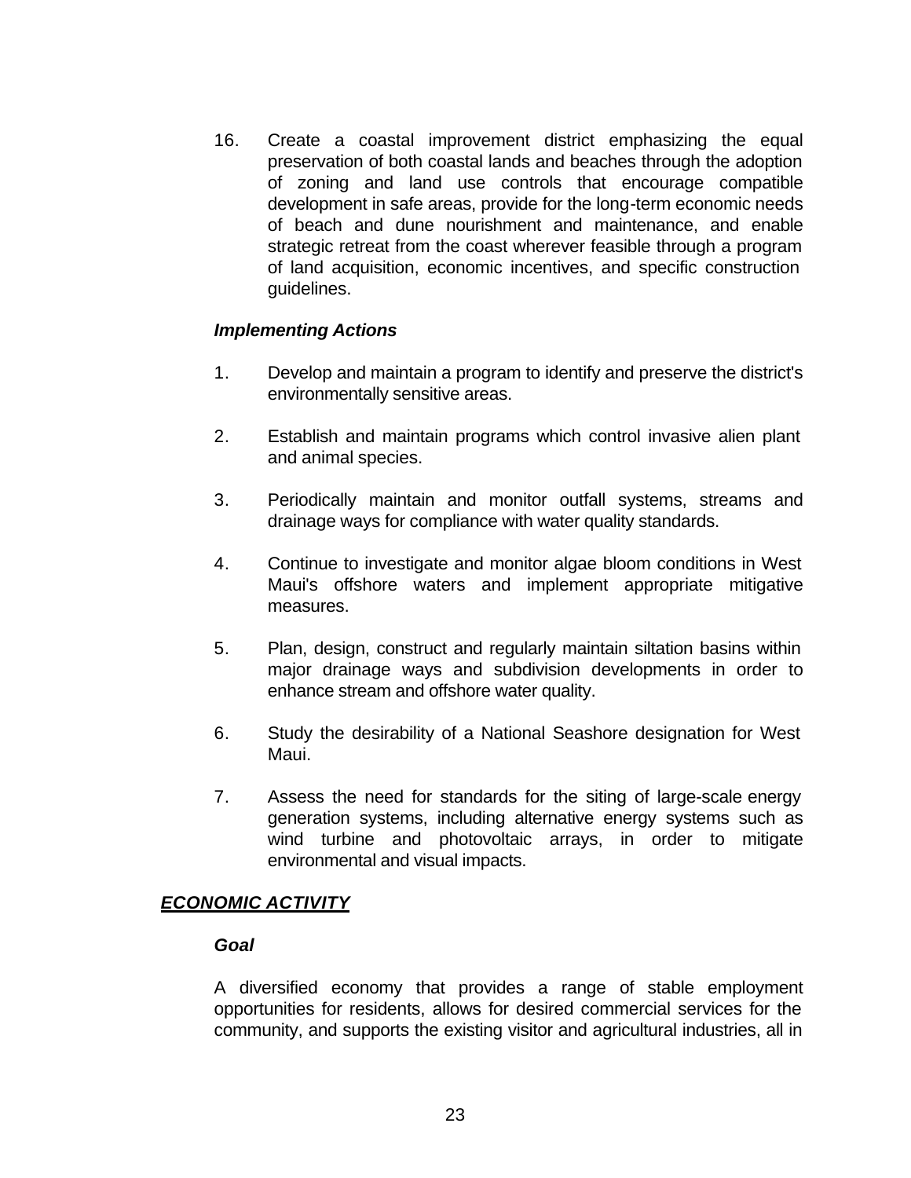16. Create a coastal improvement district emphasizing the equal preservation of both coastal lands and beaches through the adoption of zoning and land use controls that encourage compatible development in safe areas, provide for the long-term economic needs of beach and dune nourishment and maintenance, and enable strategic retreat from the coast wherever feasible through a program of land acquisition, economic incentives, and specific construction guidelines.

***Implementing Actions***

1. Develop and maintain a program to identify and preserve the district's environmentally sensitive areas.

2. Establish and maintain programs which control invasive alien plant and animal species.

3. Periodically maintain and monitor outfall systems, streams and drainage ways for compliance with water quality standards.

4. Continue to investigate and monitor algae bloom conditions in West Maui's offshore waters and implement appropriate mitigative measures.

5. Plan, design, construct and regularly maintain siltation basins within major drainage ways and subdivision developments in order to enhance stream and offshore water quality.

6. Study the desirability of a National Seashore designation for West Maui.

7. Assess the need for standards for the siting of large-scale energy generation systems, including alternative energy systems such as wind turbine and photovoltaic arrays, in order to mitigate environmental and visual impacts.

## ***ECONOMIC ACTIVITY***

***Goal***

A diversified economy that provides a range of stable employment opportunities for residents, allows for desired commercial services for the community, and supports the existing visitor and agricultural industries, all in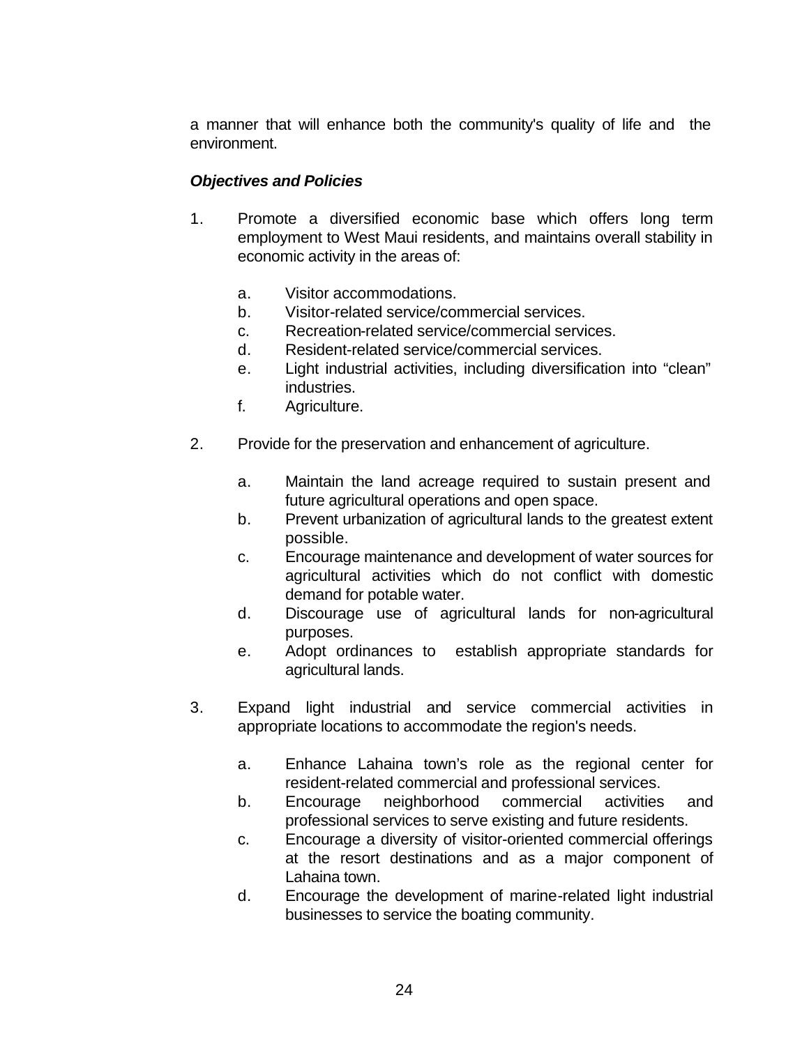a manner that will enhance both the community's quality of life and the environment.

***Objectives and Policies***

1. Promote a diversified economic base which offers long term employment to West Maui residents, and maintains overall stability in economic activity in the areas of:

   a. Visitor accommodations.
   b. Visitor-related service/commercial services.
   c. Recreation-related service/commercial services.
   d. Resident-related service/commercial services.
   e. Light industrial activities, including diversification into “clean” industries.
   f. Agriculture.

2. Provide for the preservation and enhancement of agriculture.

   a. Maintain the land acreage required to sustain present and future agricultural operations and open space.
   b. Prevent urbanization of agricultural lands to the greatest extent possible.
   c. Encourage maintenance and development of water sources for agricultural activities which do not conflict with domestic demand for potable water.
   d. Discourage use of agricultural lands for non-agricultural purposes.
   e. Adopt ordinances to establish appropriate standards for agricultural lands.

3. Expand light industrial and service commercial activities in appropriate locations to accommodate the region's needs.

   a. Enhance Lahaina town’s role as the regional center for resident-related commercial and professional services.
   b. Encourage neighborhood commercial activities and professional services to serve existing and future residents.
   c. Encourage a diversity of visitor-oriented commercial offerings at the resort destinations and as a major component of Lahaina town.
   d. Encourage the development of marine-related light industrial businesses to service the boating community.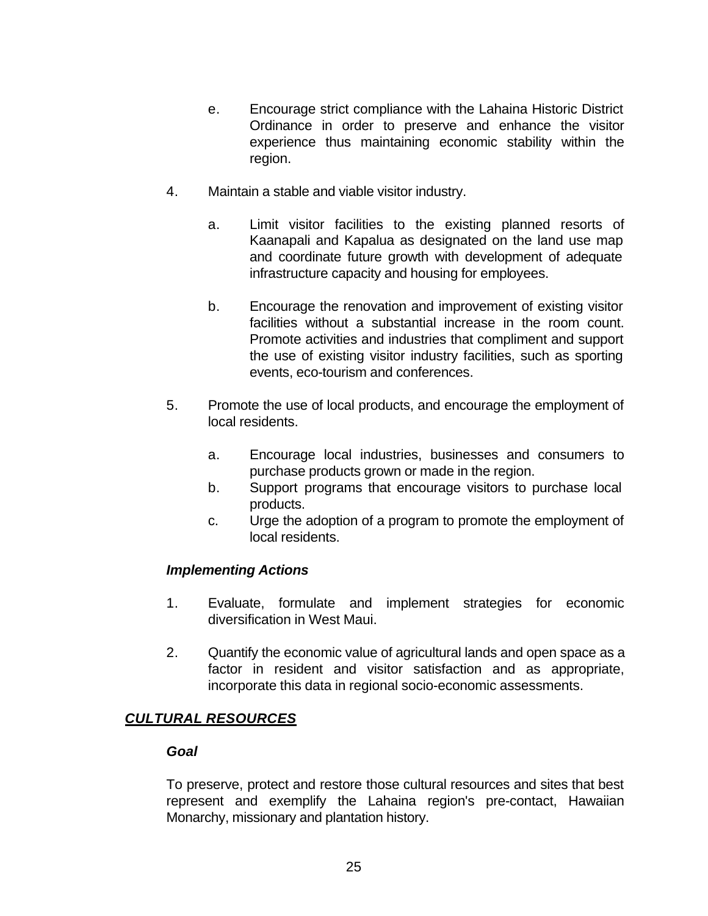e. Encourage strict compliance with the Lahaina Historic District Ordinance in order to preserve and enhance the visitor experience thus maintaining economic stability within the region.

4. Maintain a stable and viable visitor industry.

   a. Limit visitor facilities to the existing planned resorts of Kaanapali and Kapalua as designated on the land use map and coordinate future growth with development of adequate infrastructure capacity and housing for employees.

   b. Encourage the renovation and improvement of existing visitor facilities without a substantial increase in the room count. Promote activities and industries that compliment and support the use of existing visitor industry facilities, such as sporting events, eco-tourism and conferences.

5. Promote the use of local products, and encourage the employment of local residents.

   a. Encourage local industries, businesses and consumers to purchase products grown or made in the region.
   b. Support programs that encourage visitors to purchase local products.
   c. Urge the adoption of a program to promote the employment of local residents.

***Implementing Actions***

1. Evaluate, formulate and implement strategies for economic diversification in West Maui.

2. Quantify the economic value of agricultural lands and open space as a factor in resident and visitor satisfaction and as appropriate, incorporate this data in regional socio-economic assessments.

## ***<u>CULTURAL RESOURCES</u>***

***Goal***

To preserve, protect and restore those cultural resources and sites that best represent and exemplify the Lahaina region's pre-contact, Hawaiian Monarchy, missionary and plantation history.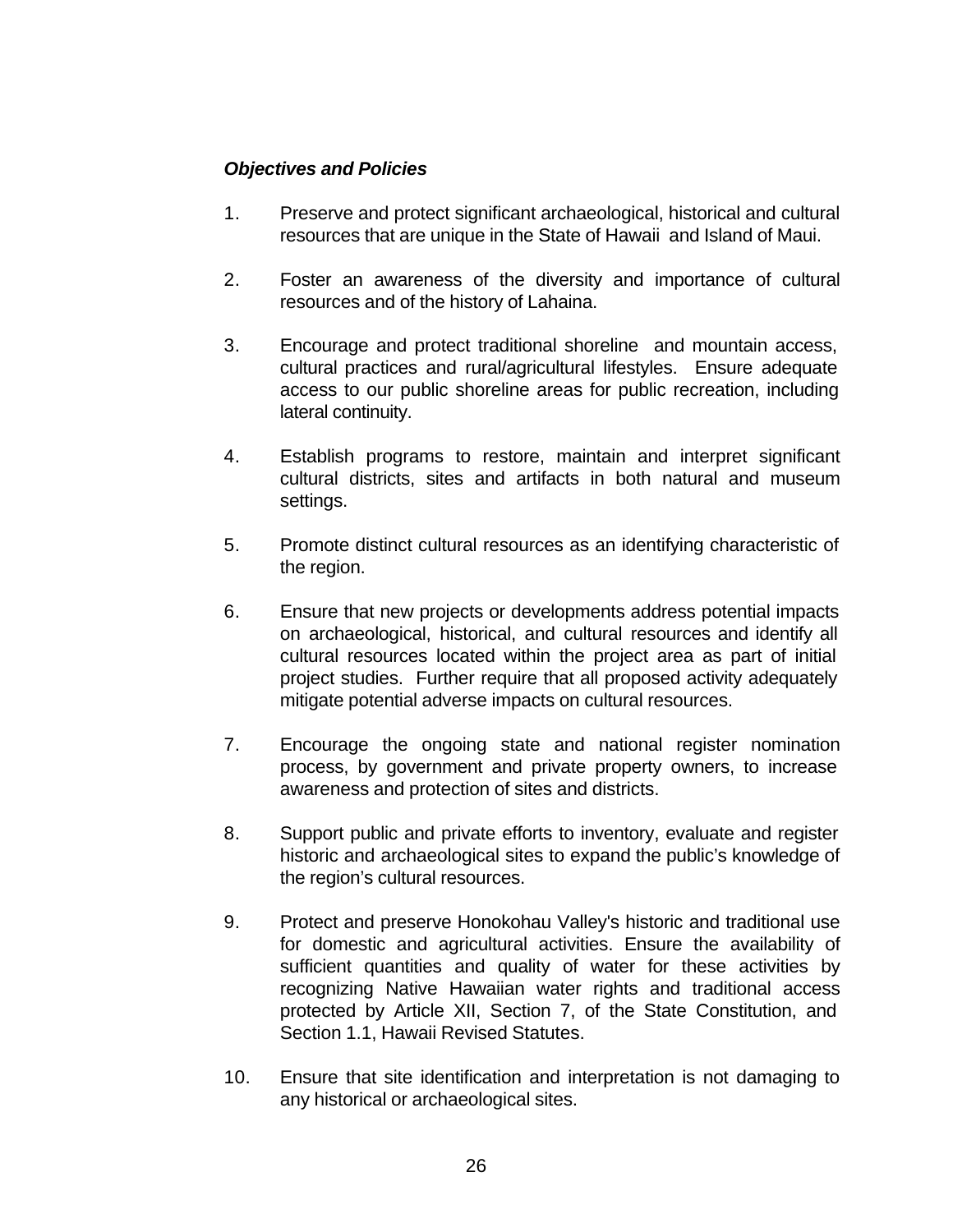***Objectives and Policies***

1. Preserve and protect significant archaeological, historical and cultural resources that are unique in the State of Hawaii and Island of Maui.

2. Foster an awareness of the diversity and importance of cultural resources and of the history of Lahaina.

3. Encourage and protect traditional shoreline and mountain access, cultural practices and rural/agricultural lifestyles. Ensure adequate access to our public shoreline areas for public recreation, including lateral continuity.

4. Establish programs to restore, maintain and interpret significant cultural districts, sites and artifacts in both natural and museum settings.

5. Promote distinct cultural resources as an identifying characteristic of the region.

6. Ensure that new projects or developments address potential impacts on archaeological, historical, and cultural resources and identify all cultural resources located within the project area as part of initial project studies. Further require that all proposed activity adequately mitigate potential adverse impacts on cultural resources.

7. Encourage the ongoing state and national register nomination process, by government and private property owners, to increase awareness and protection of sites and districts.

8. Support public and private efforts to inventory, evaluate and register historic and archaeological sites to expand the public's knowledge of the region's cultural resources.

9. Protect and preserve Honokohau Valley's historic and traditional use for domestic and agricultural activities. Ensure the availability of sufficient quantities and quality of water for these activities by recognizing Native Hawaiian water rights and traditional access protected by Article XII, Section 7, of the State Constitution, and Section 1.1, Hawaii Revised Statutes.

10. Ensure that site identification and interpretation is not damaging to any historical or archaeological sites.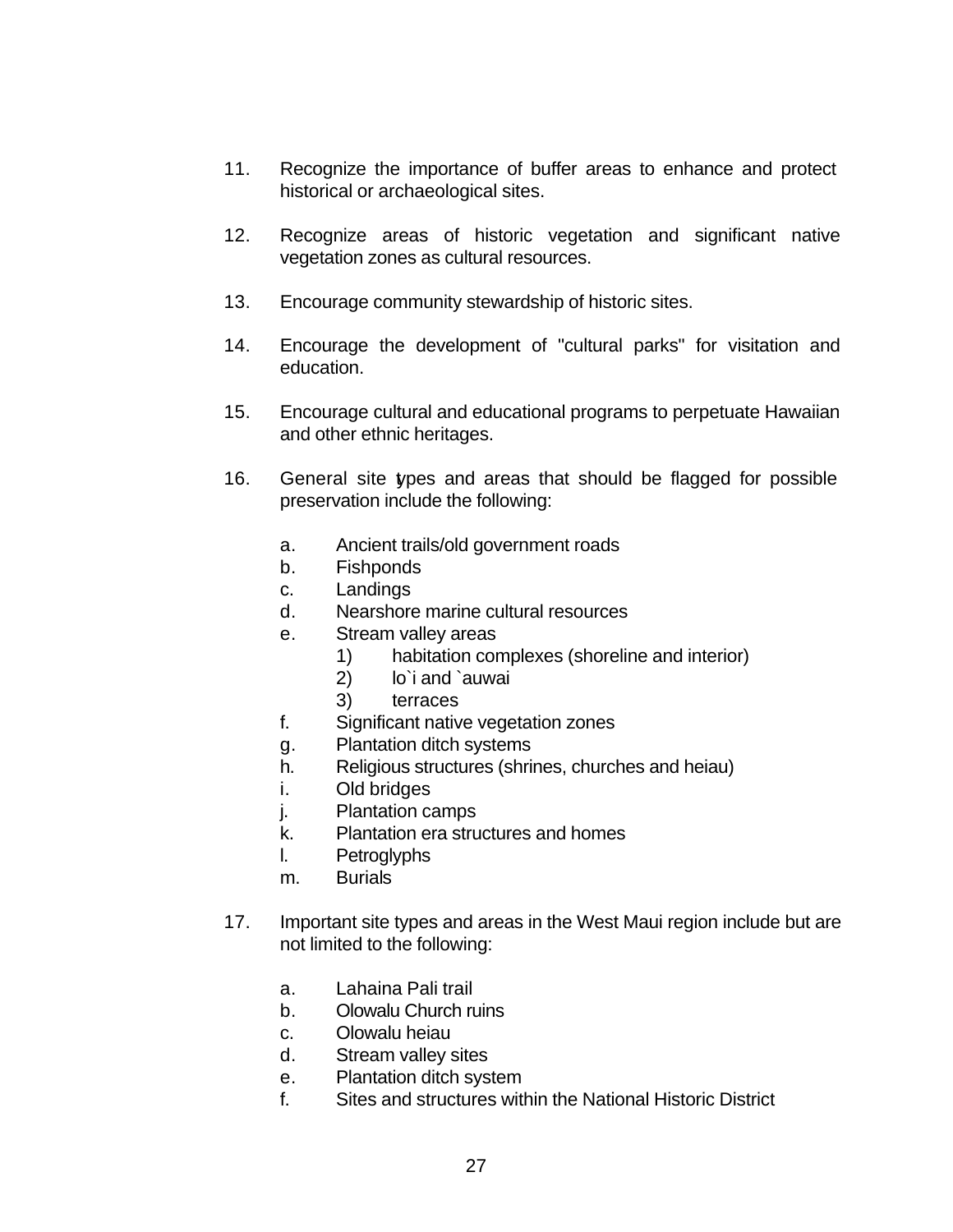11. Recognize the importance of buffer areas to enhance and protect historical or archaeological sites.

12. Recognize areas of historic vegetation and significant native vegetation zones as cultural resources.

13. Encourage community stewardship of historic sites.

14. Encourage the development of "cultural parks" for visitation and education.

15. Encourage cultural and educational programs to perpetuate Hawaiian and other ethnic heritages.

16. General site types and areas that should be flagged for possible preservation include the following:

    a. Ancient trails/old government roads
    b. Fishponds
    c. Landings
    d. Nearshore marine cultural resources
    e. Stream valley areas
        1) habitation complexes (shoreline and interior)
        2) lo`i and `auwai
        3) terraces
    f. Significant native vegetation zones
    g. Plantation ditch systems
    h. Religious structures (shrines, churches and heiau)
    i. Old bridges
    j. Plantation camps
    k. Plantation era structures and homes
    l. Petroglyphs
    m. Burials

17. Important site types and areas in the West Maui region include but are not limited to the following:

    a. Lahaina Pali trail
    b. Olowalu Church ruins
    c. Olowalu heiau
    d. Stream valley sites
    e. Plantation ditch system
    f. Sites and structures within the National Historic District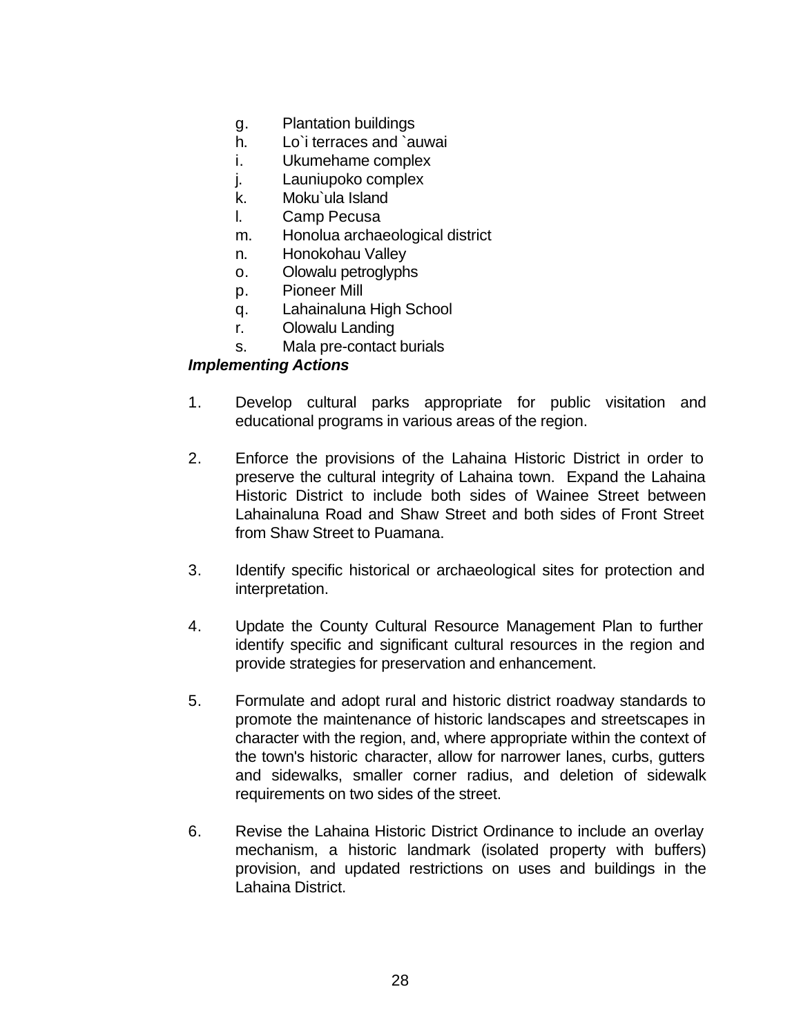g. Plantation buildings
h. Lo`i terraces and `auwai
i. Ukumehame complex
j. Launiupoko complex
k. Moku`ula Island
l. Camp Pecusa
m. Honolua archaeological district
n. Honokohau Valley
o. Olowalu petroglyphs
p. Pioneer Mill
q. Lahainaluna High School
r. Olowalu Landing
s. Mala pre-contact burials

***Implementing Actions***

1. Develop cultural parks appropriate for public visitation and educational programs in various areas of the region.

2. Enforce the provisions of the Lahaina Historic District in order to preserve the cultural integrity of Lahaina town. Expand the Lahaina Historic District to include both sides of Wainee Street between Lahainaluna Road and Shaw Street and both sides of Front Street from Shaw Street to Puamana.

3. Identify specific historical or archaeological sites for protection and interpretation.

4. Update the County Cultural Resource Management Plan to further identify specific and significant cultural resources in the region and provide strategies for preservation and enhancement.

5. Formulate and adopt rural and historic district roadway standards to promote the maintenance of historic landscapes and streetscapes in character with the region, and, where appropriate within the context of the town's historic character, allow for narrower lanes, curbs, gutters and sidewalks, smaller corner radius, and deletion of sidewalk requirements on two sides of the street.

6. Revise the Lahaina Historic District Ordinance to include an overlay mechanism, a historic landmark (isolated property with buffers) provision, and updated restrictions on uses and buildings in the Lahaina District.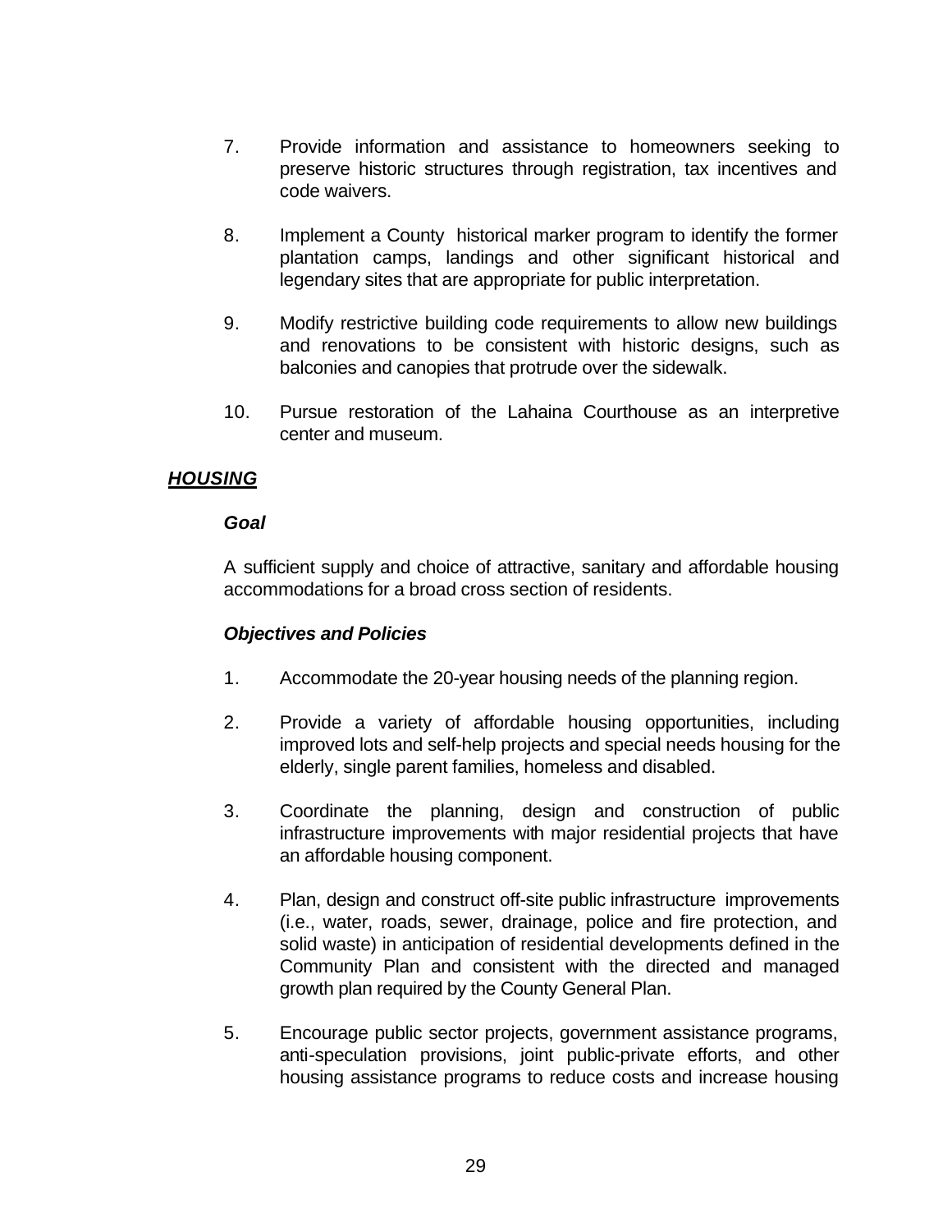7. Provide information and assistance to homeowners seeking to preserve historic structures through registration, tax incentives and code waivers.

8. Implement a County historical marker program to identify the former plantation camps, landings and other significant historical and legendary sites that are appropriate for public interpretation.

9. Modify restrictive building code requirements to allow new buildings and renovations to be consistent with historic designs, such as balconies and canopies that protrude over the sidewalk.

10. Pursue restoration of the Lahaina Courthouse as an interpretive center and museum.

***HOUSING***

***Goal***

A sufficient supply and choice of attractive, sanitary and affordable housing accommodations for a broad cross section of residents.

***Objectives and Policies***

1. Accommodate the 20-year housing needs of the planning region.

2. Provide a variety of affordable housing opportunities, including improved lots and self-help projects and special needs housing for the elderly, single parent families, homeless and disabled.

3. Coordinate the planning, design and construction of public infrastructure improvements with major residential projects that have an affordable housing component.

4. Plan, design and construct off-site public infrastructure improvements (i.e., water, roads, sewer, drainage, police and fire protection, and solid waste) in anticipation of residential developments defined in the Community Plan and consistent with the directed and managed growth plan required by the County General Plan.

5. Encourage public sector projects, government assistance programs, anti-speculation provisions, joint public-private efforts, and other housing assistance programs to reduce costs and increase housing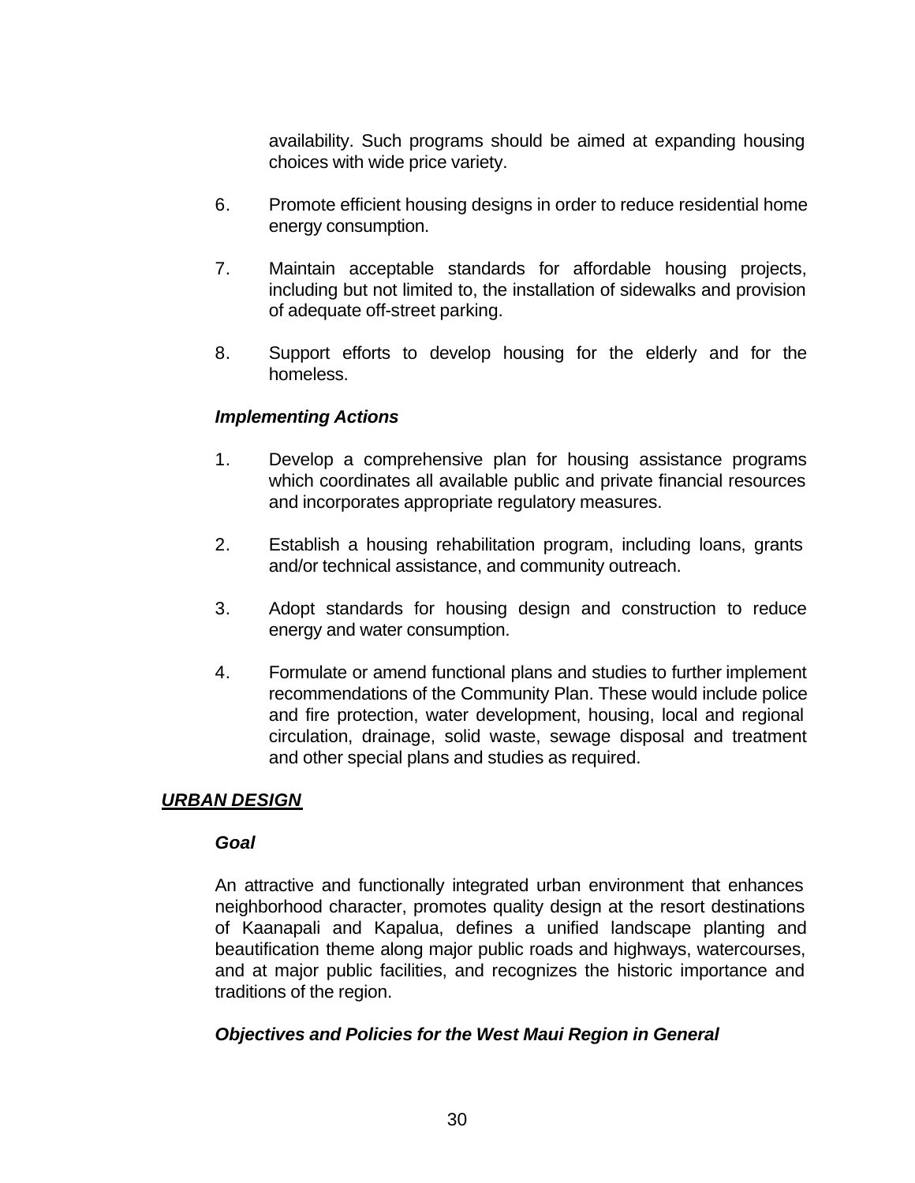availability. Such programs should be aimed at expanding housing choices with wide price variety.

6. Promote efficient housing designs in order to reduce residential home energy consumption.

7. Maintain acceptable standards for affordable housing projects, including but not limited to, the installation of sidewalks and provision of adequate off-street parking.

8. Support efforts to develop housing for the elderly and for the homeless.

***Implementing Actions***

1. Develop a comprehensive plan for housing assistance programs which coordinates all available public and private financial resources and incorporates appropriate regulatory measures.

2. Establish a housing rehabilitation program, including loans, grants and/or technical assistance, and community outreach.

3. Adopt standards for housing design and construction to reduce energy and water consumption.

4. Formulate or amend functional plans and studies to further implement recommendations of the Community Plan. These would include police and fire protection, water development, housing, local and regional circulation, drainage, solid waste, sewage disposal and treatment and other special plans and studies as required.

## ***URBAN DESIGN***

***Goal***

An attractive and functionally integrated urban environment that enhances neighborhood character, promotes quality design at the resort destinations of Kaanapali and Kapalua, defines a unified landscape planting and beautification theme along major public roads and highways, watercourses, and at major public facilities, and recognizes the historic importance and traditions of the region.

***Objectives and Policies for the West Maui Region in General***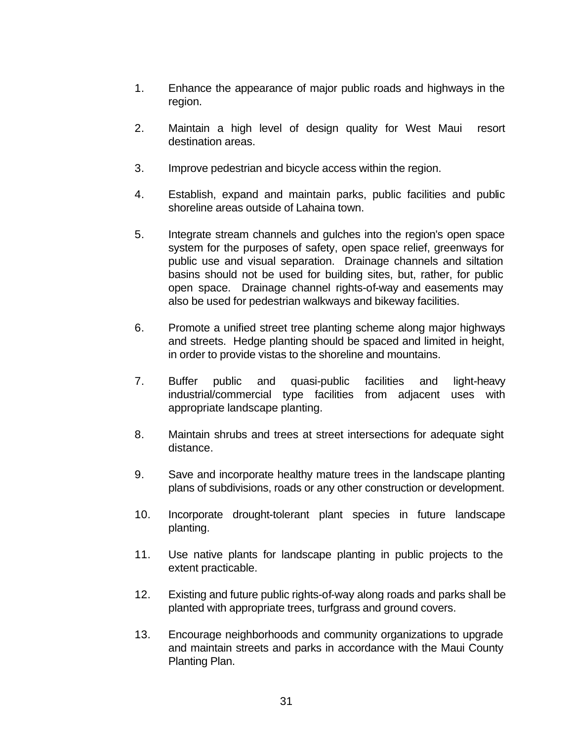1. Enhance the appearance of major public roads and highways in the region.

2. Maintain a high level of design quality for West Maui resort destination areas.

3. Improve pedestrian and bicycle access within the region.

4. Establish, expand and maintain parks, public facilities and public shoreline areas outside of Lahaina town.

5. Integrate stream channels and gulches into the region's open space system for the purposes of safety, open space relief, greenways for public use and visual separation. Drainage channels and siltation basins should not be used for building sites, but, rather, for public open space. Drainage channel rights-of-way and easements may also be used for pedestrian walkways and bikeway facilities.

6. Promote a unified street tree planting scheme along major highways and streets. Hedge planting should be spaced and limited in height, in order to provide vistas to the shoreline and mountains.

7. Buffer public and quasi-public facilities and light-heavy industrial/commercial type facilities from adjacent uses with appropriate landscape planting.

8. Maintain shrubs and trees at street intersections for adequate sight distance.

9. Save and incorporate healthy mature trees in the landscape planting plans of subdivisions, roads or any other construction or development.

10. Incorporate drought-tolerant plant species in future landscape planting.

11. Use native plants for landscape planting in public projects to the extent practicable.

12. Existing and future public rights-of-way along roads and parks shall be planted with appropriate trees, turfgrass and ground covers.

13. Encourage neighborhoods and community organizations to upgrade and maintain streets and parks in accordance with the Maui County Planting Plan.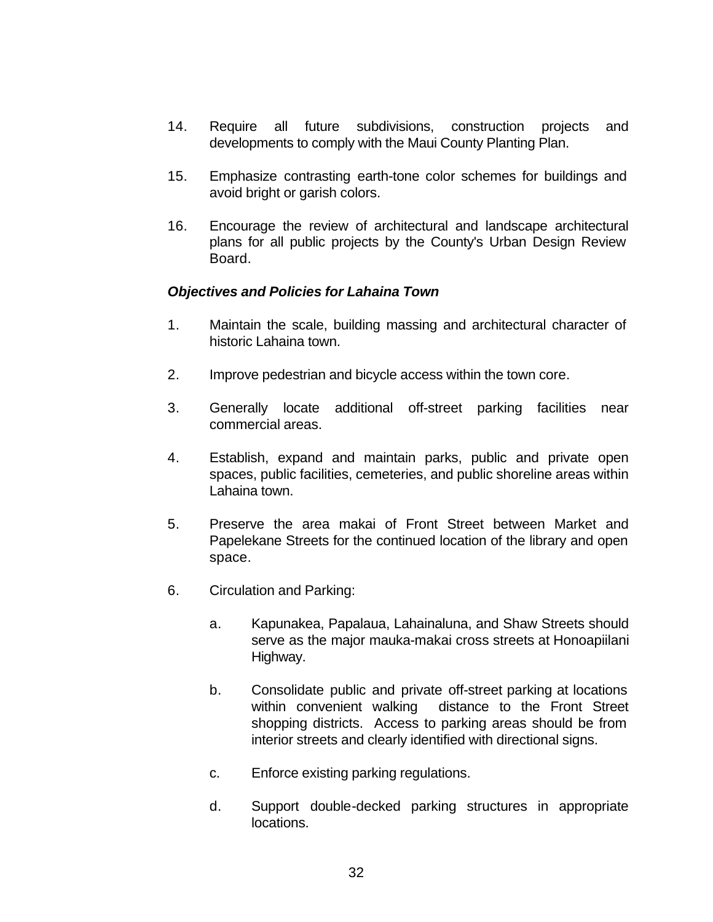14. Require all future subdivisions, construction projects and developments to comply with the Maui County Planting Plan.

15. Emphasize contrasting earth-tone color schemes for buildings and avoid bright or garish colors.

16. Encourage the review of architectural and landscape architectural plans for all public projects by the County's Urban Design Review Board.

***Objectives and Policies for Lahaina Town***

1. Maintain the scale, building massing and architectural character of historic Lahaina town.

2. Improve pedestrian and bicycle access within the town core.

3. Generally locate additional off-street parking facilities near commercial areas.

4. Establish, expand and maintain parks, public and private open spaces, public facilities, cemeteries, and public shoreline areas within Lahaina town.

5. Preserve the area makai of Front Street between Market and Papelekane Streets for the continued location of the library and open space.

6. Circulation and Parking:

    a. Kapunakea, Papalaua, Lahainaluna, and Shaw Streets should serve as the major mauka-makai cross streets at Honoapiilani Highway.

    b. Consolidate public and private off-street parking at locations within convenient walking distance to the Front Street shopping districts. Access to parking areas should be from interior streets and clearly identified with directional signs.

    c. Enforce existing parking regulations.

    d. Support double-decked parking structures in appropriate locations.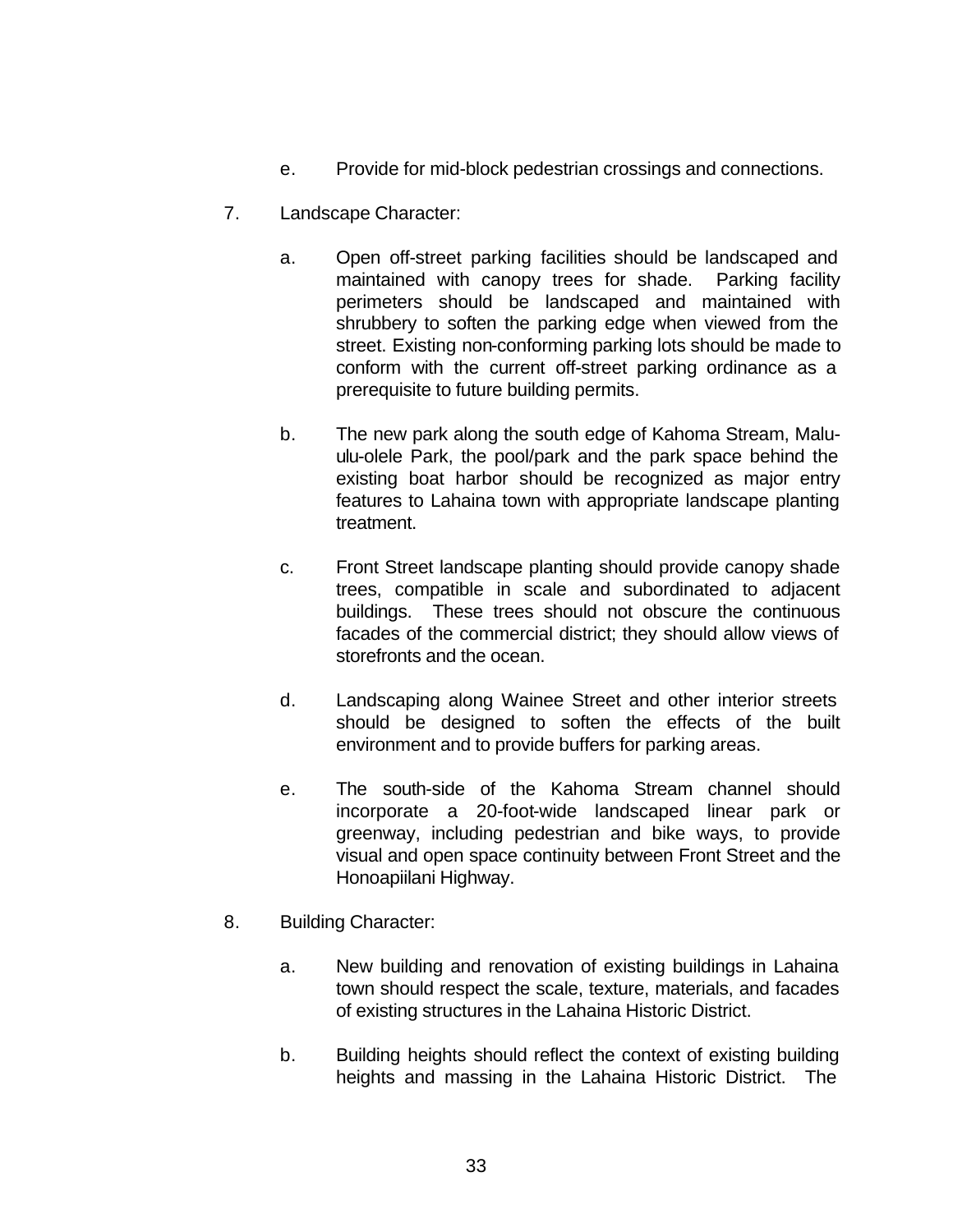e. Provide for mid-block pedestrian crossings and connections.

7. Landscape Character:

   a. Open off-street parking facilities should be landscaped and maintained with canopy trees for shade. Parking facility perimeters should be landscaped and maintained with shrubbery to soften the parking edge when viewed from the street. Existing non-conforming parking lots should be made to conform with the current off-street parking ordinance as a prerequisite to future building permits.

   b. The new park along the south edge of Kahoma Stream, Malu-ulu-olele Park, the pool/park and the park space behind the existing boat harbor should be recognized as major entry features to Lahaina town with appropriate landscape planting treatment.

   c. Front Street landscape planting should provide canopy shade trees, compatible in scale and subordinated to adjacent buildings. These trees should not obscure the continuous facades of the commercial district; they should allow views of storefronts and the ocean.

   d. Landscaping along Wainee Street and other interior streets should be designed to soften the effects of the built environment and to provide buffers for parking areas.

   e. The south-side of the Kahoma Stream channel should incorporate a 20-foot-wide landscaped linear park or greenway, including pedestrian and bike ways, to provide visual and open space continuity between Front Street and the Honoapiilani Highway.

8. Building Character:

   a. New building and renovation of existing buildings in Lahaina town should respect the scale, texture, materials, and facades of existing structures in the Lahaina Historic District.

   b. Building heights should reflect the context of existing building heights and massing in the Lahaina Historic District. The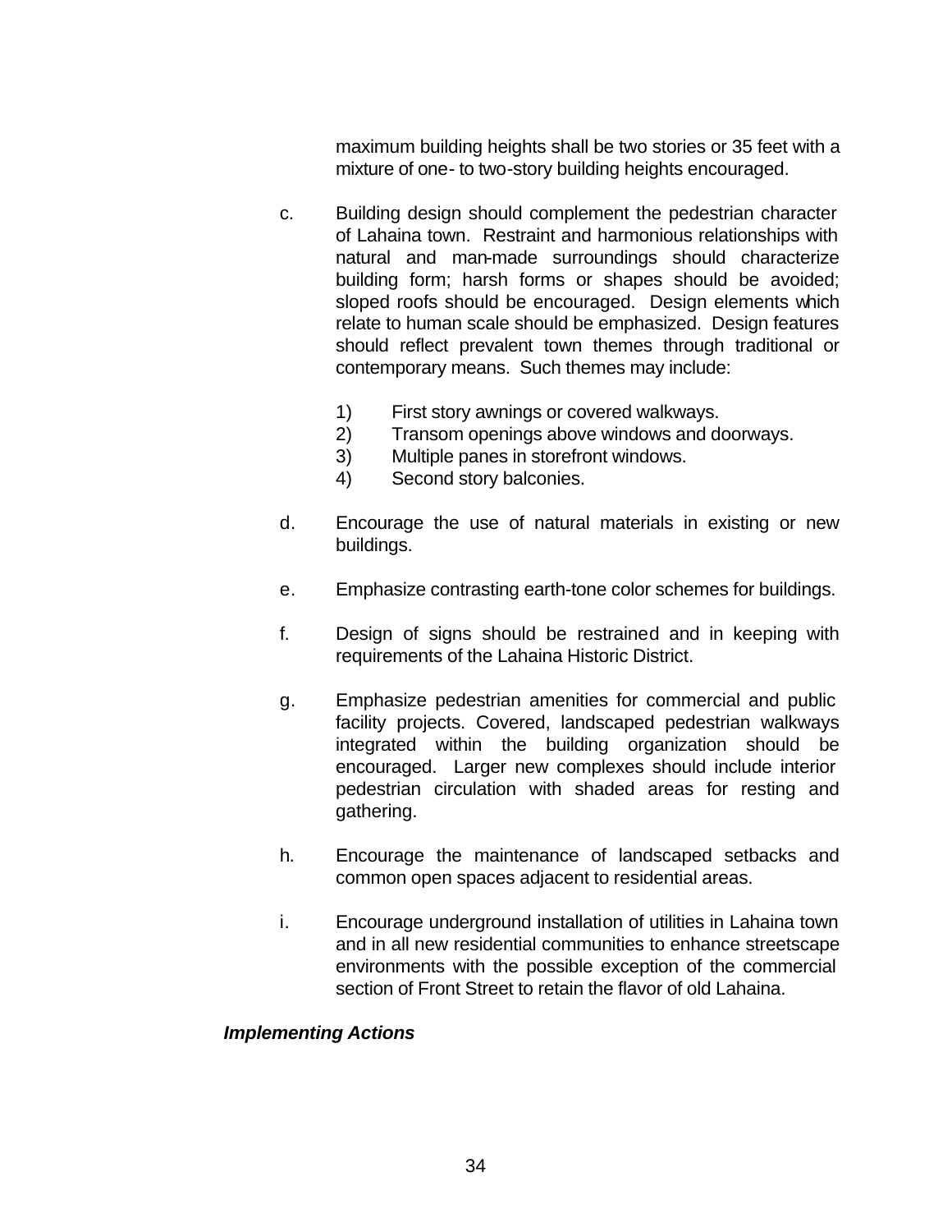maximum building heights shall be two stories or 35 feet with a mixture of one- to two-story building heights encouraged.

c. Building design should complement the pedestrian character of Lahaina town. Restraint and harmonious relationships with natural and man-made surroundings should characterize building form; harsh forms or shapes should be avoided; sloped roofs should be encouraged. Design elements which relate to human scale should be emphasized. Design features should reflect prevalent town themes through traditional or contemporary means. Such themes may include:

   1) First story awnings or covered walkways.
   2) Transom openings above windows and doorways.
   3) Multiple panes in storefront windows.
   4) Second story balconies.

d. Encourage the use of natural materials in existing or new buildings.

e. Emphasize contrasting earth-tone color schemes for buildings.

f. Design of signs should be restrained and in keeping with requirements of the Lahaina Historic District.

g. Emphasize pedestrian amenities for commercial and public facility projects. Covered, landscaped pedestrian walkways integrated within the building organization should be encouraged. Larger new complexes should include interior pedestrian circulation with shaded areas for resting and gathering.

h. Encourage the maintenance of landscaped setbacks and common open spaces adjacent to residential areas.

i. Encourage underground installation of utilities in Lahaina town and in all new residential communities to enhance streetscape environments with the possible exception of the commercial section of Front Street to retain the flavor of old Lahaina.

***Implementing Actions***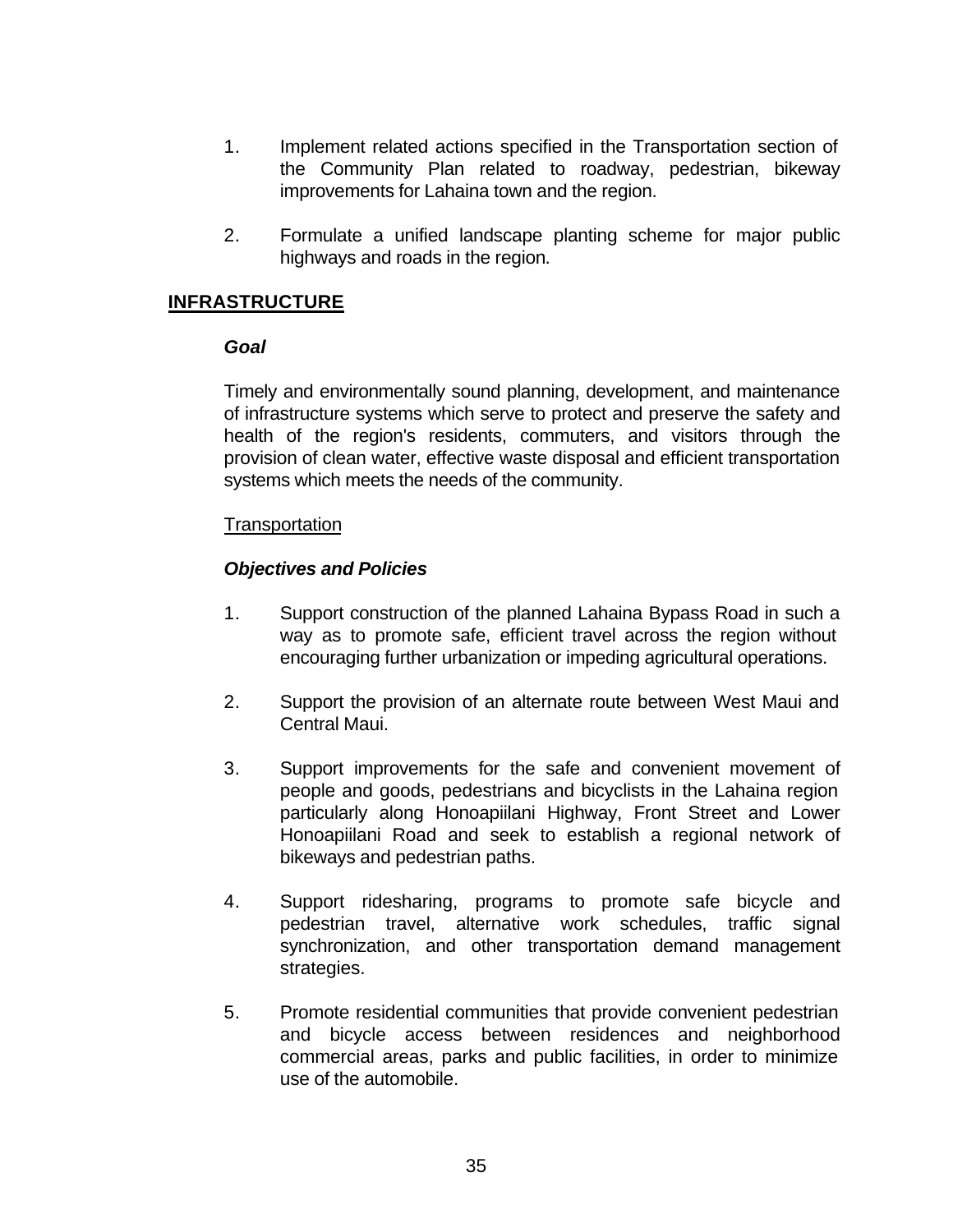1. Implement related actions specified in the Transportation section of the Community Plan related to roadway, pedestrian, bikeway improvements for Lahaina town and the region.

2. Formulate a unified landscape planting scheme for major public highways and roads in the region.

## INFRASTRUCTURE

### *Goal*

Timely and environmentally sound planning, development, and maintenance of infrastructure systems which serve to protect and preserve the safety and health of the region's residents, commuters, and visitors through the provision of clean water, effective waste disposal and efficient transportation systems which meets the needs of the community.

Transportation

### *Objectives and Policies*

1. Support construction of the planned Lahaina Bypass Road in such a way as to promote safe, efficient travel across the region without encouraging further urbanization or impeding agricultural operations.

2. Support the provision of an alternate route between West Maui and Central Maui.

3. Support improvements for the safe and convenient movement of people and goods, pedestrians and bicyclists in the Lahaina region particularly along Honoapiilani Highway, Front Street and Lower Honoapiilani Road and seek to establish a regional network of bikeways and pedestrian paths.

4. Support ridesharing, programs to promote safe bicycle and pedestrian travel, alternative work schedules, traffic signal synchronization, and other transportation demand management strategies.

5. Promote residential communities that provide convenient pedestrian and bicycle access between residences and neighborhood commercial areas, parks and public facilities, in order to minimize use of the automobile.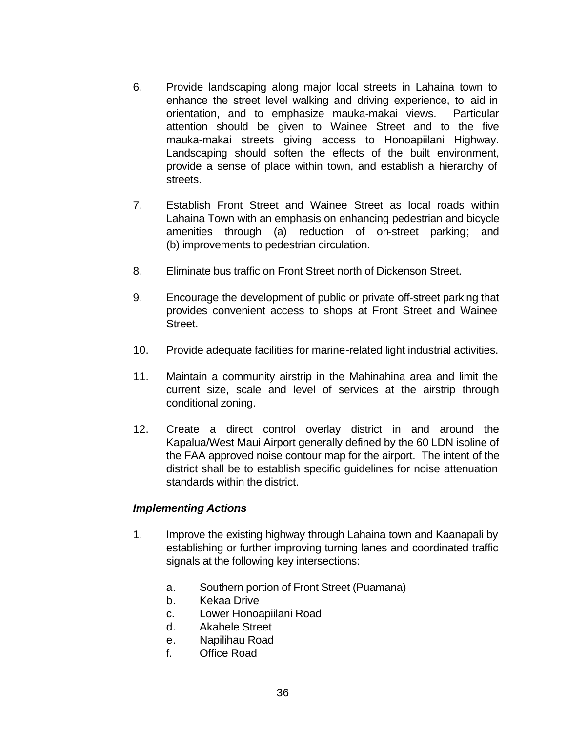6. Provide landscaping along major local streets in Lahaina town to enhance the street level walking and driving experience, to aid in orientation, and to emphasize mauka-makai views. Particular attention should be given to Wainee Street and to the five mauka-makai streets giving access to Honoapiilani Highway. Landscaping should soften the effects of the built environment, provide a sense of place within town, and establish a hierarchy of streets.

7. Establish Front Street and Wainee Street as local roads within Lahaina Town with an emphasis on enhancing pedestrian and bicycle amenities through (a) reduction of on-street parking; and (b) improvements to pedestrian circulation.

8. Eliminate bus traffic on Front Street north of Dickenson Street.

9. Encourage the development of public or private off-street parking that provides convenient access to shops at Front Street and Wainee Street.

10. Provide adequate facilities for marine-related light industrial activities.

11. Maintain a community airstrip in the Mahinahina area and limit the current size, scale and level of services at the airstrip through conditional zoning.

12. Create a direct control overlay district in and around the Kapalua/West Maui Airport generally defined by the 60 LDN isoline of the FAA approved noise contour map for the airport. The intent of the district shall be to establish specific guidelines for noise attenuation standards within the district.

***Implementing Actions***

1. Improve the existing highway through Lahaina town and Kaanapali by establishing or further improving turning lanes and coordinated traffic signals at the following key intersections:

    a. Southern portion of Front Street (Puamana)
    b. Kekaa Drive
    c. Lower Honoapiilani Road
    d. Akahele Street
    e. Napilihau Road
    f. Office Road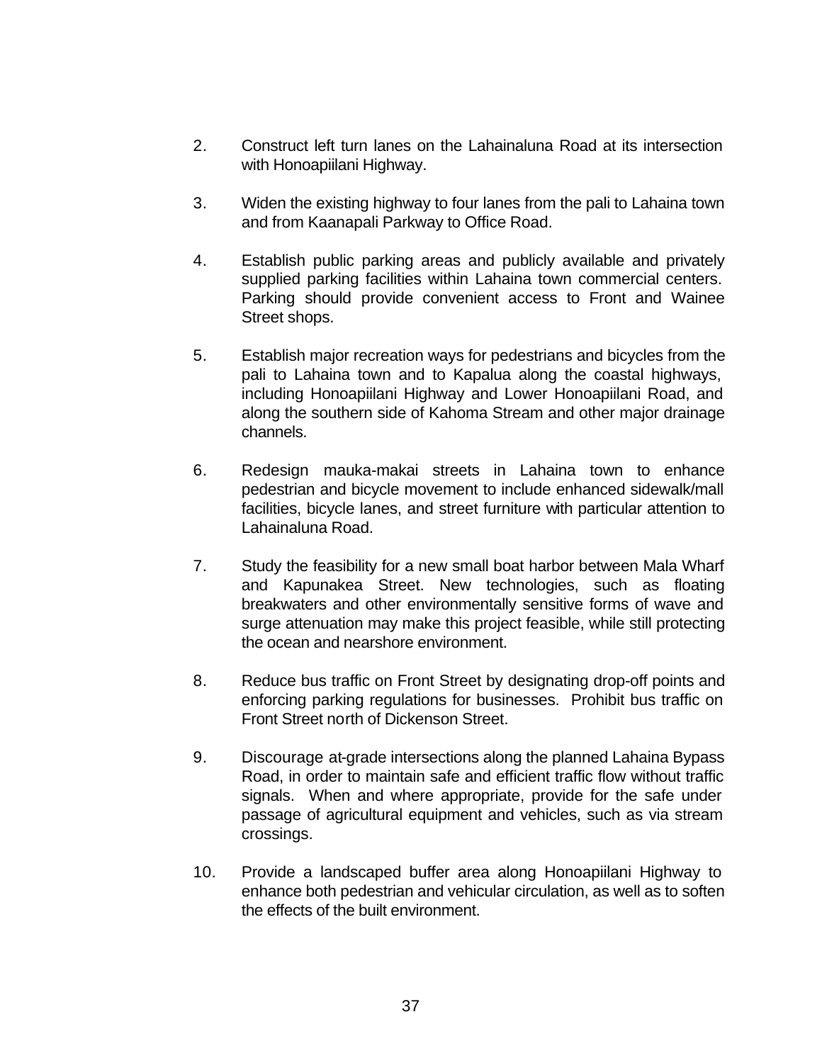2. Construct left turn lanes on the Lahainaluna Road at its intersection with Honoapiilani Highway.

3. Widen the existing highway to four lanes from the pali to Lahaina town and from Kaanapali Parkway to Office Road.

4. Establish public parking areas and publicly available and privately supplied parking facilities within Lahaina town commercial centers. Parking should provide convenient access to Front and Wainee Street shops.

5. Establish major recreation ways for pedestrians and bicycles from the pali to Lahaina town and to Kapalua along the coastal highways, including Honoapiilani Highway and Lower Honoapiilani Road, and along the southern side of Kahoma Stream and other major drainage channels.

6. Redesign mauka-makai streets in Lahaina town to enhance pedestrian and bicycle movement to include enhanced sidewalk/mall facilities, bicycle lanes, and street furniture with particular attention to Lahainaluna Road.

7. Study the feasibility for a new small boat harbor between Mala Wharf and Kapunakea Street. New technologies, such as floating breakwaters and other environmentally sensitive forms of wave and surge attenuation may make this project feasible, while still protecting the ocean and nearshore environment.

8. Reduce bus traffic on Front Street by designating drop-off points and enforcing parking regulations for businesses. Prohibit bus traffic on Front Street north of Dickenson Street.

9. Discourage at-grade intersections along the planned Lahaina Bypass Road, in order to maintain safe and efficient traffic flow without traffic signals. When and where appropriate, provide for the safe under passage of agricultural equipment and vehicles, such as via stream crossings.

10. Provide a landscaped buffer area along Honoapiilani Highway to enhance both pedestrian and vehicular circulation, as well as to soften the effects of the built environment.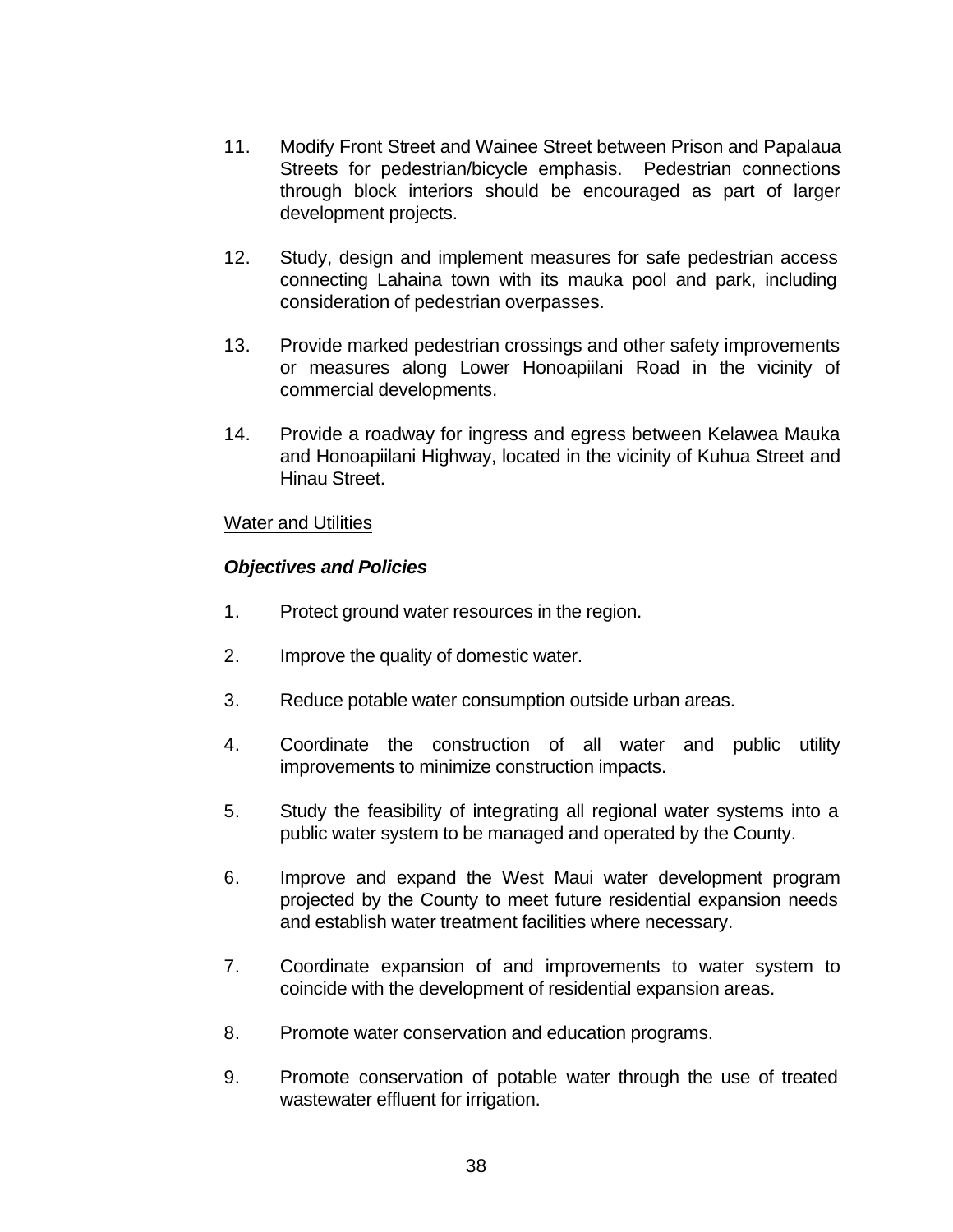11. Modify Front Street and Wainee Street between Prison and Papalaua Streets for pedestrian/bicycle emphasis. Pedestrian connections through block interiors should be encouraged as part of larger development projects.

12. Study, design and implement measures for safe pedestrian access connecting Lahaina town with its mauka pool and park, including consideration of pedestrian overpasses.

13. Provide marked pedestrian crossings and other safety improvements or measures along Lower Honoapiilani Road in the vicinity of commercial developments.

14. Provide a roadway for ingress and egress between Kelawea Mauka and Honoapiilani Highway, located in the vicinity of Kuhua Street and Hinau Street.

<u>Water and Utilities</u>

***Objectives and Policies***

1. Protect ground water resources in the region.

2. Improve the quality of domestic water.

3. Reduce potable water consumption outside urban areas.

4. Coordinate the construction of all water and public utility improvements to minimize construction impacts.

5. Study the feasibility of integrating all regional water systems into a public water system to be managed and operated by the County.

6. Improve and expand the West Maui water development program projected by the County to meet future residential expansion needs and establish water treatment facilities where necessary.

7. Coordinate expansion of and improvements to water system to coincide with the development of residential expansion areas.

8. Promote water conservation and education programs.

9. Promote conservation of potable water through the use of treated wastewater effluent for irrigation.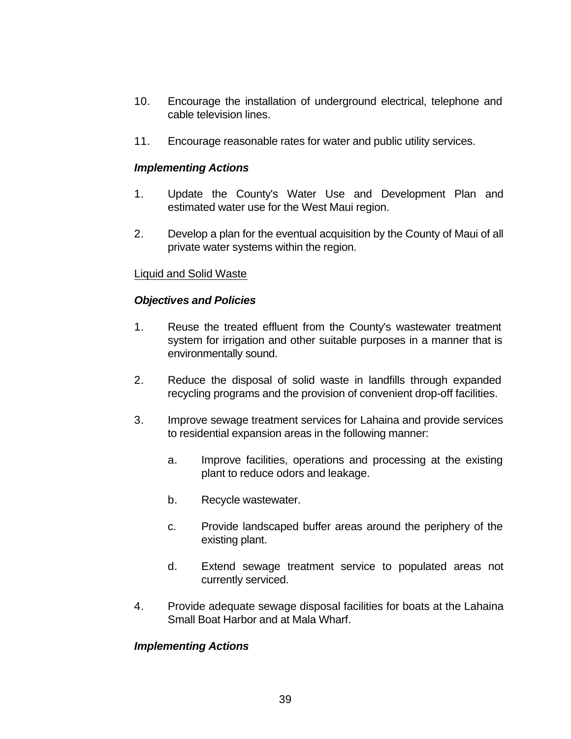10. Encourage the installation of underground electrical, telephone and cable television lines.

11. Encourage reasonable rates for water and public utility services.

***Implementing Actions***

1. Update the County's Water Use and Development Plan and estimated water use for the West Maui region.

2. Develop a plan for the eventual acquisition by the County of Maui of all private water systems within the region.

<u>Liquid and Solid Waste</u>

***Objectives and Policies***

1. Reuse the treated effluent from the County's wastewater treatment system for irrigation and other suitable purposes in a manner that is environmentally sound.

2. Reduce the disposal of solid waste in landfills through expanded recycling programs and the provision of convenient drop-off facilities.

3. Improve sewage treatment services for Lahaina and provide services to residential expansion areas in the following manner:

   a. Improve facilities, operations and processing at the existing plant to reduce odors and leakage.

   b. Recycle wastewater.

   c. Provide landscaped buffer areas around the periphery of the existing plant.

   d. Extend sewage treatment service to populated areas not currently serviced.

4. Provide adequate sewage disposal facilities for boats at the Lahaina Small Boat Harbor and at Mala Wharf.

***Implementing Actions***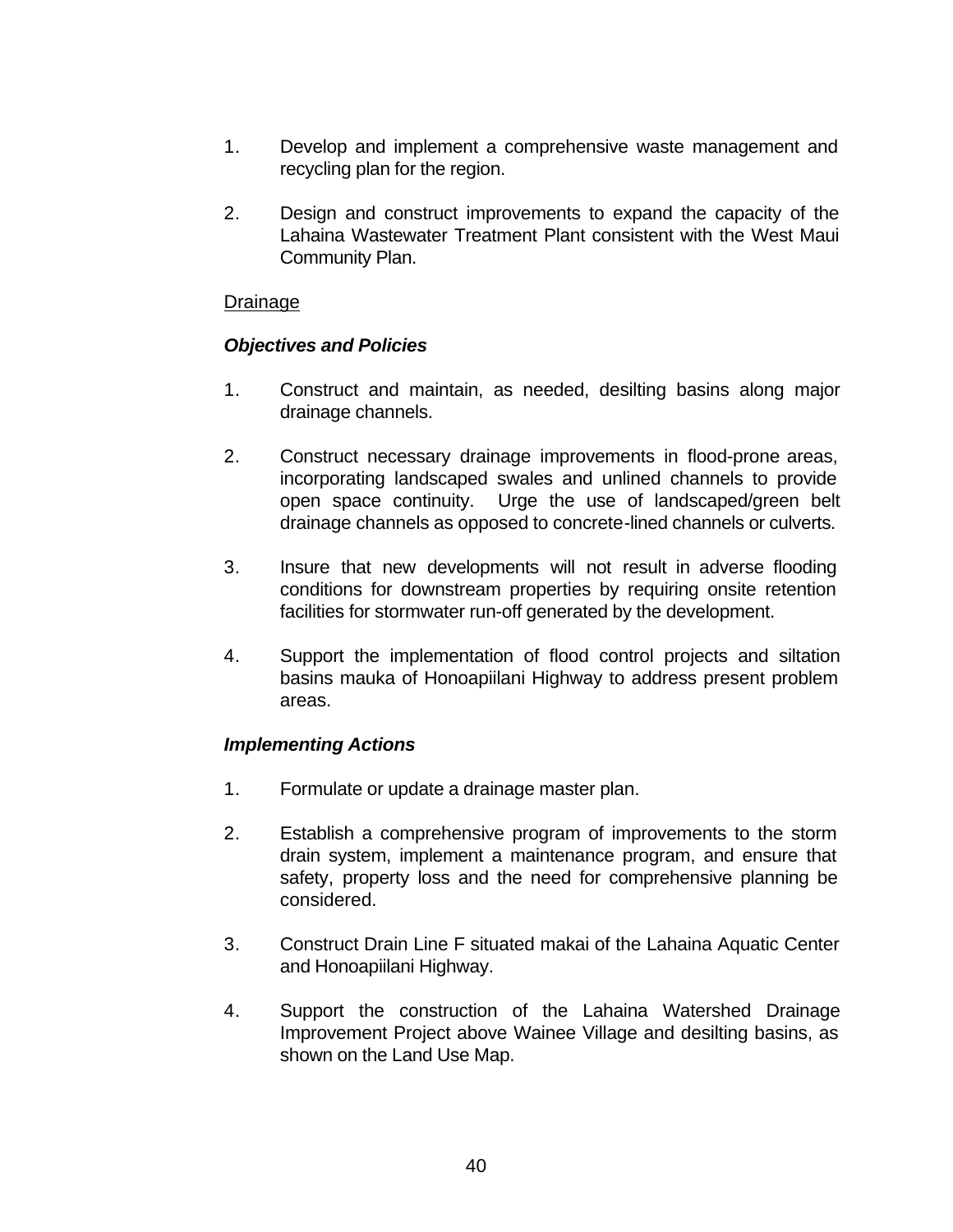1. Develop and implement a comprehensive waste management and recycling plan for the region.

2. Design and construct improvements to expand the capacity of the Lahaina Wastewater Treatment Plant consistent with the West Maui Community Plan.

<u>Drainage</u>

***Objectives and Policies***

1. Construct and maintain, as needed, desilting basins along major drainage channels.

2. Construct necessary drainage improvements in flood-prone areas, incorporating landscaped swales and unlined channels to provide open space continuity. Urge the use of landscaped/green belt drainage channels as opposed to concrete-lined channels or culverts.

3. Insure that new developments will not result in adverse flooding conditions for downstream properties by requiring onsite retention facilities for stormwater run-off generated by the development.

4. Support the implementation of flood control projects and siltation basins mauka of Honoapiilani Highway to address present problem areas.

***Implementing Actions***

1. Formulate or update a drainage master plan.

2. Establish a comprehensive program of improvements to the storm drain system, implement a maintenance program, and ensure that safety, property loss and the need for comprehensive planning be considered.

3. Construct Drain Line F situated makai of the Lahaina Aquatic Center and Honoapiilani Highway.

4. Support the construction of the Lahaina Watershed Drainage Improvement Project above Wainee Village and desilting basins, as shown on the Land Use Map.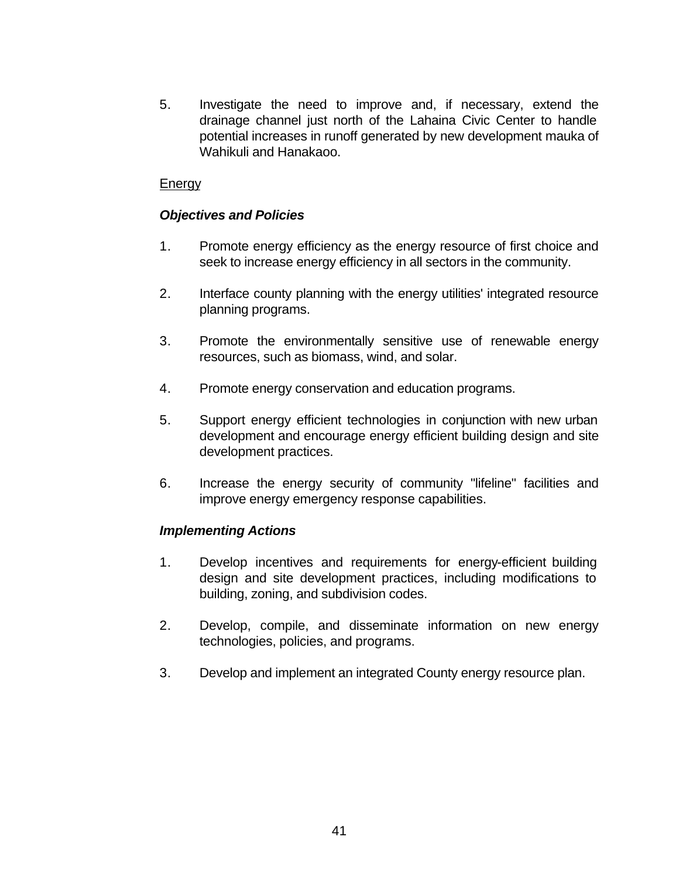5. Investigate the need to improve and, if necessary, extend the drainage channel just north of the Lahaina Civic Center to handle potential increases in runoff generated by new development mauka of Wahikuli and Hanakaoo.

<u>Energy</u>

***Objectives and Policies***

1. Promote energy efficiency as the energy resource of first choice and seek to increase energy efficiency in all sectors in the community.

2. Interface county planning with the energy utilities' integrated resource planning programs.

3. Promote the environmentally sensitive use of renewable energy resources, such as biomass, wind, and solar.

4. Promote energy conservation and education programs.

5. Support energy efficient technologies in conjunction with new urban development and encourage energy efficient building design and site development practices.

6. Increase the energy security of community "lifeline" facilities and improve energy emergency response capabilities.

***Implementing Actions***

1. Develop incentives and requirements for energy-efficient building design and site development practices, including modifications to building, zoning, and subdivision codes.

2. Develop, compile, and disseminate information on new energy technologies, policies, and programs.

3. Develop and implement an integrated County energy resource plan.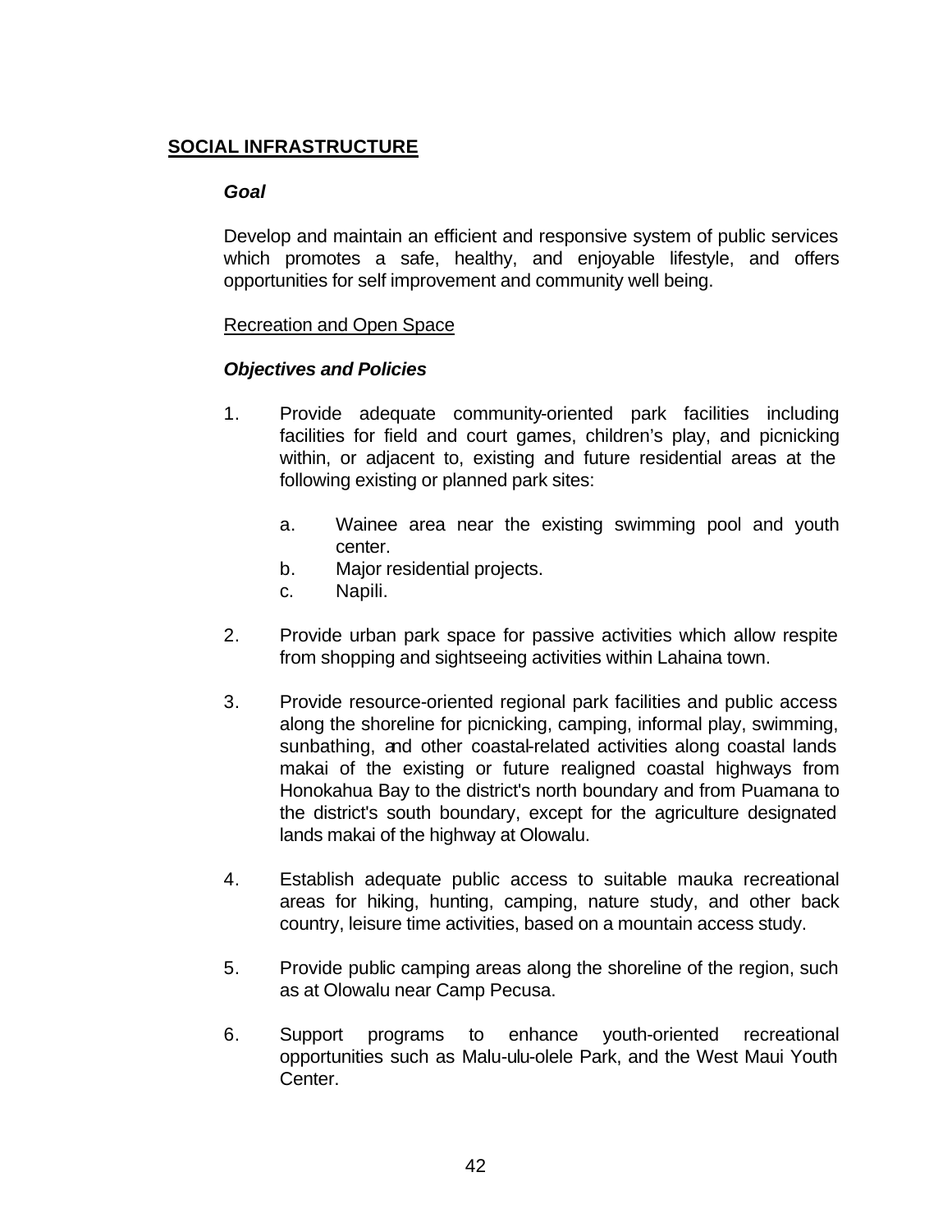## SOCIAL INFRASTRUCTURE

### *Goal*

Develop and maintain an efficient and responsive system of public services which promotes a safe, healthy, and enjoyable lifestyle, and offers opportunities for self improvement and community well being.

Recreation and Open Space

### *Objectives and Policies*

1. Provide adequate community-oriented park facilities including facilities for field and court games, children's play, and picnicking within, or adjacent to, existing and future residential areas at the following existing or planned park sites:

   a. Wainee area near the existing swimming pool and youth center.

   b. Major residential projects.

   c. Napili.

2. Provide urban park space for passive activities which allow respite from shopping and sightseeing activities within Lahaina town.

3. Provide resource-oriented regional park facilities and public access along the shoreline for picnicking, camping, informal play, swimming, sunbathing, and other coastal-related activities along coastal lands makai of the existing or future realigned coastal highways from Honokahua Bay to the district's north boundary and from Puamana to the district's south boundary, except for the agriculture designated lands makai of the highway at Olowalu.

4. Establish adequate public access to suitable mauka recreational areas for hiking, hunting, camping, nature study, and other back country, leisure time activities, based on a mountain access study.

5. Provide public camping areas along the shoreline of the region, such as at Olowalu near Camp Pecusa.

6. Support programs to enhance youth-oriented recreational opportunities such as Malu-ulu-olele Park, and the West Maui Youth Center.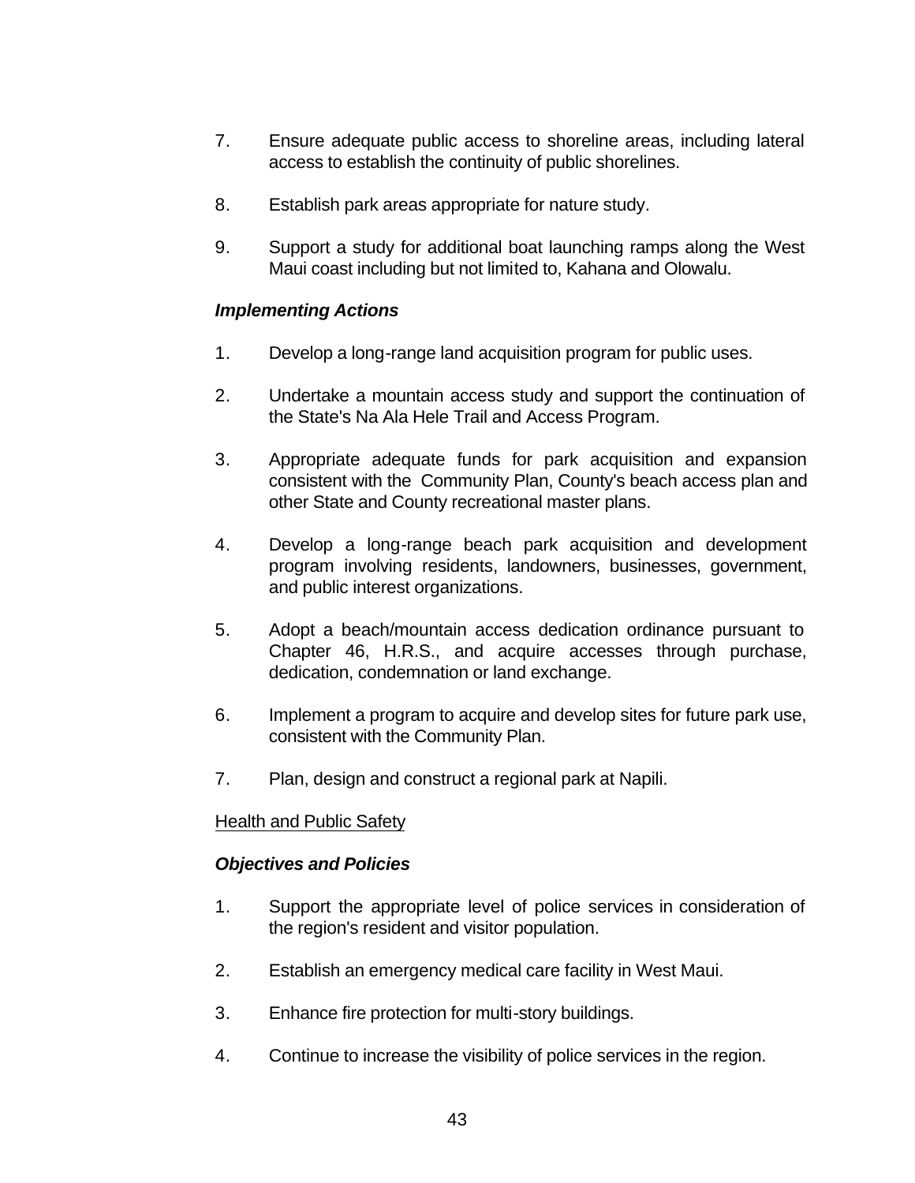7. Ensure adequate public access to shoreline areas, including lateral access to establish the continuity of public shorelines.

8. Establish park areas appropriate for nature study.

9. Support a study for additional boat launching ramps along the West Maui coast including but not limited to, Kahana and Olowalu.

***Implementing Actions***

1. Develop a long-range land acquisition program for public uses.

2. Undertake a mountain access study and support the continuation of the State's Na Ala Hele Trail and Access Program.

3. Appropriate adequate funds for park acquisition and expansion consistent with the Community Plan, County's beach access plan and other State and County recreational master plans.

4. Develop a long-range beach park acquisition and development program involving residents, landowners, businesses, government, and public interest organizations.

5. Adopt a beach/mountain access dedication ordinance pursuant to Chapter 46, H.R.S., and acquire accesses through purchase, dedication, condemnation or land exchange.

6. Implement a program to acquire and develop sites for future park use, consistent with the Community Plan.

7. Plan, design and construct a regional park at Napili.

<u>Health and Public Safety</u>

***Objectives and Policies***

1. Support the appropriate level of police services in consideration of the region's resident and visitor population.

2. Establish an emergency medical care facility in West Maui.

3. Enhance fire protection for multi-story buildings.

4. Continue to increase the visibility of police services in the region.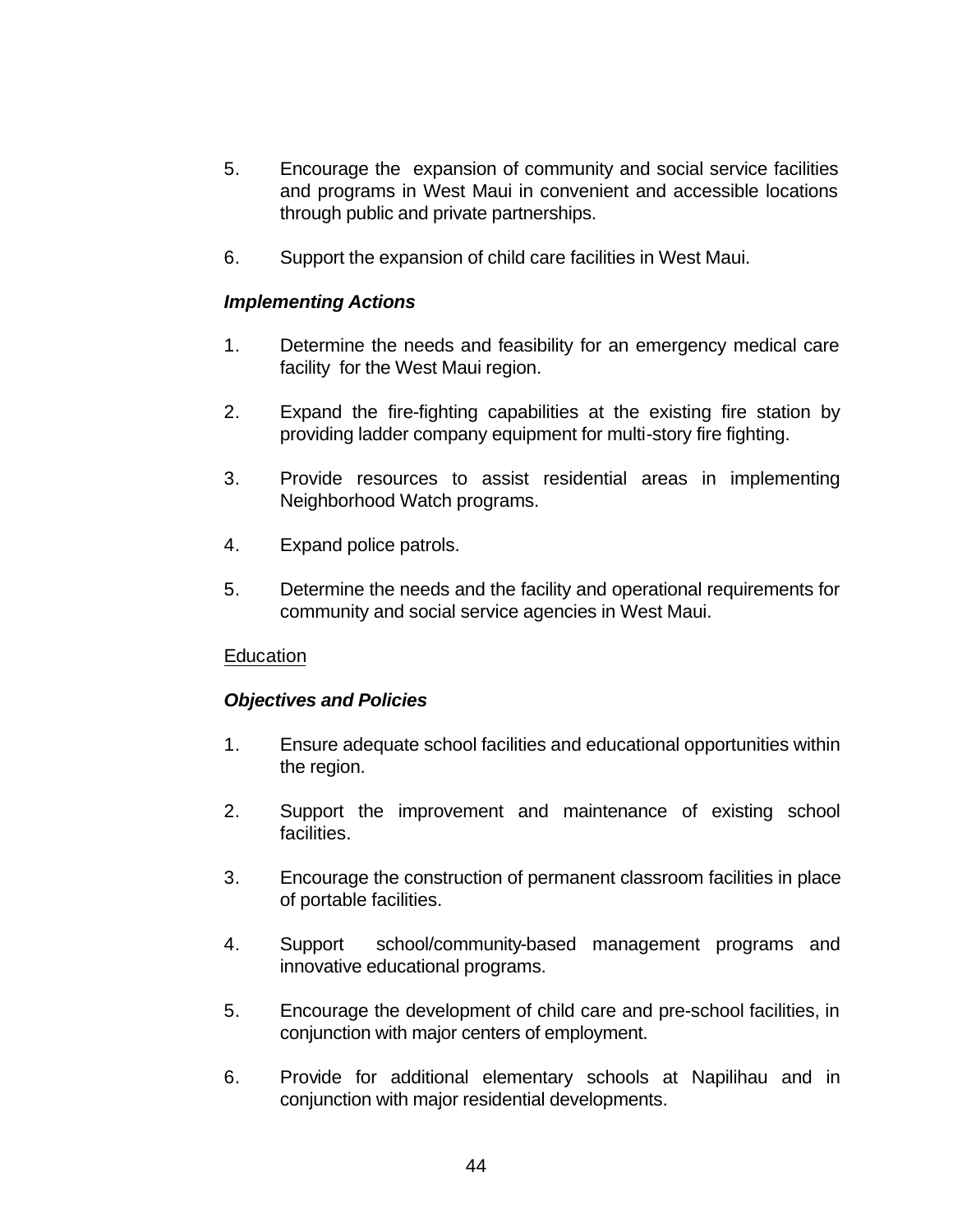5. Encourage the expansion of community and social service facilities and programs in West Maui in convenient and accessible locations through public and private partnerships.

6. Support the expansion of child care facilities in West Maui.

***Implementing Actions***

1. Determine the needs and feasibility for an emergency medical care facility for the West Maui region.

2. Expand the fire-fighting capabilities at the existing fire station by providing ladder company equipment for multi-story fire fighting.

3. Provide resources to assist residential areas in implementing Neighborhood Watch programs.

4. Expand police patrols.

5. Determine the needs and the facility and operational requirements for community and social service agencies in West Maui.

<u>Education</u>

***Objectives and Policies***

1. Ensure adequate school facilities and educational opportunities within the region.

2. Support the improvement and maintenance of existing school facilities.

3. Encourage the construction of permanent classroom facilities in place of portable facilities.

4. Support school/community-based management programs and innovative educational programs.

5. Encourage the development of child care and pre-school facilities, in conjunction with major centers of employment.

6. Provide for additional elementary schools at Napilihau and in conjunction with major residential developments.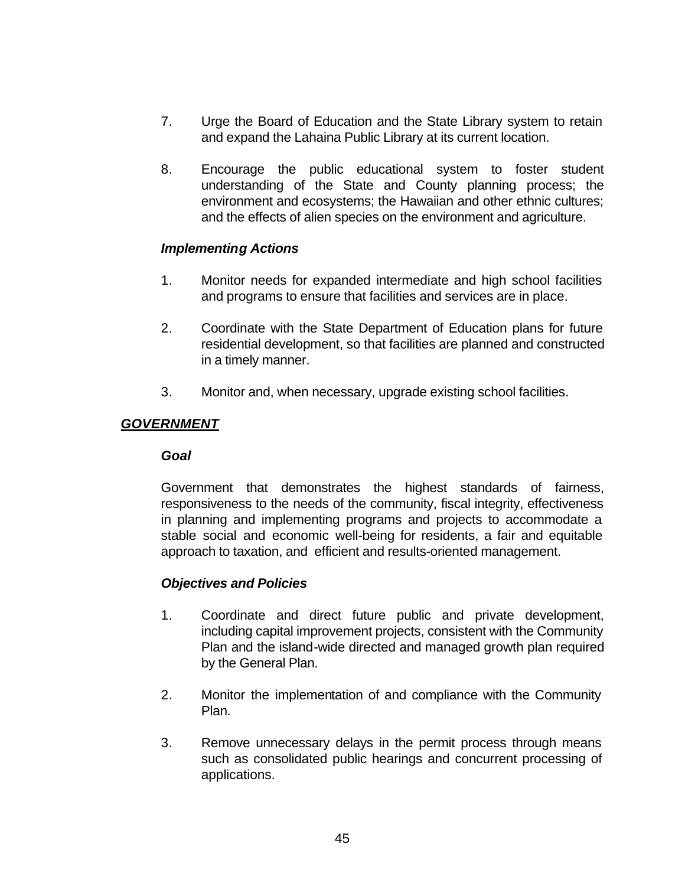7. Urge the Board of Education and the State Library system to retain and expand the Lahaina Public Library at its current location.

8. Encourage the public educational system to foster student understanding of the State and County planning process; the environment and ecosystems; the Hawaiian and other ethnic cultures; and the effects of alien species on the environment and agriculture.

***Implementing Actions***

1. Monitor needs for expanded intermediate and high school facilities and programs to ensure that facilities and services are in place.

2. Coordinate with the State Department of Education plans for future residential development, so that facilities are planned and constructed in a timely manner.

3. Monitor and, when necessary, upgrade existing school facilities.

## ***GOVERNMENT***

***Goal***

Government that demonstrates the highest standards of fairness, responsiveness to the needs of the community, fiscal integrity, effectiveness in planning and implementing programs and projects to accommodate a stable social and economic well-being for residents, a fair and equitable approach to taxation, and efficient and results-oriented management.

***Objectives and Policies***

1. Coordinate and direct future public and private development, including capital improvement projects, consistent with the Community Plan and the island-wide directed and managed growth plan required by the General Plan.

2. Monitor the implementation of and compliance with the Community Plan.

3. Remove unnecessary delays in the permit process through means such as consolidated public hearings and concurrent processing of applications.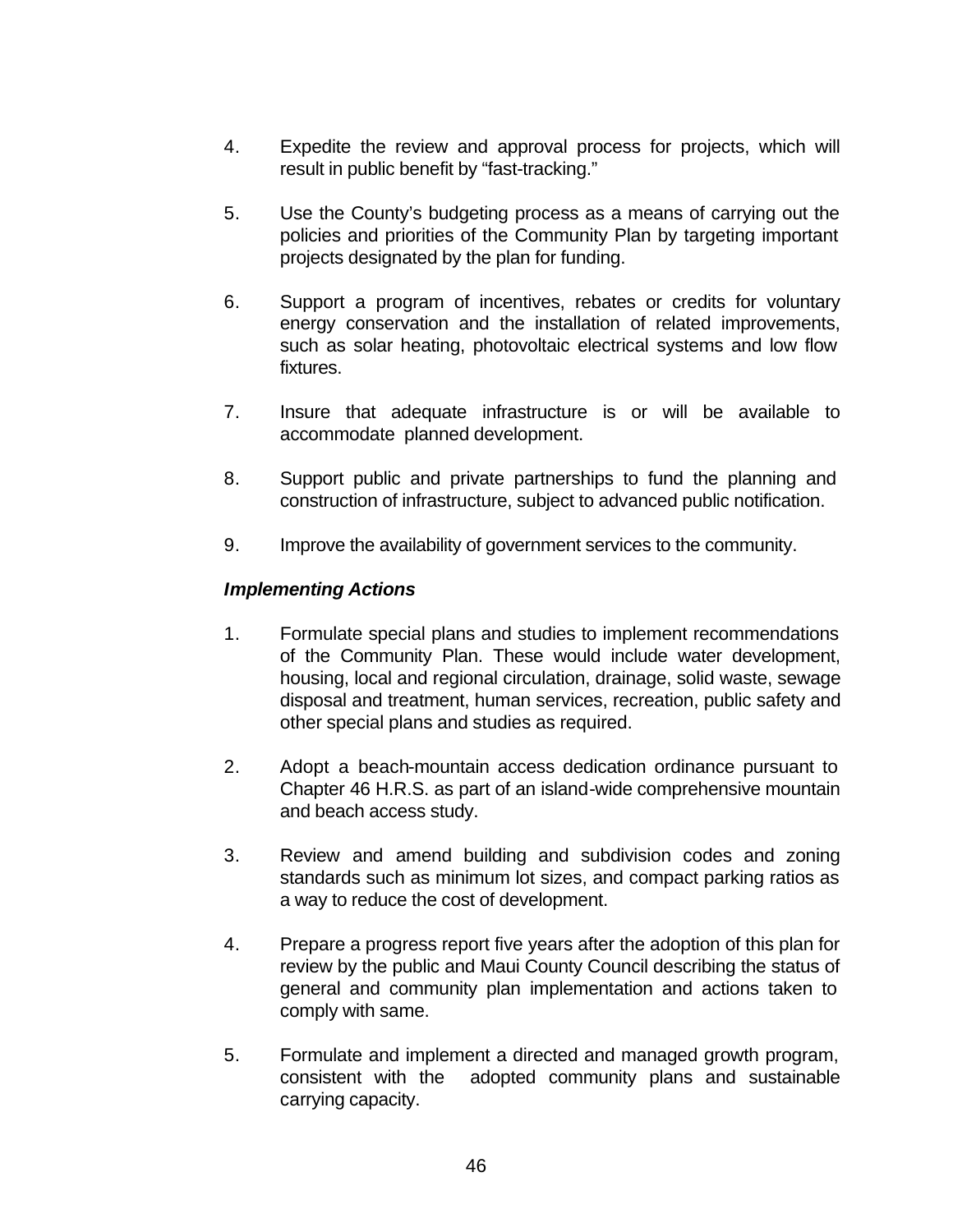4. Expedite the review and approval process for projects, which will result in public benefit by "fast-tracking."

5. Use the County's budgeting process as a means of carrying out the policies and priorities of the Community Plan by targeting important projects designated by the plan for funding.

6. Support a program of incentives, rebates or credits for voluntary energy conservation and the installation of related improvements, such as solar heating, photovoltaic electrical systems and low flow fixtures.

7. Insure that adequate infrastructure is or will be available to accommodate planned development.

8. Support public and private partnerships to fund the planning and construction of infrastructure, subject to advanced public notification.

9. Improve the availability of government services to the community.

***Implementing Actions***

1. Formulate special plans and studies to implement recommendations of the Community Plan. These would include water development, housing, local and regional circulation, drainage, solid waste, sewage disposal and treatment, human services, recreation, public safety and other special plans and studies as required.

2. Adopt a beach-mountain access dedication ordinance pursuant to Chapter 46 H.R.S. as part of an island-wide comprehensive mountain and beach access study.

3. Review and amend building and subdivision codes and zoning standards such as minimum lot sizes, and compact parking ratios as a way to reduce the cost of development.

4. Prepare a progress report five years after the adoption of this plan for review by the public and Maui County Council describing the status of general and community plan implementation and actions taken to comply with same.

5. Formulate and implement a directed and managed growth program, consistent with the adopted community plans and sustainable carrying capacity.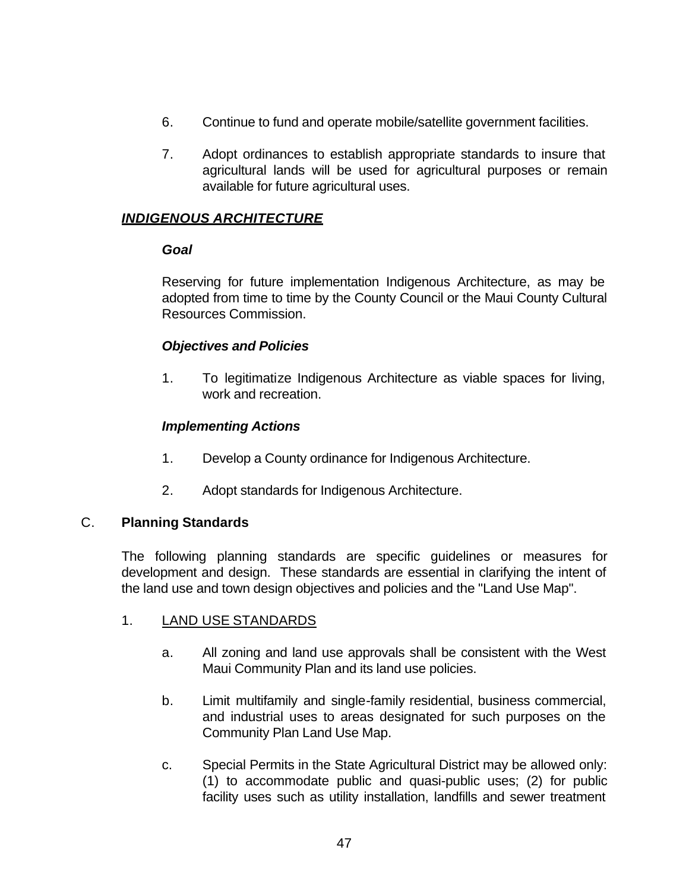6. Continue to fund and operate mobile/satellite government facilities.

7. Adopt ordinances to establish appropriate standards to insure that agricultural lands will be used for agricultural purposes or remain available for future agricultural uses.

***INDIGENOUS ARCHITECTURE***

***Goal***

Reserving for future implementation Indigenous Architecture, as may be adopted from time to time by the County Council or the Maui County Cultural Resources Commission.

***Objectives and Policies***

1. To legitimatize Indigenous Architecture as viable spaces for living, work and recreation.

***Implementing Actions***

1. Develop a County ordinance for Indigenous Architecture.

2. Adopt standards for Indigenous Architecture.

## C. **Planning Standards**

The following planning standards are specific guidelines or measures for development and design. These standards are essential in clarifying the intent of the land use and town design objectives and policies and the "Land Use Map".

1. LAND USE STANDARDS

   a. All zoning and land use approvals shall be consistent with the West Maui Community Plan and its land use policies.

   b. Limit multifamily and single-family residential, business commercial, and industrial uses to areas designated for such purposes on the Community Plan Land Use Map.

   c. Special Permits in the State Agricultural District may be allowed only: (1) to accommodate public and quasi-public uses; (2) for public facility uses such as utility installation, landfills and sewer treatment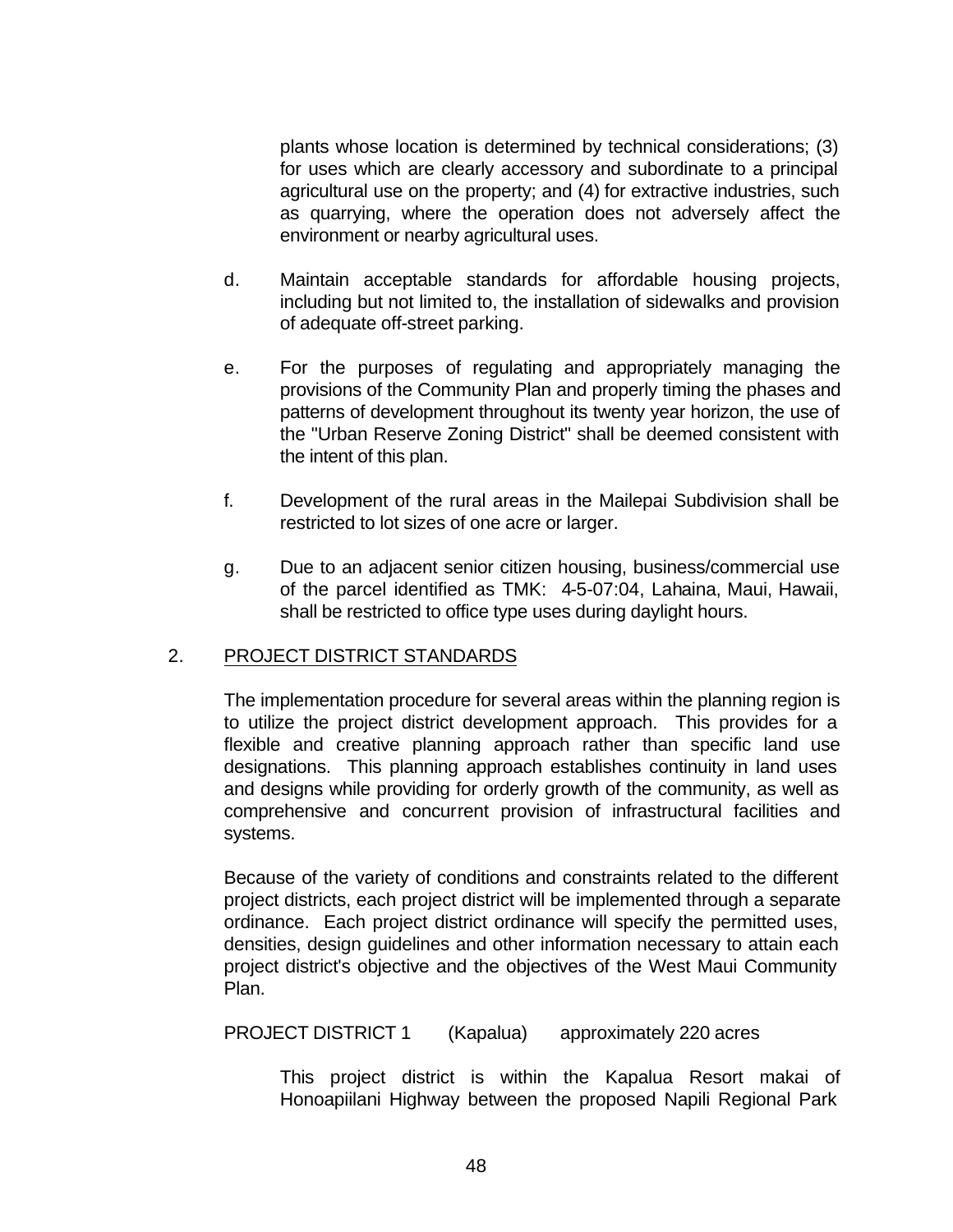plants whose location is determined by technical considerations; (3) for uses which are clearly accessory and subordinate to a principal agricultural use on the property; and (4) for extractive industries, such as quarrying, where the operation does not adversely affect the environment or nearby agricultural uses.

d. Maintain acceptable standards for affordable housing projects, including but not limited to, the installation of sidewalks and provision of adequate off-street parking.

e. For the purposes of regulating and appropriately managing the provisions of the Community Plan and properly timing the phases and patterns of development throughout its twenty year horizon, the use of the "Urban Reserve Zoning District" shall be deemed consistent with the intent of this plan.

f. Development of the rural areas in the Mailepai Subdivision shall be restricted to lot sizes of one acre or larger.

g. Due to an adjacent senior citizen housing, business/commercial use of the parcel identified as TMK: 4-5-07:04, Lahaina, Maui, Hawaii, shall be restricted to office type uses during daylight hours.

## 2. PROJECT DISTRICT STANDARDS

The implementation procedure for several areas within the planning region is to utilize the project district development approach. This provides for a flexible and creative planning approach rather than specific land use designations. This planning approach establishes continuity in land uses and designs while providing for orderly growth of the community, as well as comprehensive and concurrent provision of infrastructural facilities and systems.

Because of the variety of conditions and constraints related to the different project districts, each project district will be implemented through a separate ordinance. Each project district ordinance will specify the permitted uses, densities, design guidelines and other information necessary to attain each project district's objective and the objectives of the West Maui Community Plan.

PROJECT DISTRICT 1 (Kapalua) approximately 220 acres

This project district is within the Kapalua Resort makai of Honoapiilani Highway between the proposed Napili Regional Park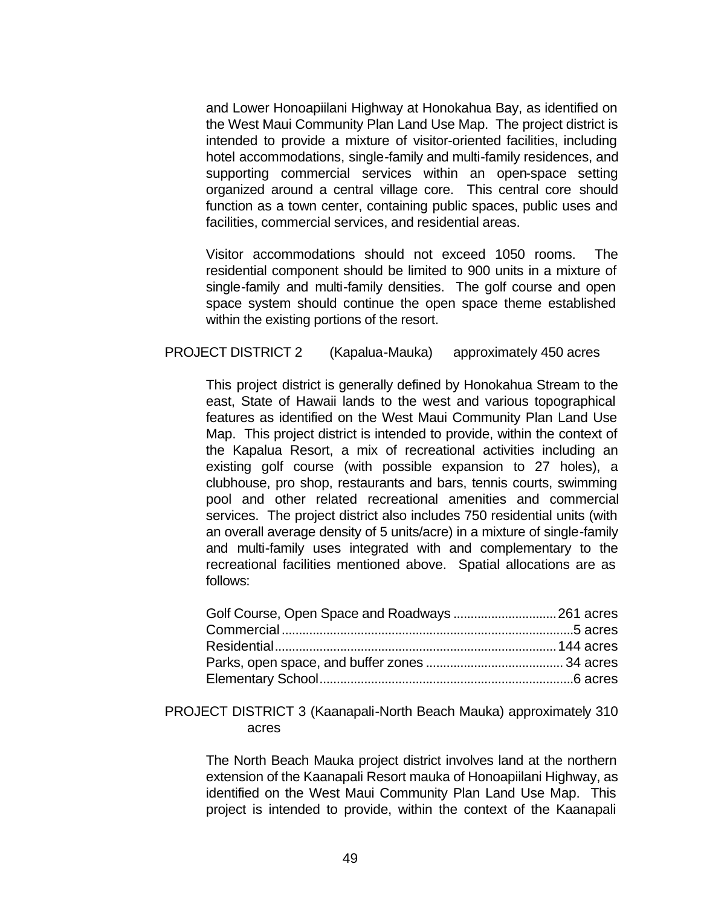and Lower Honoapiilani Highway at Honokahua Bay, as identified on the West Maui Community Plan Land Use Map. The project district is intended to provide a mixture of visitor-oriented facilities, including hotel accommodations, single-family and multi-family residences, and supporting commercial services within an open-space setting organized around a central village core. This central core should function as a town center, containing public spaces, public uses and facilities, commercial services, and residential areas.

Visitor accommodations should not exceed 1050 rooms. The residential component should be limited to 900 units in a mixture of single-family and multi-family densities. The golf course and open space system should continue the open space theme established within the existing portions of the resort.

PROJECT DISTRICT 2 (Kapalua-Mauka) approximately 450 acres

This project district is generally defined by Honokahua Stream to the east, State of Hawaii lands to the west and various topographical features as identified on the West Maui Community Plan Land Use Map. This project district is intended to provide, within the context of the Kapalua Resort, a mix of recreational activities including an existing golf course (with possible expansion to 27 holes), a clubhouse, pro shop, restaurants and bars, tennis courts, swimming pool and other related recreational amenities and commercial services. The project district also includes 750 residential units (with an overall average density of 5 units/acre) in a mixture of single-family and multi-family uses integrated with and complementary to the recreational facilities mentioned above. Spatial allocations are as follows:

| | |
|---|---|
| Golf Course, Open Space and Roadways | 261 acres |
| Commercial | 5 acres |
| Residential | 144 acres |
| Parks, open space, and buffer zones | 34 acres |
| Elementary School | 6 acres |

PROJECT DISTRICT 3 (Kaanapali-North Beach Mauka) approximately 310 acres

The North Beach Mauka project district involves land at the northern extension of the Kaanapali Resort mauka of Honoapiilani Highway, as identified on the West Maui Community Plan Land Use Map. This project is intended to provide, within the context of the Kaanapali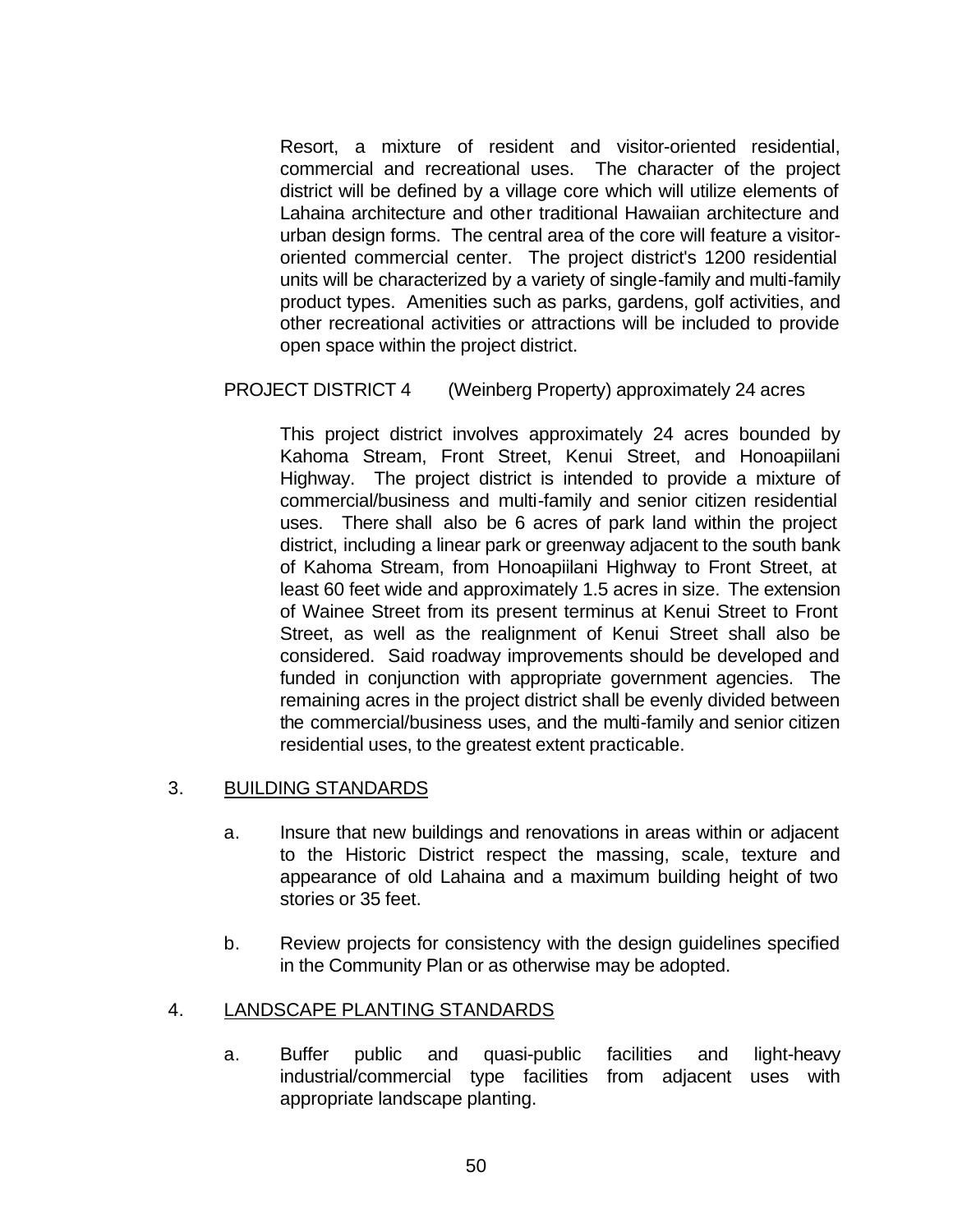Resort, a mixture of resident and visitor-oriented residential, commercial and recreational uses. The character of the project district will be defined by a village core which will utilize elements of Lahaina architecture and other traditional Hawaiian architecture and urban design forms. The central area of the core will feature a visitor-oriented commercial center. The project district's 1200 residential units will be characterized by a variety of single-family and multi-family product types. Amenities such as parks, gardens, golf activities, and other recreational activities or attractions will be included to provide open space within the project district.

PROJECT DISTRICT 4 (Weinberg Property) approximately 24 acres

This project district involves approximately 24 acres bounded by Kahoma Stream, Front Street, Kenui Street, and Honoapiilani Highway. The project district is intended to provide a mixture of commercial/business and multi-family and senior citizen residential uses. There shall also be 6 acres of park land within the project district, including a linear park or greenway adjacent to the south bank of Kahoma Stream, from Honoapiilani Highway to Front Street, at least 60 feet wide and approximately 1.5 acres in size. The extension of Wainee Street from its present terminus at Kenui Street to Front Street, as well as the realignment of Kenui Street shall also be considered. Said roadway improvements should be developed and funded in conjunction with appropriate government agencies. The remaining acres in the project district shall be evenly divided between the commercial/business uses, and the multi-family and senior citizen residential uses, to the greatest extent practicable.

3. <u>BUILDING STANDARDS</u>

   a. Insure that new buildings and renovations in areas within or adjacent to the Historic District respect the massing, scale, texture and appearance of old Lahaina and a maximum building height of two stories or 35 feet.

   b. Review projects for consistency with the design guidelines specified in the Community Plan or as otherwise may be adopted.

4. <u>LANDSCAPE PLANTING STANDARDS</u>

   a. Buffer public and quasi-public facilities and light-heavy industrial/commercial type facilities from adjacent uses with appropriate landscape planting.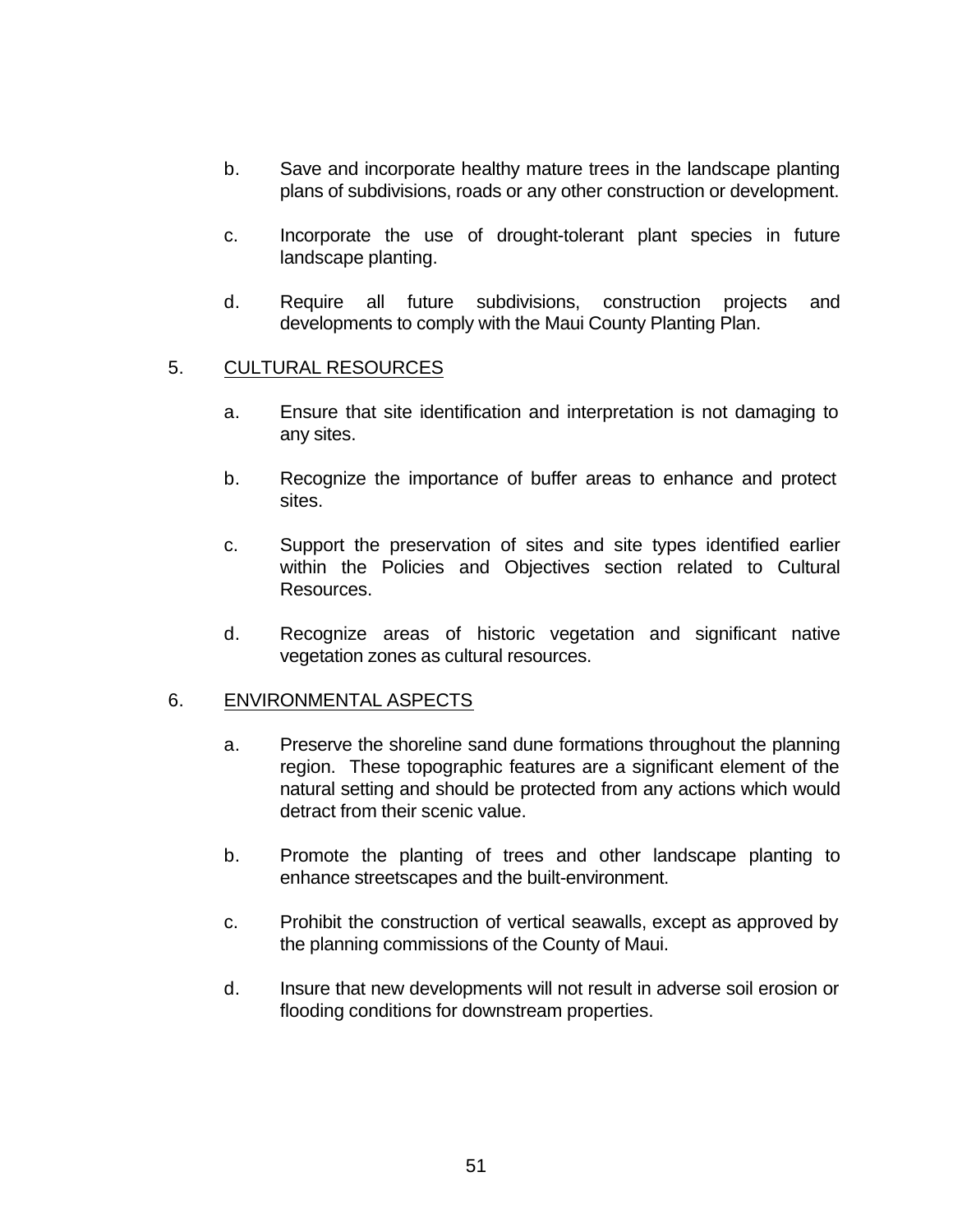b. Save and incorporate healthy mature trees in the landscape planting plans of subdivisions, roads or any other construction or development.

c. Incorporate the use of drought-tolerant plant species in future landscape planting.

d. Require all future subdivisions, construction projects and developments to comply with the Maui County Planting Plan.

5. <u>CULTURAL RESOURCES</u>

a. Ensure that site identification and interpretation is not damaging to any sites.

b. Recognize the importance of buffer areas to enhance and protect sites.

c. Support the preservation of sites and site types identified earlier within the Policies and Objectives section related to Cultural Resources.

d. Recognize areas of historic vegetation and significant native vegetation zones as cultural resources.

6. <u>ENVIRONMENTAL ASPECTS</u>

a. Preserve the shoreline sand dune formations throughout the planning region. These topographic features are a significant element of the natural setting and should be protected from any actions which would detract from their scenic value.

b. Promote the planting of trees and other landscape planting to enhance streetscapes and the built-environment.

c. Prohibit the construction of vertical seawalls, except as approved by the planning commissions of the County of Maui.

d. Insure that new developments will not result in adverse soil erosion or flooding conditions for downstream properties.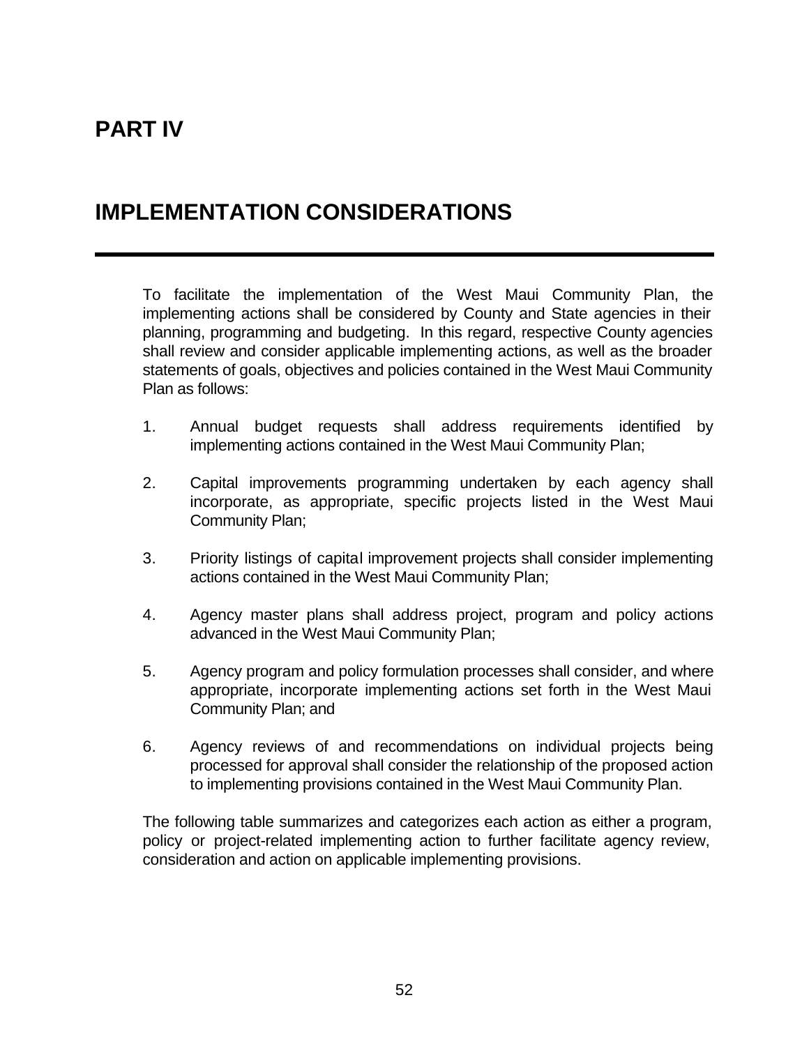# PART IV

# IMPLEMENTATION CONSIDERATIONS

---

To facilitate the implementation of the West Maui Community Plan, the implementing actions shall be considered by County and State agencies in their planning, programming and budgeting. In this regard, respective County agencies shall review and consider applicable implementing actions, as well as the broader statements of goals, objectives and policies contained in the West Maui Community Plan as follows:

1. Annual budget requests shall address requirements identified by implementing actions contained in the West Maui Community Plan;

2. Capital improvements programming undertaken by each agency shall incorporate, as appropriate, specific projects listed in the West Maui Community Plan;

3. Priority listings of capital improvement projects shall consider implementing actions contained in the West Maui Community Plan;

4. Agency master plans shall address project, program and policy actions advanced in the West Maui Community Plan;

5. Agency program and policy formulation processes shall consider, and where appropriate, incorporate implementing actions set forth in the West Maui Community Plan; and

6. Agency reviews of and recommendations on individual projects being processed for approval shall consider the relationship of the proposed action to implementing provisions contained in the West Maui Community Plan.

The following table summarizes and categorizes each action as either a program, policy or project-related implementing action to further facilitate agency review, consideration and action on applicable implementing provisions.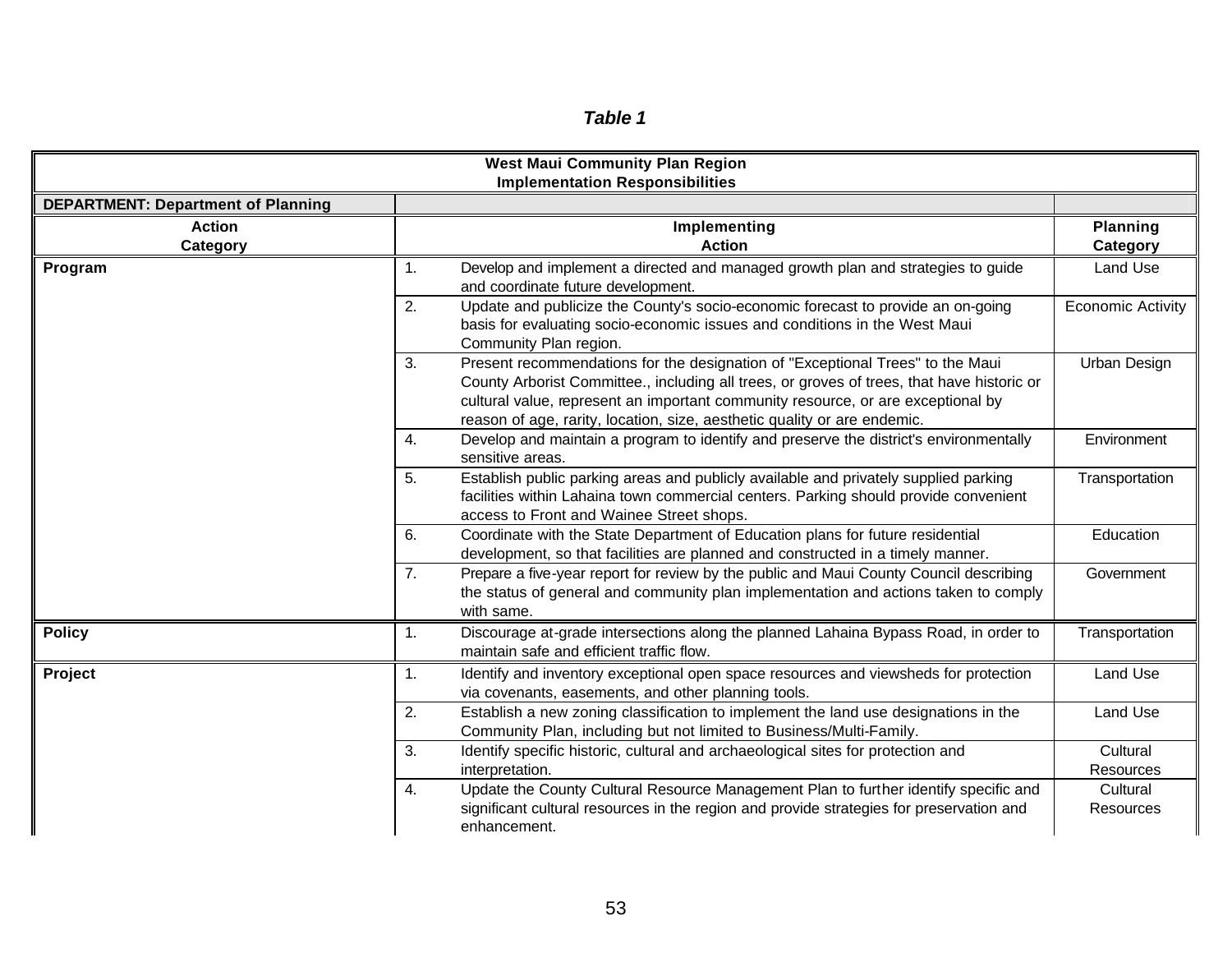*Table 1*

| West Maui Community Plan Region<br>Implementation Responsibilities | | |
|---|---|---|
| **DEPARTMENT: Department of Planning** | | |
| **Action Category** | **Implementing Action** | **Planning Category** |
| **Program** | 1. Develop and implement a directed and managed growth plan and strategies to guide and coordinate future development. | Land Use |
| | 2. Update and publicize the County's socio-economic forecast to provide an on-going basis for evaluating socio-economic issues and conditions in the West Maui Community Plan region. | Economic Activity |
| | 3. Present recommendations for the designation of "Exceptional Trees" to the Maui County Arborist Committee., including all trees, or groves of trees, that have historic or cultural value, represent an important community resource, or are exceptional by reason of age, rarity, location, size, aesthetic quality or are endemic. | Urban Design |
| | 4. Develop and maintain a program to identify and preserve the district's environmentally sensitive areas. | Environment |
| | 5. Establish public parking areas and publicly available and privately supplied parking facilities within Lahaina town commercial centers. Parking should provide convenient access to Front and Wainee Street shops. | Transportation |
| | 6. Coordinate with the State Department of Education plans for future residential development, so that facilities are planned and constructed in a timely manner. | Education |
| | 7. Prepare a five-year report for review by the public and Maui County Council describing the status of general and community plan implementation and actions taken to comply with same. | Government |
| **Policy** | 1. Discourage at-grade intersections along the planned Lahaina Bypass Road, in order to maintain safe and efficient traffic flow. | Transportation |
| **Project** | 1. Identify and inventory exceptional open space resources and viewsheds for protection via covenants, easements, and other planning tools. | Land Use |
| | 2. Establish a new zoning classification to implement the land use designations in the Community Plan, including but not limited to Business/Multi-Family. | Land Use |
| | 3. Identify specific historic, cultural and archaeological sites for protection and interpretation. | Cultural Resources |
| | 4. Update the County Cultural Resource Management Plan to further identify specific and significant cultural resources in the region and provide strategies for preservation and enhancement. | Cultural Resources |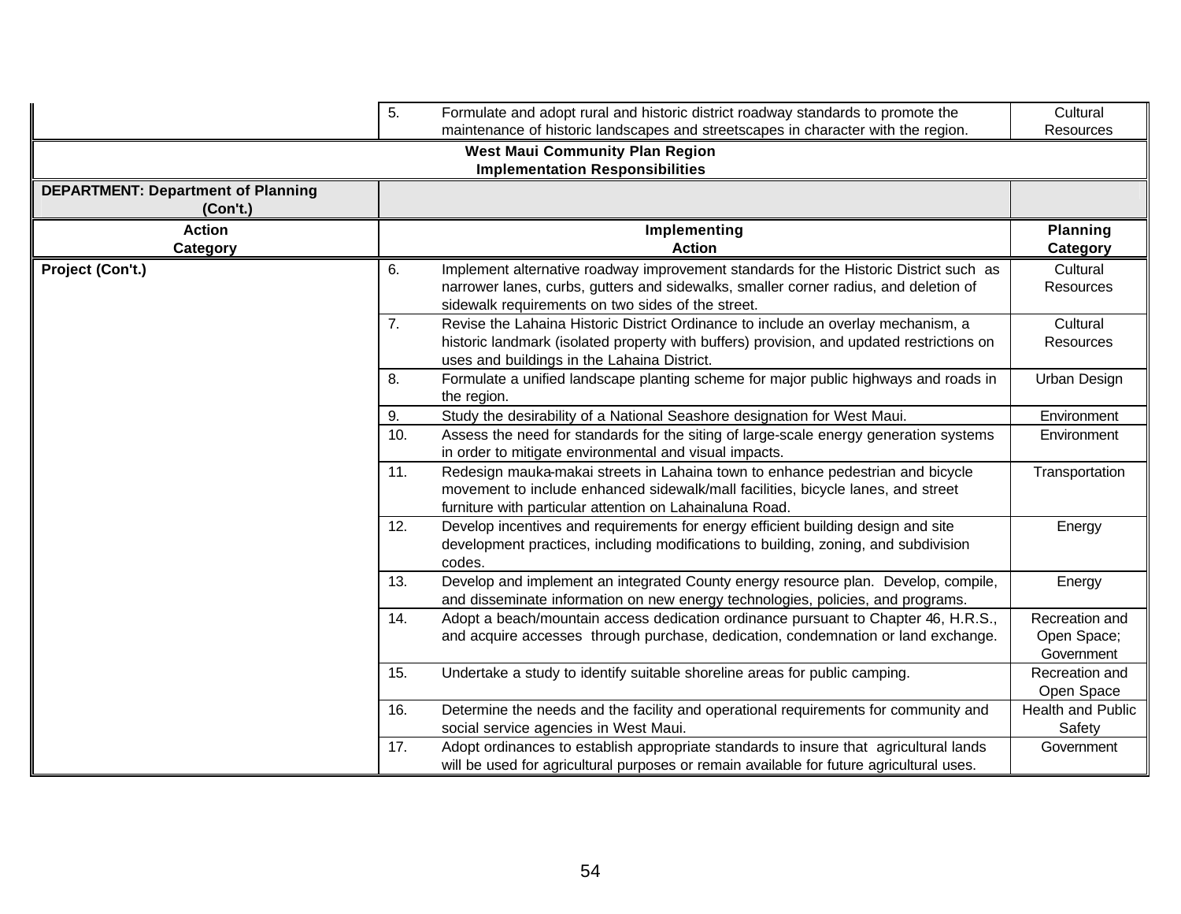| | | |
|---|---|---|
| | 5. Formulate and adopt rural and historic district roadway standards to promote the maintenance of historic landscapes and streetscapes in character with the region. | Cultural Resources |

**West Maui Community Plan Region**
**Implementation Responsibilities**

| **DEPARTMENT: Department of Planning (Con't.)** | | |
|---|---|---|
| **Action Category** | **Implementing Action** | **Planning Category** |
| **Project (Con't.)** | 6. Implement alternative roadway improvement standards for the Historic District such as narrower lanes, curbs, gutters and sidewalks, smaller corner radius, and deletion of sidewalk requirements on two sides of the street. | Cultural Resources |
| | 7. Revise the Lahaina Historic District Ordinance to include an overlay mechanism, a historic landmark (isolated property with buffers) provision, and updated restrictions on uses and buildings in the Lahaina District. | Cultural Resources |
| | 8. Formulate a unified landscape planting scheme for major public highways and roads in the region. | Urban Design |
| | 9. Study the desirability of a National Seashore designation for West Maui. | Environment |
| | 10. Assess the need for standards for the siting of large-scale energy generation systems in order to mitigate environmental and visual impacts. | Environment |
| | 11. Redesign mauka-makai streets in Lahaina town to enhance pedestrian and bicycle movement to include enhanced sidewalk/mall facilities, bicycle lanes, and street furniture with particular attention on Lahainaluna Road. | Transportation |
| | 12. Develop incentives and requirements for energy efficient building design and site development practices, including modifications to building, zoning, and subdivision codes. | Energy |
| | 13. Develop and implement an integrated County energy resource plan. Develop, compile, and disseminate information on new energy technologies, policies, and programs. | Energy |
| | 14. Adopt a beach/mountain access dedication ordinance pursuant to Chapter 46, H.R.S., and acquire accesses through purchase, dedication, condemnation or land exchange. | Recreation and Open Space; Government |
| | 15. Undertake a study to identify suitable shoreline areas for public camping. | Recreation and Open Space |
| | 16. Determine the needs and the facility and operational requirements for community and social service agencies in West Maui. | Health and Public Safety |
| | 17. Adopt ordinances to establish appropriate standards to insure that agricultural lands will be used for agricultural purposes or remain available for future agricultural uses. | Government |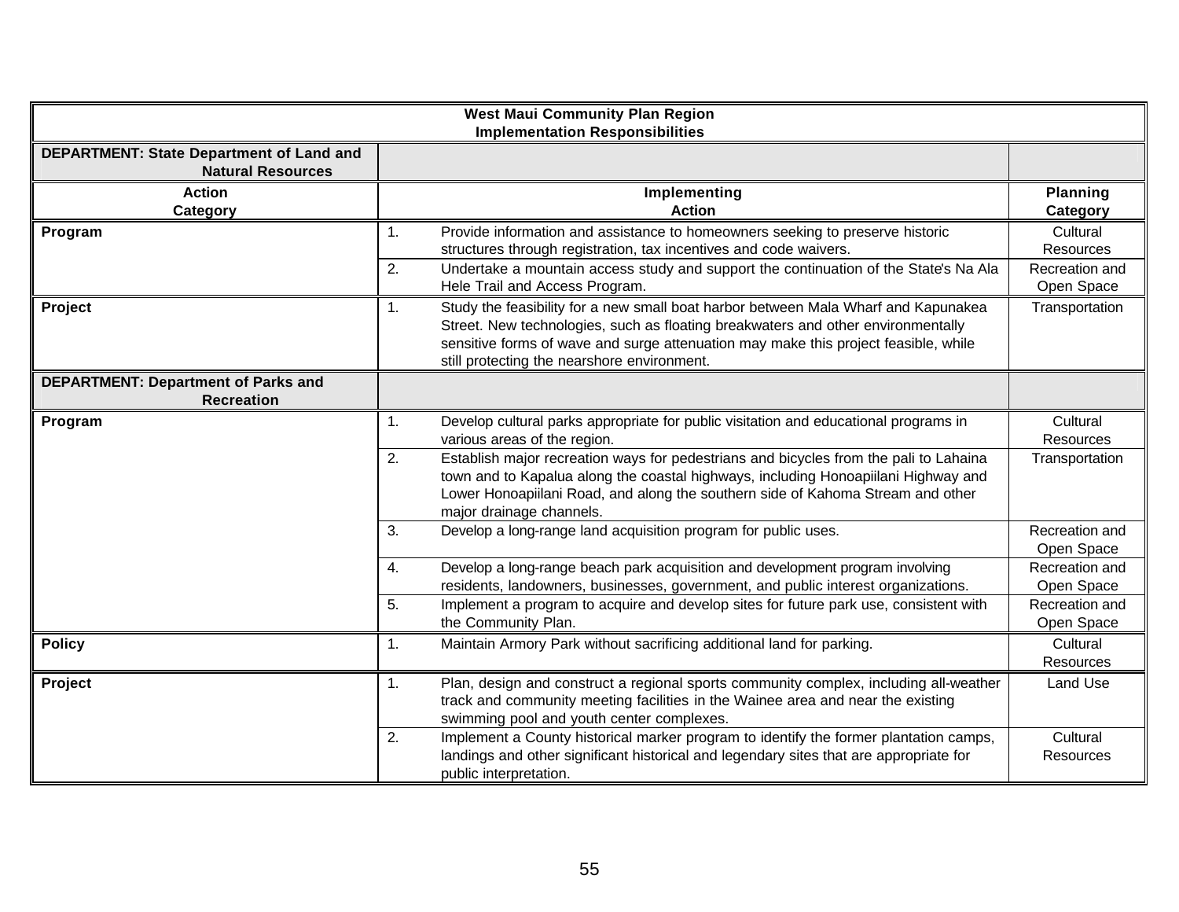| West Maui Community Plan Region<br>Implementation Responsibilities | | |
|---|---|---|
| **DEPARTMENT: State Department of Land and Natural Resources** | | |
| **Action Category** | **Implementing Action** | **Planning Category** |
| **Program** | 1. Provide information and assistance to homeowners seeking to preserve historic structures through registration, tax incentives and code waivers. | Cultural Resources |
| | 2. Undertake a mountain access study and support the continuation of the State's Na Ala Hele Trail and Access Program. | Recreation and Open Space |
| **Project** | 1. Study the feasibility for a new small boat harbor between Mala Wharf and Kapunakea Street. New technologies, such as floating breakwaters and other environmentally sensitive forms of wave and surge attenuation may make this project feasible, while still protecting the nearshore environment. | Transportation |
| **DEPARTMENT: Department of Parks and Recreation** | | |
| **Program** | 1. Develop cultural parks appropriate for public visitation and educational programs in various areas of the region. | Cultural Resources |
| | 2. Establish major recreation ways for pedestrians and bicycles from the pali to Lahaina town and to Kapalua along the coastal highways, including Honoapiilani Highway and Lower Honoapiilani Road, and along the southern side of Kahoma Stream and other major drainage channels. | Transportation |
| | 3. Develop a long-range land acquisition program for public uses. | Recreation and Open Space |
| | 4. Develop a long-range beach park acquisition and development program involving residents, landowners, businesses, government, and public interest organizations. | Recreation and Open Space |
| | 5. Implement a program to acquire and develop sites for future park use, consistent with the Community Plan. | Recreation and Open Space |
| **Policy** | 1. Maintain Armory Park without sacrificing additional land for parking. | Cultural Resources |
| **Project** | 1. Plan, design and construct a regional sports community complex, including all-weather track and community meeting facilities in the Wainee area and near the existing swimming pool and youth center complexes. | Land Use |
| | 2. Implement a County historical marker program to identify the former plantation camps, landings and other significant historical and legendary sites that are appropriate for public interpretation. | Cultural Resources |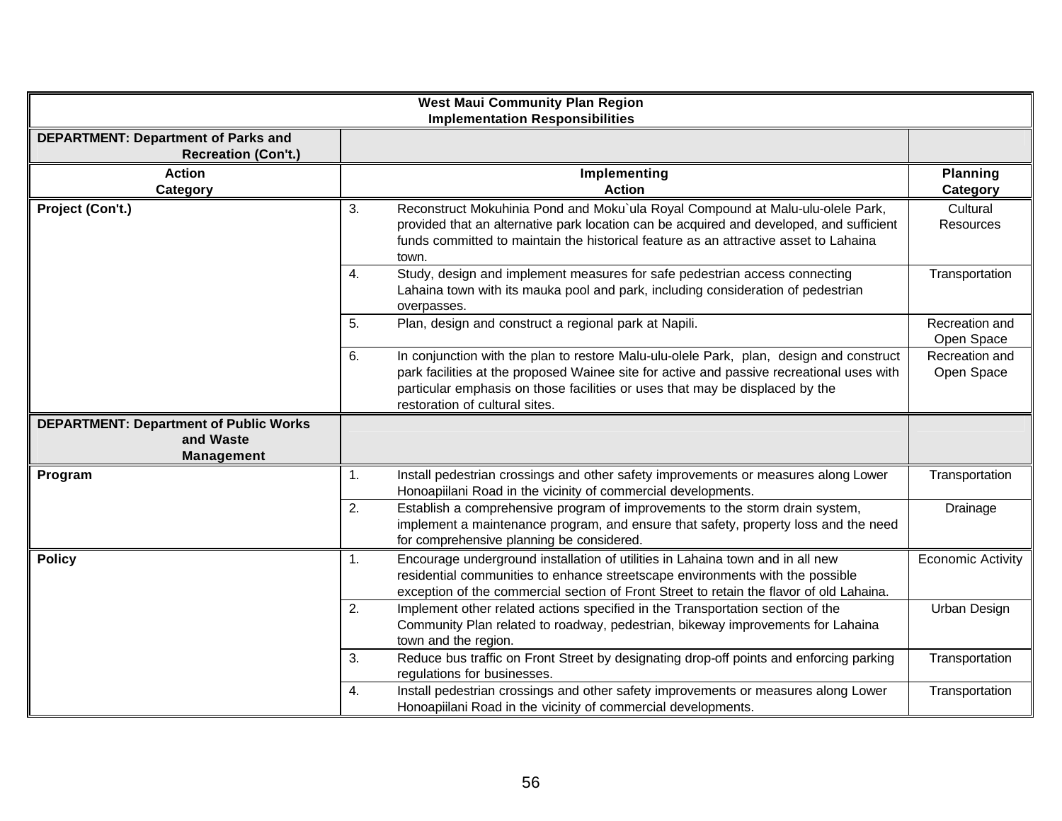| West Maui Community Plan Region Implementation Responsibilities | | |
|---|---|---|
| **DEPARTMENT: Department of Parks and Recreation (Con't.)** | | |
| **Action Category** | **Implementing Action** | **Planning Category** |
| **Project (Con't.)** | 3. Reconstruct Mokuhinia Pond and Moku`ula Royal Compound at Malu-ulu-olele Park, provided that an alternative park location can be acquired and developed, and sufficient funds committed to maintain the historical feature as an attractive asset to Lahaina town. | Cultural Resources |
| | 4. Study, design and implement measures for safe pedestrian access connecting Lahaina town with its mauka pool and park, including consideration of pedestrian overpasses. | Transportation |
| | 5. Plan, design and construct a regional park at Napili. | Recreation and Open Space |
| | 6. In conjunction with the plan to restore Malu-ulu-olele Park, plan, design and construct park facilities at the proposed Wainee site for active and passive recreational uses with particular emphasis on those facilities or uses that may be displaced by the restoration of cultural sites. | Recreation and Open Space |
| **DEPARTMENT: Department of Public Works and Waste Management** | | |
| **Program** | 1. Install pedestrian crossings and other safety improvements or measures along Lower Honoapiilani Road in the vicinity of commercial developments. | Transportation |
| | 2. Establish a comprehensive program of improvements to the storm drain system, implement a maintenance program, and ensure that safety, property loss and the need for comprehensive planning be considered. | Drainage |
| **Policy** | 1. Encourage underground installation of utilities in Lahaina town and in all new residential communities to enhance streetscape environments with the possible exception of the commercial section of Front Street to retain the flavor of old Lahaina. | Economic Activity |
| | 2. Implement other related actions specified in the Transportation section of the Community Plan related to roadway, pedestrian, bikeway improvements for Lahaina town and the region. | Urban Design |
| | 3. Reduce bus traffic on Front Street by designating drop-off points and enforcing parking regulations for businesses. | Transportation |
| | 4. Install pedestrian crossings and other safety improvements or measures along Lower Honoapiilani Road in the vicinity of commercial developments. | Transportation |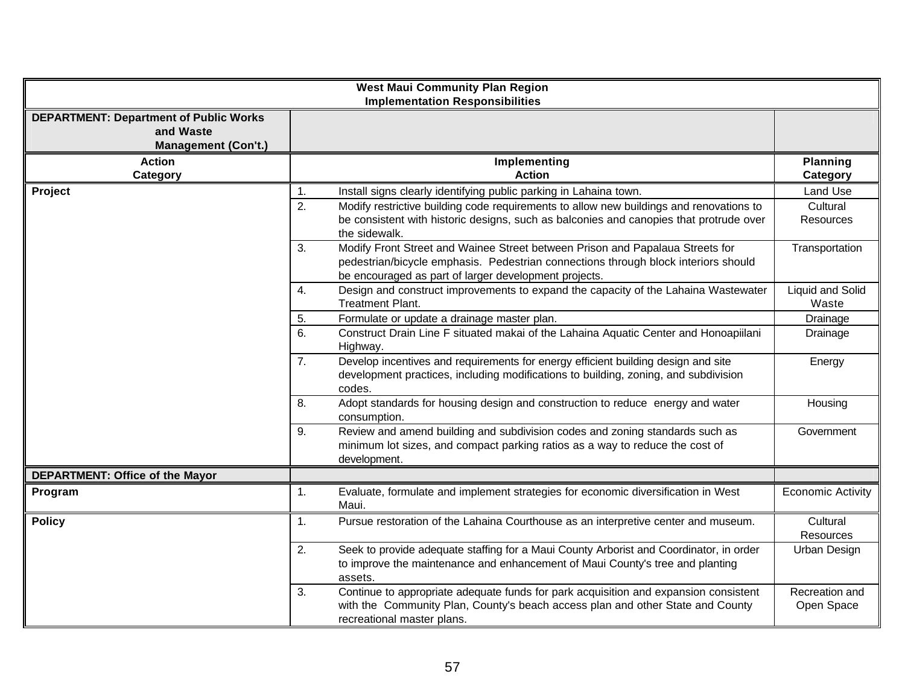| West Maui Community Plan Region<br>Implementation Responsibilities | | |
|---|---|---|
| **DEPARTMENT: Department of Public Works and Waste Management (Con't.)** | | |
| **Action Category** | **Implementing Action** | **Planning Category** |
| **Project** | 1. Install signs clearly identifying public parking in Lahaina town. | Land Use |
| | 2. Modify restrictive building code requirements to allow new buildings and renovations to be consistent with historic designs, such as balconies and canopies that protrude over the sidewalk. | Cultural Resources |
| | 3. Modify Front Street and Wainee Street between Prison and Papalaua Streets for pedestrian/bicycle emphasis. Pedestrian connections through block interiors should be encouraged as part of larger development projects. | Transportation |
| | 4. Design and construct improvements to expand the capacity of the Lahaina Wastewater Treatment Plant. | Liquid and Solid Waste |
| | 5. Formulate or update a drainage master plan. | Drainage |
| | 6. Construct Drain Line F situated makai of the Lahaina Aquatic Center and Honoapiilani Highway. | Drainage |
| | 7. Develop incentives and requirements for energy efficient building design and site development practices, including modifications to building, zoning, and subdivision codes. | Energy |
| | 8. Adopt standards for housing design and construction to reduce energy and water consumption. | Housing |
| | 9. Review and amend building and subdivision codes and zoning standards such as minimum lot sizes, and compact parking ratios as a way to reduce the cost of development. | Government |
| **DEPARTMENT: Office of the Mayor** | | |
| **Program** | 1. Evaluate, formulate and implement strategies for economic diversification in West Maui. | Economic Activity |
| **Policy** | 1. Pursue restoration of the Lahaina Courthouse as an interpretive center and museum. | Cultural Resources |
| | 2. Seek to provide adequate staffing for a Maui County Arborist and Coordinator, in order to improve the maintenance and enhancement of Maui County's tree and planting assets. | Urban Design |
| | 3. Continue to appropriate adequate funds for park acquisition and expansion consistent with the Community Plan, County's beach access plan and other State and County recreational master plans. | Recreation and Open Space |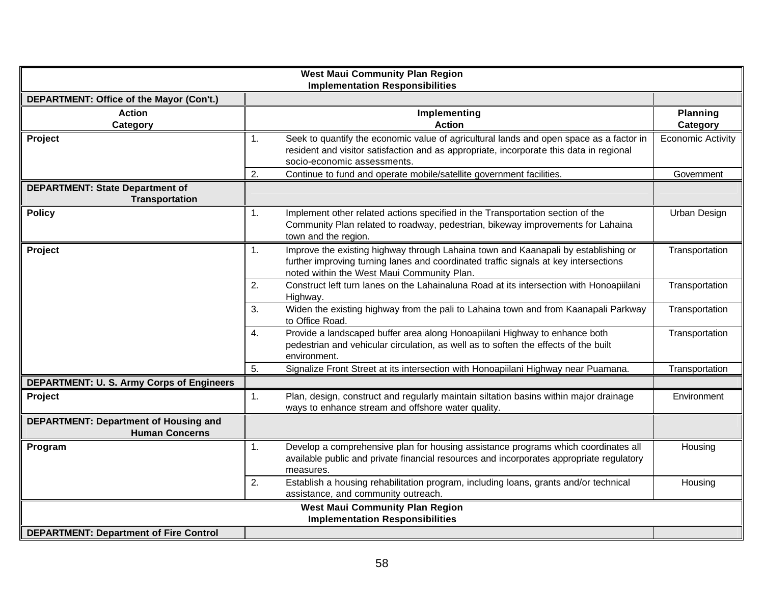| West Maui Community Plan Region<br>Implementation Responsibilities | | |
|---|---|---|
| **DEPARTMENT: Office of the Mayor (Con't.)** | | |
| **Action Category** | **Implementing Action** | **Planning Category** |
| **Project** | 1. Seek to quantify the economic value of agricultural lands and open space as a factor in resident and visitor satisfaction and as appropriate, incorporate this data in regional socio-economic assessments. | Economic Activity |
| | 2. Continue to fund and operate mobile/satellite government facilities. | Government |
| **DEPARTMENT: State Department of Transportation** | | |
| **Policy** | 1. Implement other related actions specified in the Transportation section of the Community Plan related to roadway, pedestrian, bikeway improvements for Lahaina town and the region. | Urban Design |
| **Project** | 1. Improve the existing highway through Lahaina town and Kaanapali by establishing or further improving turning lanes and coordinated traffic signals at key intersections noted within the West Maui Community Plan. | Transportation |
| | 2. Construct left turn lanes on the Lahainaluna Road at its intersection with Honoapiilani Highway. | Transportation |
| | 3. Widen the existing highway from the pali to Lahaina town and from Kaanapali Parkway to Office Road. | Transportation |
| | 4. Provide a landscaped buffer area along Honoapiilani Highway to enhance both pedestrian and vehicular circulation, as well as to soften the effects of the built environment. | Transportation |
| | 5. Signalize Front Street at its intersection with Honoapiilani Highway near Puamana. | Transportation |
| **DEPARTMENT: U. S. Army Corps of Engineers** | | |
| **Project** | 1. Plan, design, construct and regularly maintain siltation basins within major drainage ways to enhance stream and offshore water quality. | Environment |
| **DEPARTMENT: Department of Housing and Human Concerns** | | |
| **Program** | 1. Develop a comprehensive plan for housing assistance programs which coordinates all available public and private financial resources and incorporates appropriate regulatory measures. | Housing |
| | 2. Establish a housing rehabilitation program, including loans, grants and/or technical assistance, and community outreach. | Housing |

| West Maui Community Plan Region<br>Implementation Responsibilities | | |
|---|---|---|
| **DEPARTMENT: Department of Fire Control** | | |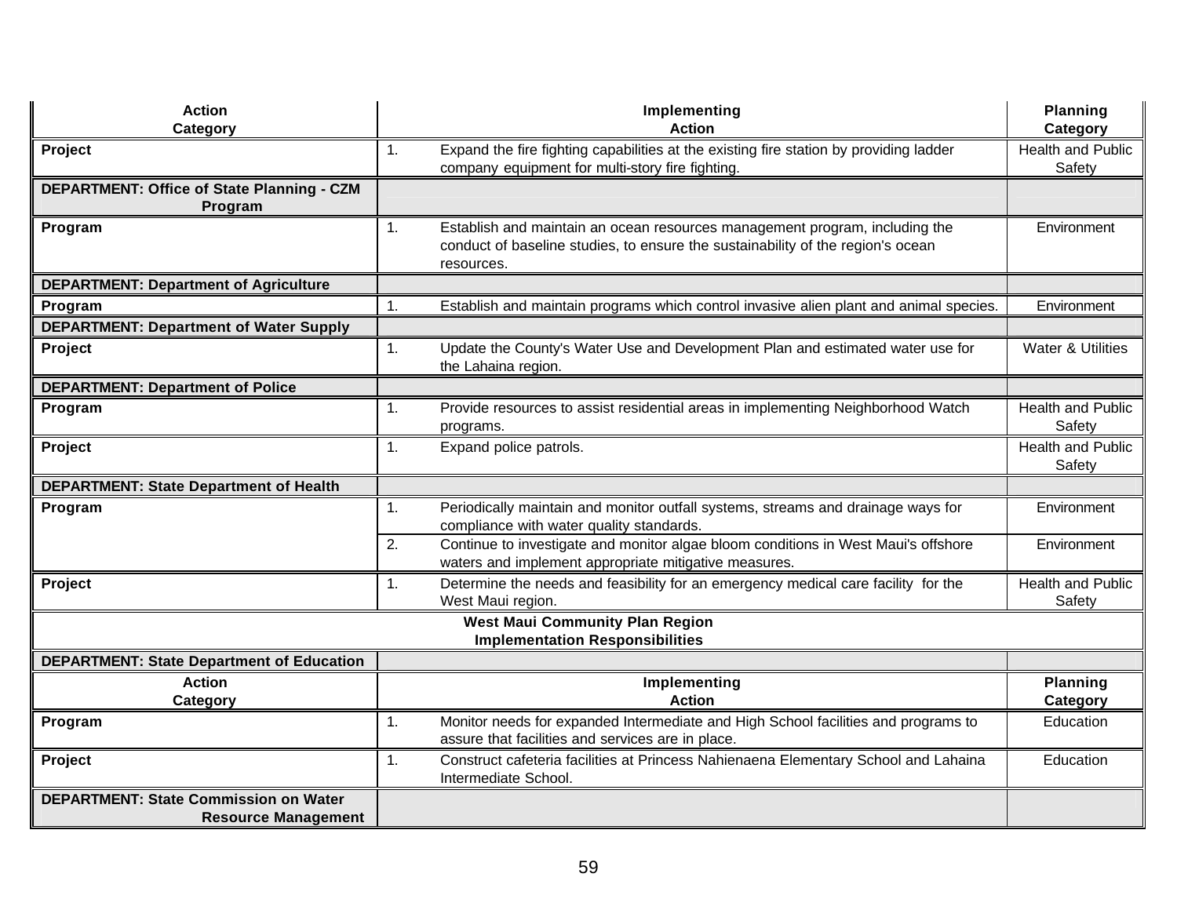| Action Category | Implementing Action | Planning Category |
|---|---|---|
| **Project** | 1. Expand the fire fighting capabilities at the existing fire station by providing ladder company equipment for multi-story fire fighting. | Health and Public Safety |
| **DEPARTMENT: Office of State Planning - CZM Program** | | |
| **Program** | 1. Establish and maintain an ocean resources management program, including the conduct of baseline studies, to ensure the sustainability of the region's ocean resources. | Environment |
| **DEPARTMENT: Department of Agriculture** | | |
| **Program** | 1. Establish and maintain programs which control invasive alien plant and animal species. | Environment |
| **DEPARTMENT: Department of Water Supply** | | |
| **Project** | 1. Update the County's Water Use and Development Plan and estimated water use for the Lahaina region. | Water & Utilities |
| **DEPARTMENT: Department of Police** | | |
| **Program** | 1. Provide resources to assist residential areas in implementing Neighborhood Watch programs. | Health and Public Safety |
| **Project** | 1. Expand police patrols. | Health and Public Safety |
| **DEPARTMENT: State Department of Health** | | |
| **Program** | 1. Periodically maintain and monitor outfall systems, streams and drainage ways for compliance with water quality standards. | Environment |
| | 2. Continue to investigate and monitor algae bloom conditions in West Maui's offshore waters and implement appropriate mitigative measures. | Environment |
| **Project** | 1. Determine the needs and feasibility for an emergency medical care facility for the West Maui region. | Health and Public Safety |

**West Maui Community Plan Region**
**Implementation Responsibilities**

| Action Category | Implementing Action | Planning Category |
|---|---|---|
| **DEPARTMENT: State Department of Education** | | |
| **Program** | 1. Monitor needs for expanded Intermediate and High School facilities and programs to assure that facilities and services are in place. | Education |
| **Project** | 1. Construct cafeteria facilities at Princess Nahienaena Elementary School and Lahaina Intermediate School. | Education |
| **DEPARTMENT: State Commission on Water Resource Management** | | |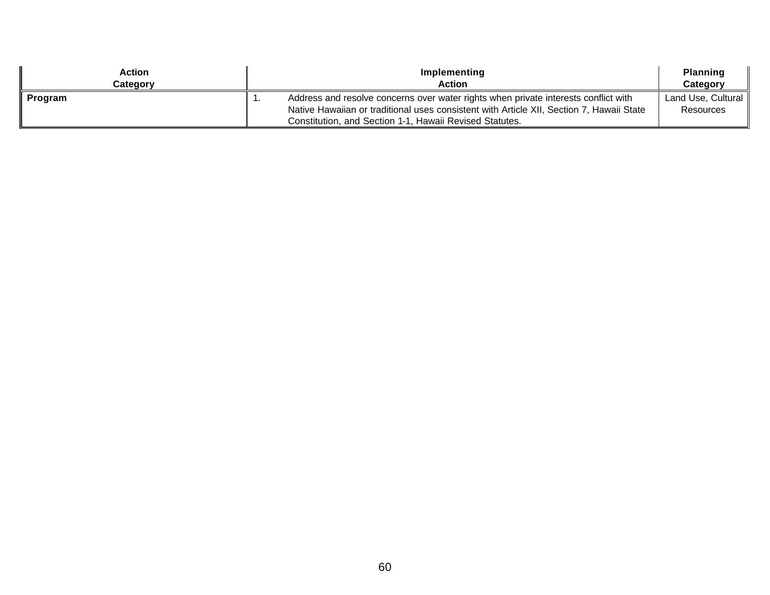| Action Category | Implementing Action | Planning Category |
|---|---|---|
| **Program** | 1. Address and resolve concerns over water rights when private interests conflict with Native Hawaiian or traditional uses consistent with Article XII, Section 7, Hawaii State Constitution, and Section 1-1, Hawaii Revised Statutes. | Land Use, Cultural Resources |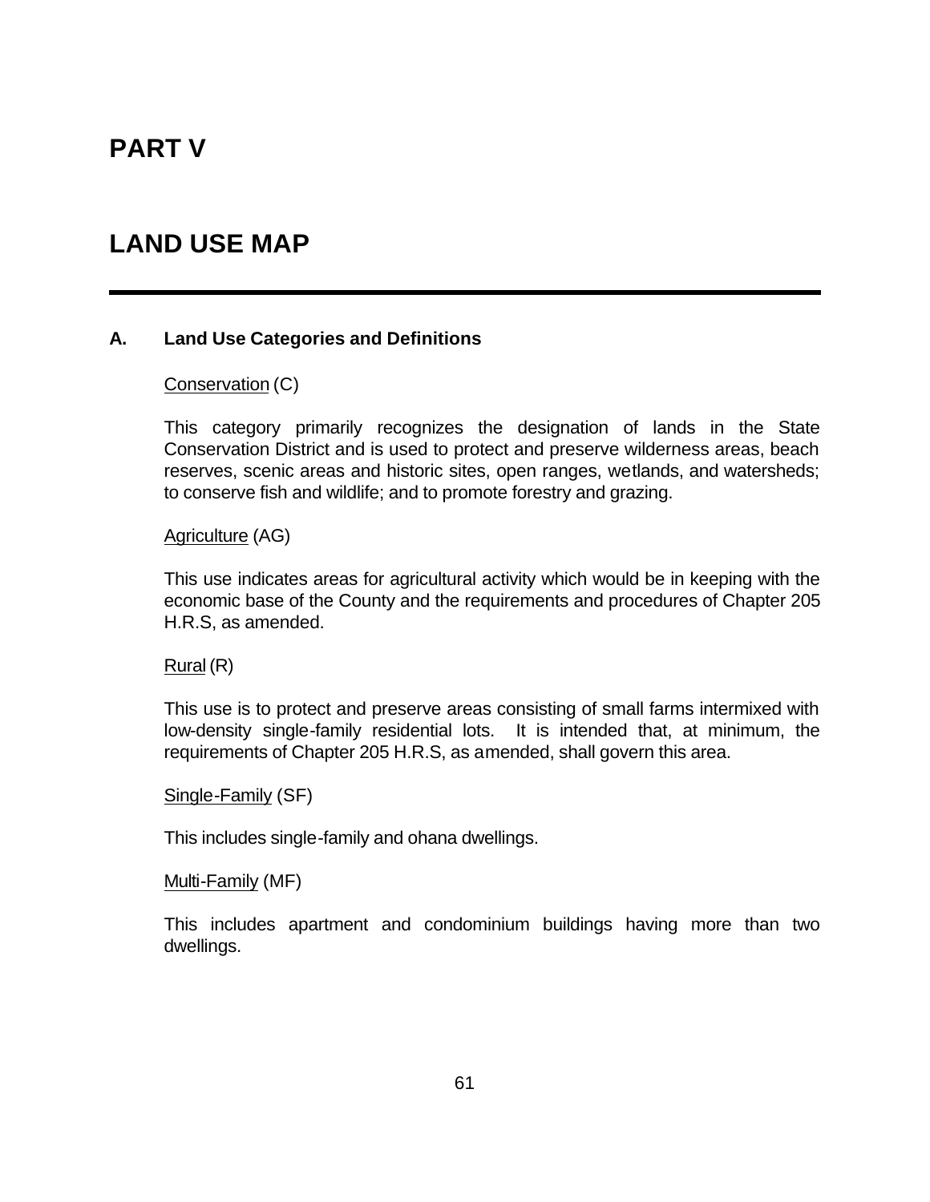# PART V

# LAND USE MAP

## A. Land Use Categories and Definitions

Conservation (C)

This category primarily recognizes the designation of lands in the State Conservation District and is used to protect and preserve wilderness areas, beach reserves, scenic areas and historic sites, open ranges, wetlands, and watersheds; to conserve fish and wildlife; and to promote forestry and grazing.

Agriculture (AG)

This use indicates areas for agricultural activity which would be in keeping with the economic base of the County and the requirements and procedures of Chapter 205 H.R.S, as amended.

Rural (R)

This use is to protect and preserve areas consisting of small farms intermixed with low-density single-family residential lots. It is intended that, at minimum, the requirements of Chapter 205 H.R.S, as amended, shall govern this area.

Single-Family (SF)

This includes single-family and ohana dwellings.

Multi-Family (MF)

This includes apartment and condominium buildings having more than two dwellings.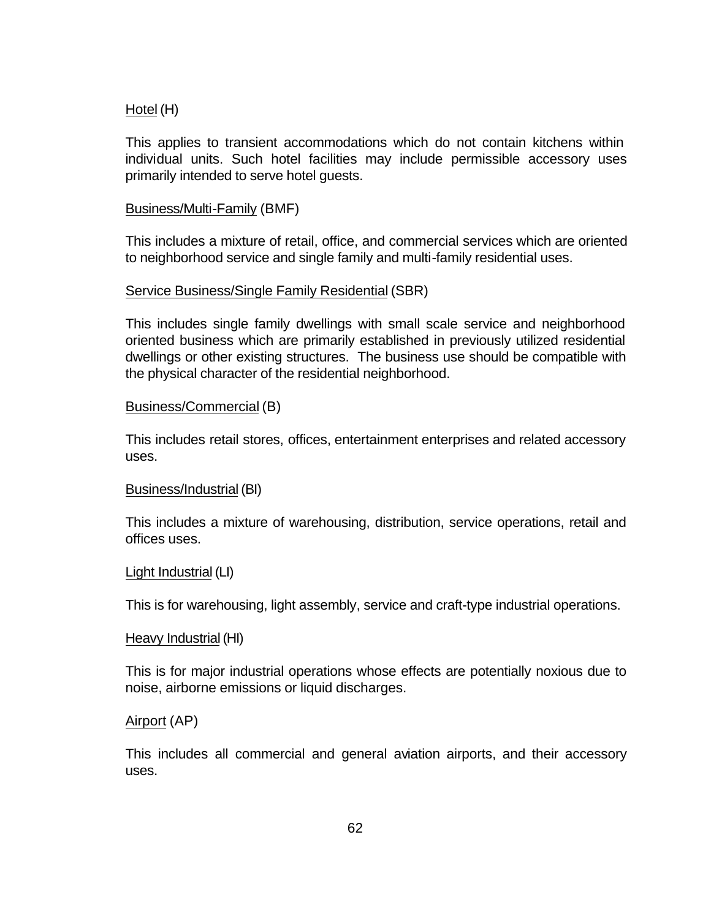<u>Hotel</u> (H)

This applies to transient accommodations which do not contain kitchens within individual units. Such hotel facilities may include permissible accessory uses primarily intended to serve hotel guests.

<u>Business/Multi-Family</u> (BMF)

This includes a mixture of retail, office, and commercial services which are oriented to neighborhood service and single family and multi-family residential uses.

<u>Service Business/Single Family Residential</u> (SBR)

This includes single family dwellings with small scale service and neighborhood oriented business which are primarily established in previously utilized residential dwellings or other existing structures. The business use should be compatible with the physical character of the residential neighborhood.

<u>Business/Commercial</u> (B)

This includes retail stores, offices, entertainment enterprises and related accessory uses.

<u>Business/Industrial</u> (BI)

This includes a mixture of warehousing, distribution, service operations, retail and offices uses.

<u>Light Industrial</u> (LI)

This is for warehousing, light assembly, service and craft-type industrial operations.

<u>Heavy Industrial</u> (HI)

This is for major industrial operations whose effects are potentially noxious due to noise, airborne emissions or liquid discharges.

<u>Airport</u> (AP)

This includes all commercial and general aviation airports, and their accessory uses.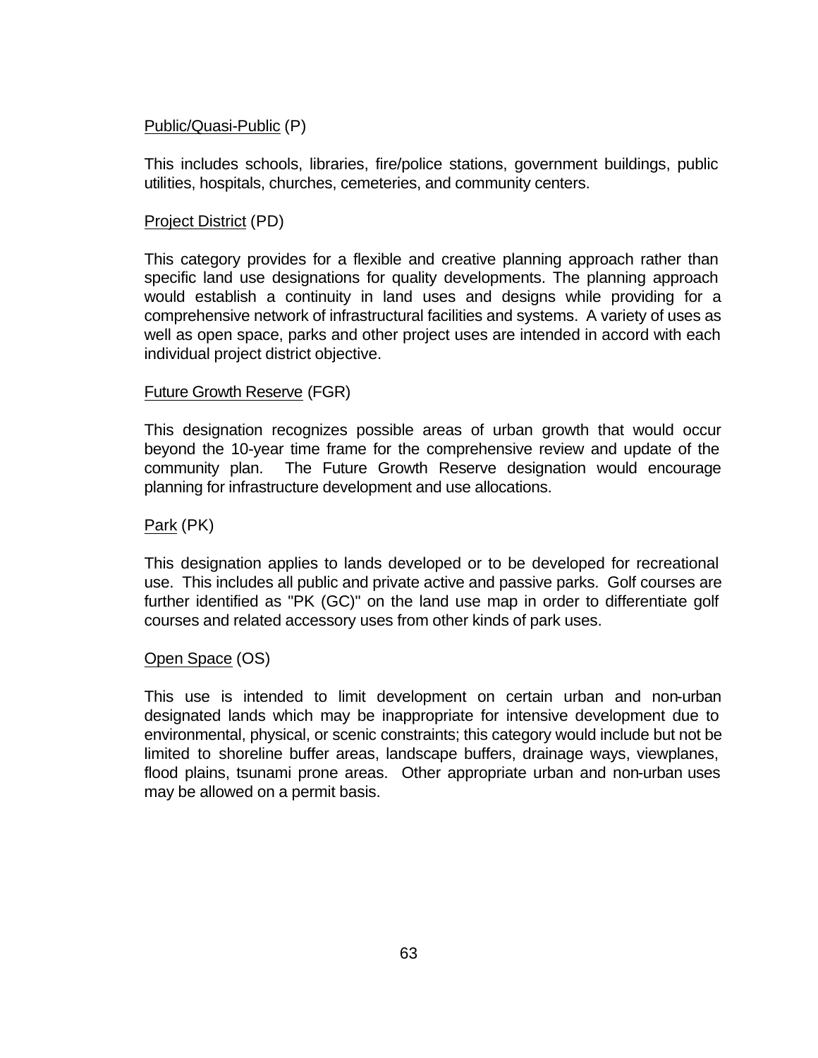Public/Quasi-Public (P)

This includes schools, libraries, fire/police stations, government buildings, public utilities, hospitals, churches, cemeteries, and community centers.

Project District (PD)

This category provides for a flexible and creative planning approach rather than specific land use designations for quality developments. The planning approach would establish a continuity in land uses and designs while providing for a comprehensive network of infrastructural facilities and systems. A variety of uses as well as open space, parks and other project uses are intended in accord with each individual project district objective.

Future Growth Reserve (FGR)

This designation recognizes possible areas of urban growth that would occur beyond the 10-year time frame for the comprehensive review and update of the community plan. The Future Growth Reserve designation would encourage planning for infrastructure development and use allocations.

Park (PK)

This designation applies to lands developed or to be developed for recreational use. This includes all public and private active and passive parks. Golf courses are further identified as "PK (GC)" on the land use map in order to differentiate golf courses and related accessory uses from other kinds of park uses.

Open Space (OS)

This use is intended to limit development on certain urban and non-urban designated lands which may be inappropriate for intensive development due to environmental, physical, or scenic constraints; this category would include but not be limited to shoreline buffer areas, landscape buffers, drainage ways, viewplanes, flood plains, tsunami prone areas. Other appropriate urban and non-urban uses may be allowed on a permit basis.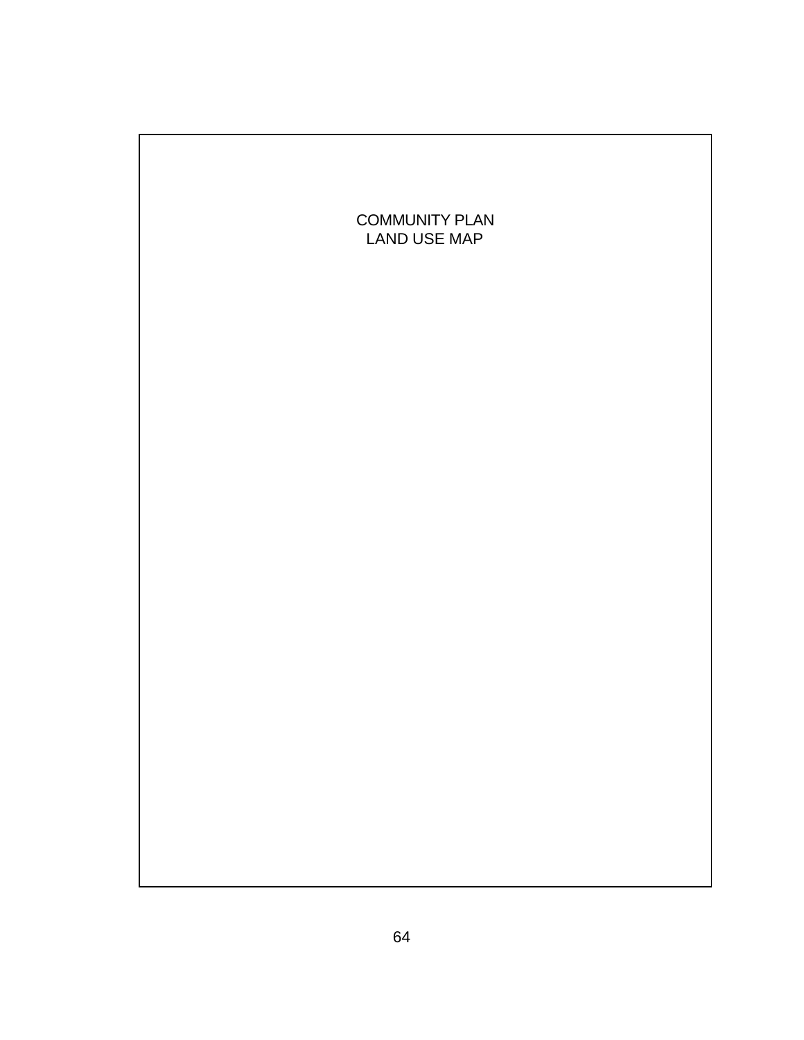COMMUNITY PLAN
LAND USE MAP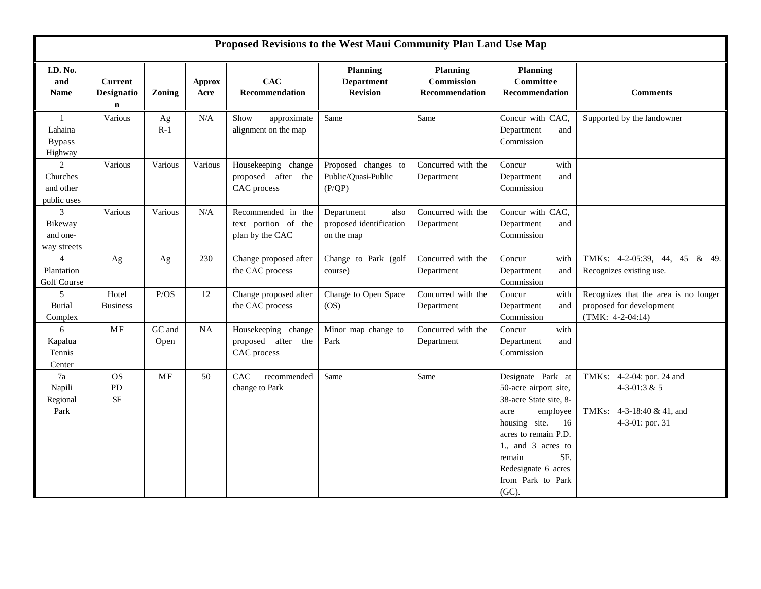**Proposed Revisions to the West Maui Community Plan Land Use Map**

| I.D. No. and Name | Current Designation | Zoning | Approx Acre | CAC Recommendation | Planning Department Revision | Planning Commission Recommendation | Planning Committee Recommendation | Comments |
|---|---|---|---|---|---|---|---|---|
| 1 Lahaina Bypass Highway | Various | Ag R-1 | N/A | Show approximate alignment on the map | Same | Same | Concur with CAC, Department and Commission | Supported by the landowner |
| 2 Churches and other public uses | Various | Various | Various | Housekeeping change proposed after the CAC process | Proposed changes to Public/Quasi-Public (P/QP) | Concurred with the Department | Concur with Department and Commission | |
| 3 Bikeway and one-way streets | Various | Various | N/A | Recommended in the text portion of the plan by the CAC | Department also proposed identification on the map | Concurred with the Department | Concur with CAC, Department and Commission | |
| 4 Plantation Golf Course | Ag | Ag | 230 | Change proposed after the CAC process | Change to Park (golf course) | Concurred with the Department | Concur with Department and Commission | TMKs: 4-2-05:39, 44, 45 & 49. Recognizes existing use. |
| 5 Burial Complex | Hotel Business | P/OS | 12 | Change proposed after the CAC process | Change to Open Space (OS) | Concurred with the Department | Concur with Department and Commission | Recognizes that the area is no longer proposed for development (TMK: 4-2-04:14) |
| 6 Kapalua Tennis Center | MF | GC and Open | NA | Housekeeping change proposed after the CAC process | Minor map change to Park | Concurred with the Department | Concur with Department and Commission | |
| 7a Napili Regional Park | OS PD SF | MF | 50 | CAC recommended change to Park | Same | Same | Designate Park at 50-acre airport site, 38-acre State site, 8-acre employee housing site. 16 acres to remain P.D. 1., and 3 acres to remain SF. Redesignate 6 acres from Park to Park (GC). | TMKs: 4-2-04: por. 24 and 4-3-01:3 & 5<br><br>TMKs: 4-3-18:40 & 41, and 4-3-01: por. 31 |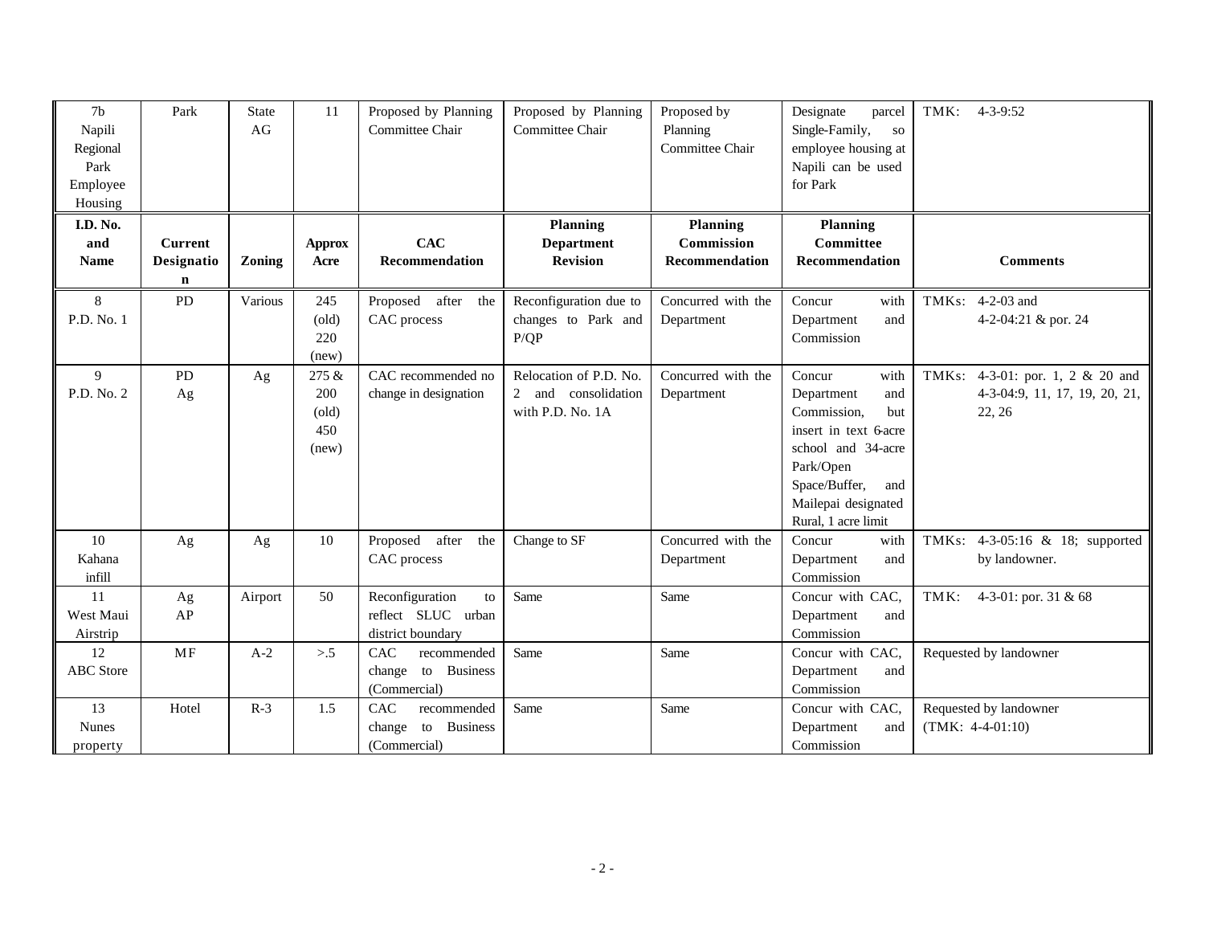| I.D. No. and Name | Current Designation | Zoning | Approx Acre | CAC Recommendation | Planning Department Revision | Planning Commission Recommendation | Planning Committee Recommendation | Comments |
|---|---|---|---|---|---|---|---|---|
| 7b Napili Regional Park Employee Housing | Park | State AG | 11 | Proposed by Planning Committee Chair | Proposed by Planning Committee Chair | Proposed by Planning Committee Chair | Designate parcel Single-Family, so employee housing at Napili can be used for Park | TMK: 4-3-9:52 |
| 8 P.D. No. 1 | PD | Various | 245 (old) 220 (new) | Proposed after the CAC process | Reconfiguration due to changes to Park and P/QP | Concurred with the Department | Concur with Department and Commission | TMKs: 4-2-03 and 4-2-04:21 & por. 24 |
| 9 P.D. No. 2 | PD Ag | Ag | 275 & 200 (old) 450 (new) | CAC recommended no change in designation | Relocation of P.D. No. 2 and consolidation with P.D. No. 1A | Concurred with the Department | Concur with Department and Commission, but insert in text 6-acre school and 34-acre Park/Open Space/Buffer, and Mailepai designated Rural, 1 acre limit | TMKs: 4-3-01: por. 1, 2 & 20 and 4-3-04:9, 11, 17, 19, 20, 21, 22, 26 |
| 10 Kahana infill | Ag | Ag | 10 | Proposed after the CAC process | Change to SF | Concurred with the Department | Concur with Department and Commission | TMKs: 4-3-05:16 & 18; supported by landowner. |
| 11 West Maui Airstrip | Ag AP | Airport | 50 | Reconfiguration to reflect SLUC urban district boundary | Same | Same | Concur with CAC, Department and Commission | TMK: 4-3-01: por. 31 & 68 |
| 12 ABC Store | MF | A-2 | >.5 | CAC recommended change to Business (Commercial) | Same | Same | Concur with CAC, Department and Commission | Requested by landowner |
| 13 Nunes property | Hotel | R-3 | 1.5 | CAC recommended change to Business (Commercial) | Same | Same | Concur with CAC, Department and Commission | Requested by landowner (TMK: 4-4-01:10) |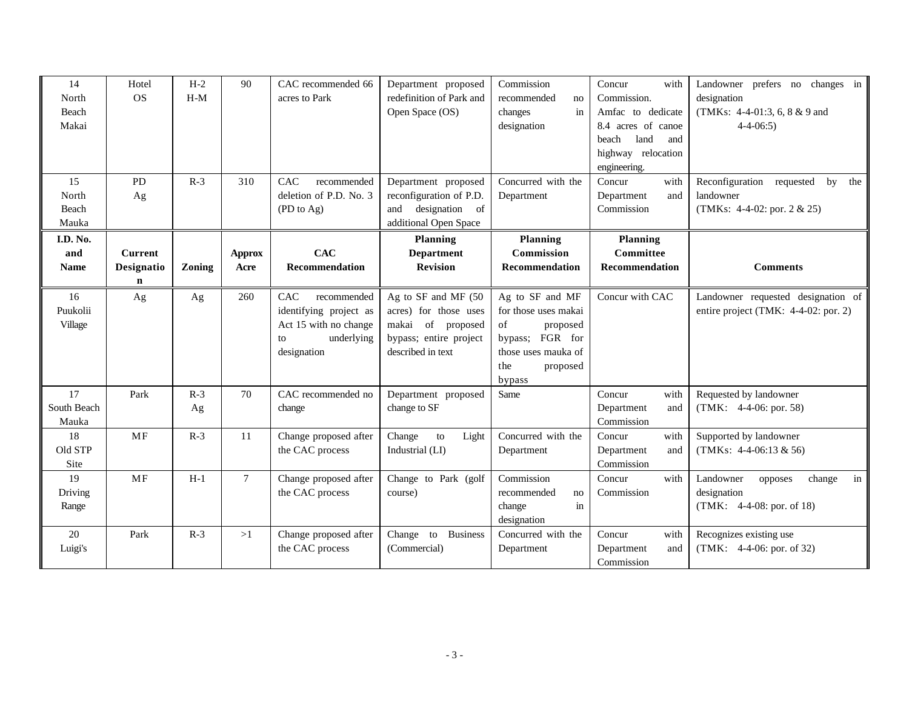| I.D. No. and Name | Current Designation | Zoning | Approx Acre | CAC Recommendation | Planning Department Revision | Planning Commission Recommendation | Planning Committee Recommendation | Comments |
|---|---|---|---|---|---|---|---|---|
| 14 North Beach Makai | Hotel OS | H-2 H-M | 90 | CAC recommended 66 acres to Park | Department proposed redefinition of Park and Open Space (OS) | Commission recommended no changes in designation | Concur with Commission. Amfac to dedicate 8.4 acres of canoe beach land and highway relocation engineering. | Landowner prefers no changes in designation (TMKs: 4-4-01:3, 6, 8 & 9 and 4-4-06:5) |
| 15 North Beach Mauka | PD Ag | R-3 | 310 | CAC recommended deletion of P.D. No. 3 (PD to Ag) | Department proposed reconfiguration of P.D. and designation of additional Open Space | Concurred with the Department | Concur with Department and Commission | Reconfiguration requested by the landowner (TMKs: 4-4-02: por. 2 & 25) |
| 16 Puukolii Village | Ag | Ag | 260 | CAC recommended identifying project as Act 15 with no change to underlying designation | Ag to SF and MF (50 acres) for those uses makai of proposed bypass; entire project described in text | Ag to SF and MF for those uses makai of proposed bypass; FGR for those uses mauka of the proposed bypass | Concur with CAC | Landowner requested designation of entire project (TMK: 4-4-02: por. 2) |
| 17 South Beach Mauka | Park | R-3 Ag | 70 | CAC recommended no change | Department proposed change to SF | Same | Concur with Department and Commission | Requested by landowner (TMK: 4-4-06: por. 58) |
| 18 Old STP Site | MF | R-3 | 11 | Change proposed after the CAC process | Change to Light Industrial (LI) | Concurred with the Department | Concur with Department and Commission | Supported by landowner (TMKs: 4-4-06:13 & 56) |
| 19 Driving Range | MF | H-1 | 7 | Change proposed after the CAC process | Change to Park (golf course) | Commission recommended no change in designation | Concur with Commission | Landowner opposes change in designation (TMK: 4-4-08: por. of 18) |
| 20 Luigi's | Park | R-3 | >1 | Change proposed after the CAC process | Change to Business (Commercial) | Concurred with the Department | Concur with Department and Commission | Recognizes existing use (TMK: 4-4-06: por. of 32) |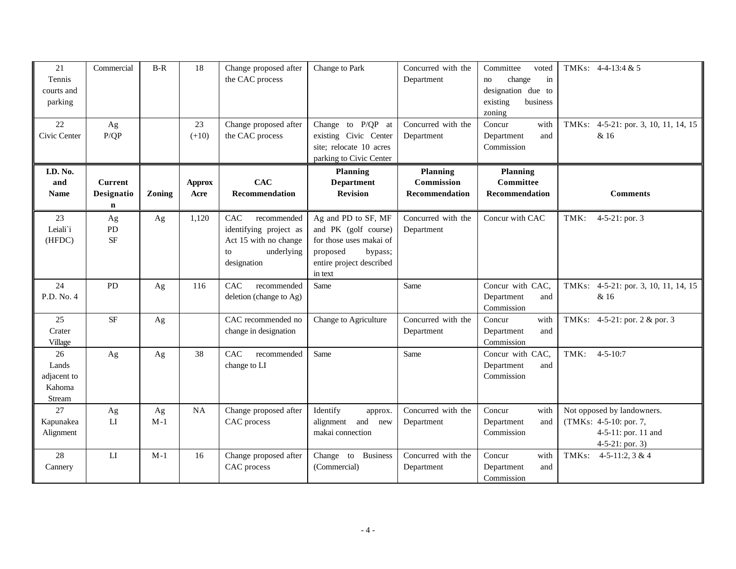| I.D. No. and Name | Current Designation | Zoning | Approx Acre | CAC Recommendation | Planning Department Revision | Planning Commission Recommendation | Planning Committee Recommendation | Comments |
|---|---|---|---|---|---|---|---|---|
| 21 Tennis courts and parking | Commercial | B-R | 18 | Change proposed after the CAC process | Change to Park | Concurred with the Department | Committee voted no change in designation due to existing business zoning | TMKs: 4-4-13:4 & 5 |
| 22 Civic Center | Ag P/QP | | 23 (+10) | Change proposed after the CAC process | Change to P/QP at existing Civic Center site; relocate 10 acres parking to Civic Center | Concurred with the Department | Concur with Department and Commission | TMKs: 4-5-21: por. 3, 10, 11, 14, 15 & 16 |
| 23 Leiali`i (HFDC) | Ag PD SF | Ag | 1,120 | CAC recommended identifying project as Act 15 with no change to underlying designation | Ag and PD to SF, MF and PK (golf course) for those uses makai of proposed bypass; entire project described in text | Concurred with the Department | Concur with CAC | TMK: 4-5-21: por. 3 |
| 24 P.D. No. 4 | PD | Ag | 116 | CAC recommended deletion (change to Ag) | Same | Same | Concur with CAC, Department and Commission | TMKs: 4-5-21: por. 3, 10, 11, 14, 15 & 16 |
| 25 Crater Village | SF | Ag | | CAC recommended no change in designation | Change to Agriculture | Concurred with the Department | Concur with Department and Commission | TMKs: 4-5-21: por. 2 & por. 3 |
| 26 Lands adjacent to Kahoma Stream | Ag | Ag | 38 | CAC recommended change to LI | Same | Same | Concur with CAC, Department and Commission | TMK: 4-5-10:7 |
| 27 Kapunakea Alignment | Ag LI | Ag M-1 | NA | Change proposed after CAC process | Identify approx. alignment and new makai connection | Concurred with the Department | Concur with Department and Commission | Not opposed by landowners. (TMKs: 4-5-10: por. 7, 4-5-11: por. 11 and 4-5-21: por. 3) |
| 28 Cannery | LI | M-1 | 16 | Change proposed after CAC process | Change to Business (Commercial) | Concurred with the Department | Concur with Department and Commission | TMKs: 4-5-11:2, 3 & 4 |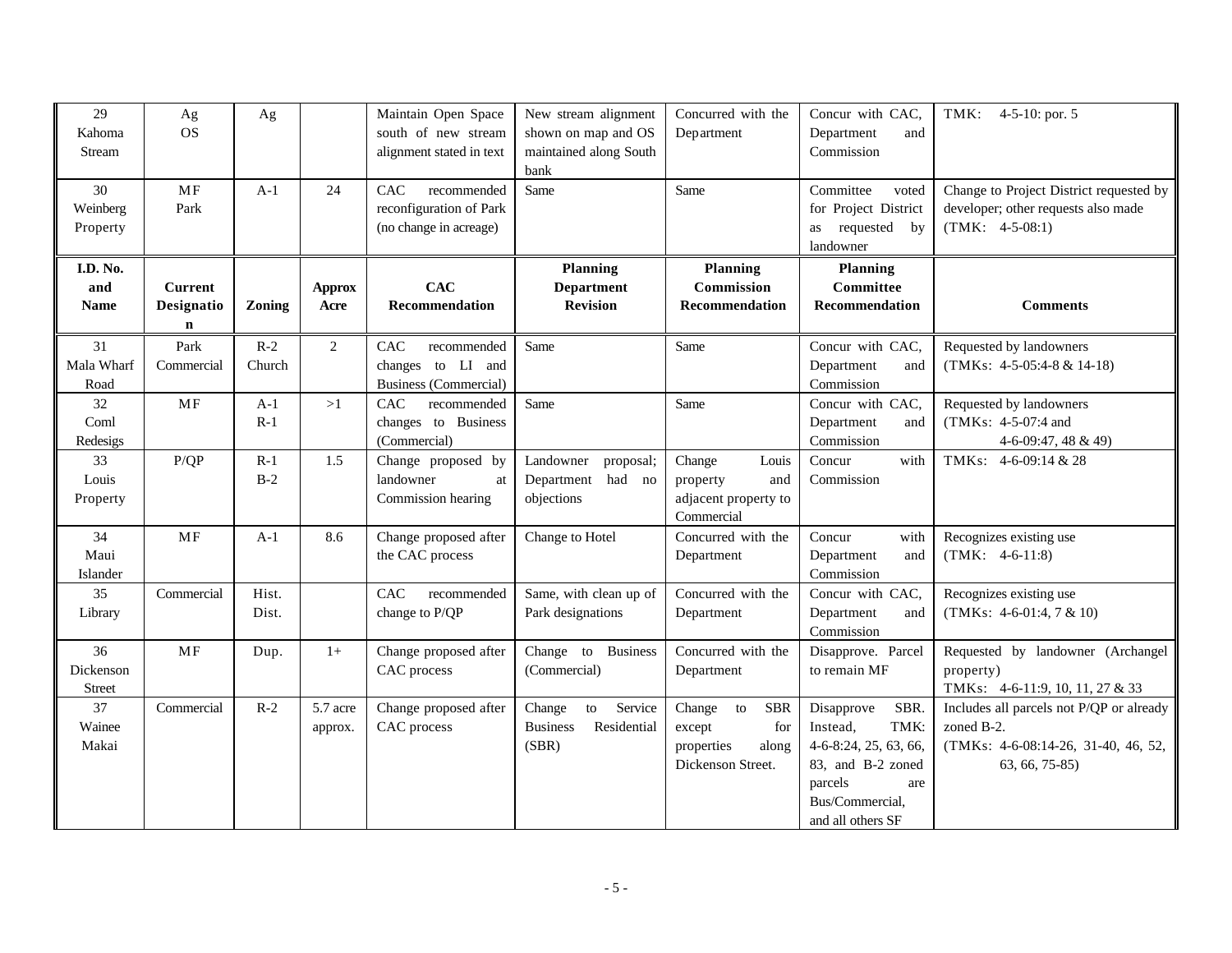| I.D. No. and Name | Current Designation | Zoning | Approx Acre | CAC Recommendation | Planning Department Revision | Planning Commission Recommendation | Planning Committee Recommendation | Comments |
|---|---|---|---|---|---|---|---|---|
| 29 Kahoma Stream | Ag OS | Ag | | Maintain Open Space south of new stream alignment stated in text | New stream alignment shown on map and OS maintained along South bank | Concurred with the Department | Concur with CAC, Department and Commission | TMK: 4-5-10: por. 5 |
| 30 Weinberg Property | MF Park | A-1 | 24 | CAC recommended reconfiguration of Park (no change in acreage) | Same | Same | Committee voted for Project District as requested by landowner | Change to Project District requested by developer; other requests also made (TMK: 4-5-08:1) |
| 31 Mala Wharf Road | Park Commercial | R-2 Church | 2 | CAC recommended changes to LI and Business (Commercial) | Same | Same | Concur with CAC, Department and Commission | Requested by landowners (TMKs: 4-5-05:4-8 & 14-18) |
| 32 Coml Redesigs | MF | A-1 R-1 | >1 | CAC recommended changes to Business (Commercial) | Same | Same | Concur with CAC, Department and Commission | Requested by landowners (TMKs: 4-5-07:4 and 4-6-09:47, 48 & 49) |
| 33 Louis Property | P/QP | R-1 B-2 | 1.5 | Change proposed by landowner at Commission hearing | Landowner proposal; Department had no objections | Change Louis property and adjacent property to Commercial | Concur with Commission | TMKs: 4-6-09:14 & 28 |
| 34 Maui Islander | MF | A-1 | 8.6 | Change proposed after the CAC process | Change to Hotel | Concurred with the Department | Concur with Department and Commission | Recognizes existing use (TMK: 4-6-11:8) |
| 35 Library | Commercial | Hist. Dist. | | CAC recommended change to P/QP | Same, with clean up of Park designations | Concurred with the Department | Concur with CAC, Department and Commission | Recognizes existing use (TMKs: 4-6-01:4, 7 & 10) |
| 36 Dickenson Street | MF | Dup. | 1+ | Change proposed after CAC process | Change to Business (Commercial) | Concurred with the Department | Disapprove. Parcel to remain MF | Requested by landowner (Archangel property) TMKs: 4-6-11:9, 10, 11, 27 & 33 |
| 37 Wainee Makai | Commercial | R-2 | 5.7 acre approx. | Change proposed after CAC process | Change to Service Business Residential (SBR) | Change to SBR except for properties along Dickenson Street. | Disapprove SBR. Instead, TMK: 4-6-8:24, 25, 63, 66, 83, and B-2 zoned parcels are Bus/Commercial, and all others SF | Includes all parcels not P/QP or already zoned B-2. (TMKs: 4-6-08:14-26, 31-40, 46, 52, 63, 66, 75-85) |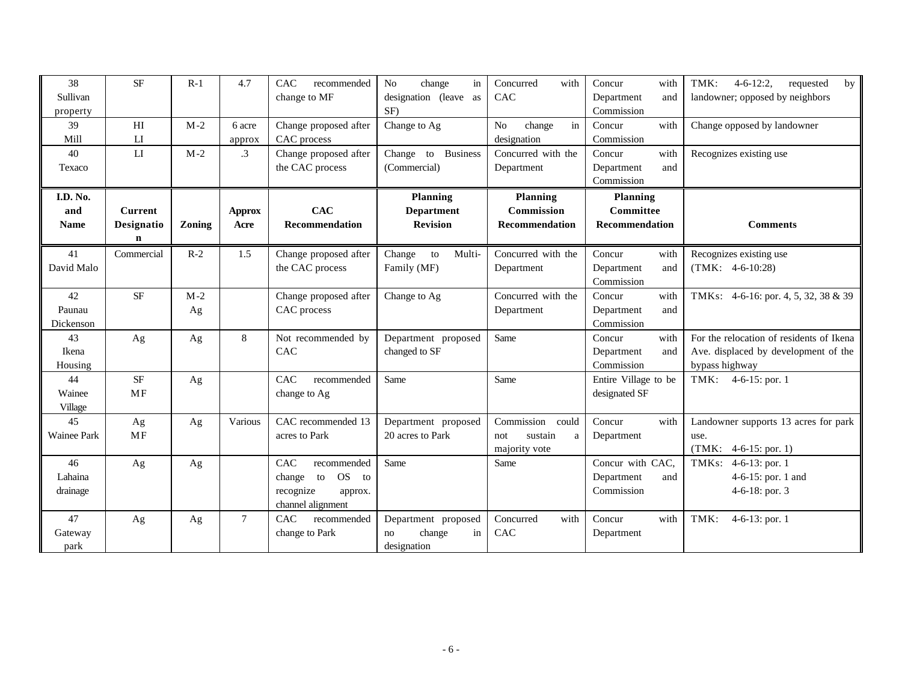| I.D. No. and Name | Current Designation | Zoning | Approx Acre | CAC Recommendation | Planning Department Revision | Planning Commission Recommendation | Planning Committee Recommendation | Comments |
|---|---|---|---|---|---|---|---|---|
| 38 Sullivan property | SF | R-1 | 4.7 | CAC recommended change to MF | No change in designation (leave as SF) | Concurred with CAC | Concur with Department and Commission | TMK: 4-6-12:2, requested by landowner; opposed by neighbors |
| 39 Mill | HI LI | M-2 | 6 acre approx | Change proposed after CAC process | Change to Ag | No change in designation | Concur with Commission | Change opposed by landowner |
| 40 Texaco | LI | M-2 | .3 | Change proposed after the CAC process | Change to Business (Commercial) | Concurred with the Department | Concur with Department and Commission | Recognizes existing use |
| 41 David Malo | Commercial | R-2 | 1.5 | Change proposed after the CAC process | Change to Multi-Family (MF) | Concurred with the Department | Concur with Department and Commission | Recognizes existing use (TMK: 4-6-10:28) |
| 42 Paunau Dickenson | SF | M-2 Ag | | Change proposed after CAC process | Change to Ag | Concurred with the Department | Concur with Department and Commission | TMKs: 4-6-16: por. 4, 5, 32, 38 & 39 |
| 43 Ikena Housing | Ag | Ag | 8 | Not recommended by CAC | Department proposed changed to SF | Same | Concur with Department and Commission | For the relocation of residents of Ikena Ave. displaced by development of the bypass highway |
| 44 Wainee Village | SF MF | Ag | | CAC recommended change to Ag | Same | Same | Entire Village to be designated SF | TMK: 4-6-15: por. 1 |
| 45 Wainee Park | Ag MF | Ag | Various | CAC recommended 13 acres to Park | Department proposed 20 acres to Park | Commission could not sustain a majority vote | Concur with Department | Landowner supports 13 acres for park use. (TMK: 4-6-15: por. 1) |
| 46 Lahaina drainage | Ag | Ag | | CAC recommended change to OS to recognize approx. channel alignment | Same | Same | Concur with CAC, Department and Commission | TMKs: 4-6-13: por. 1<br>4-6-15: por. 1 and<br>4-6-18: por. 3 |
| 47 Gateway park | Ag | Ag | 7 | CAC recommended change to Park | Department proposed no change in designation | Concurred with CAC | Concur with Department | TMK: 4-6-13: por. 1 |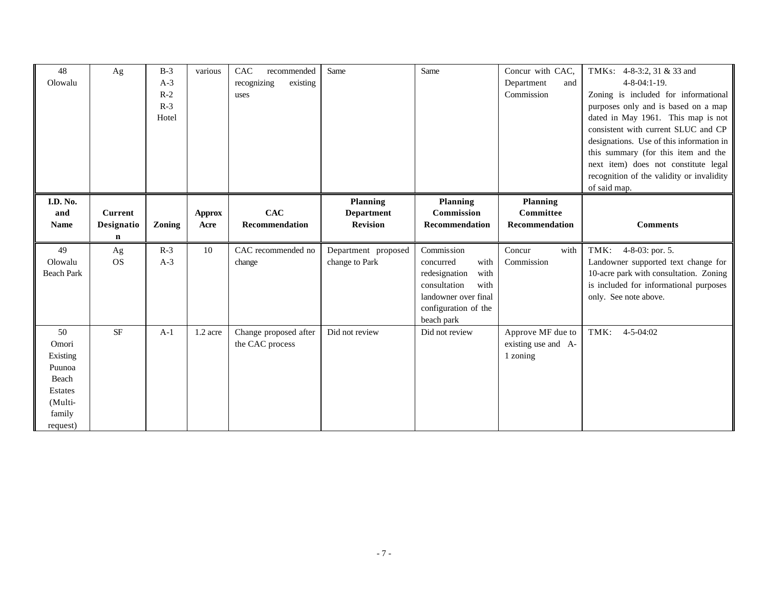| I.D. No. and Name | Current Designation | Zoning | Approx Acre | CAC Recommendation | Planning Department Revision | Planning Commission Recommendation | Planning Committee Recommendation | Comments |
|---|---|---|---|---|---|---|---|---|
| 48 Olowalu | Ag | B-3 A-3 R-2 R-3 Hotel | various | CAC recommended recognizing existing uses | Same | Same | Concur with CAC, Department and Commission | TMKs: 4-8-3:2, 31 & 33 and 4-8-04:1-19. Zoning is included for informational purposes only and is based on a map dated in May 1961. This map is not consistent with current SLUC and CP designations. Use of this information in this summary (for this item and the next item) does not constitute legal recognition of the validity or invalidity of said map. |
| 49 Olowalu Beach Park | Ag OS | R-3 A-3 | 10 | CAC recommended no change | Department proposed change to Park | Commission concurred with redesignation with consultation with landowner over final configuration of the beach park | Concur with Commission | TMK: 4-8-03: por. 5. Landowner supported text change for 10-acre park with consultation. Zoning is included for informational purposes only. See note above. |
| 50 Omori Existing Puunoa Beach Estates (Multi-family request) | SF | A-1 | 1.2 acre | Change proposed after the CAC process | Did not review | Did not review | Approve MF due to existing use and A-1 zoning | TMK: 4-5-04:02 |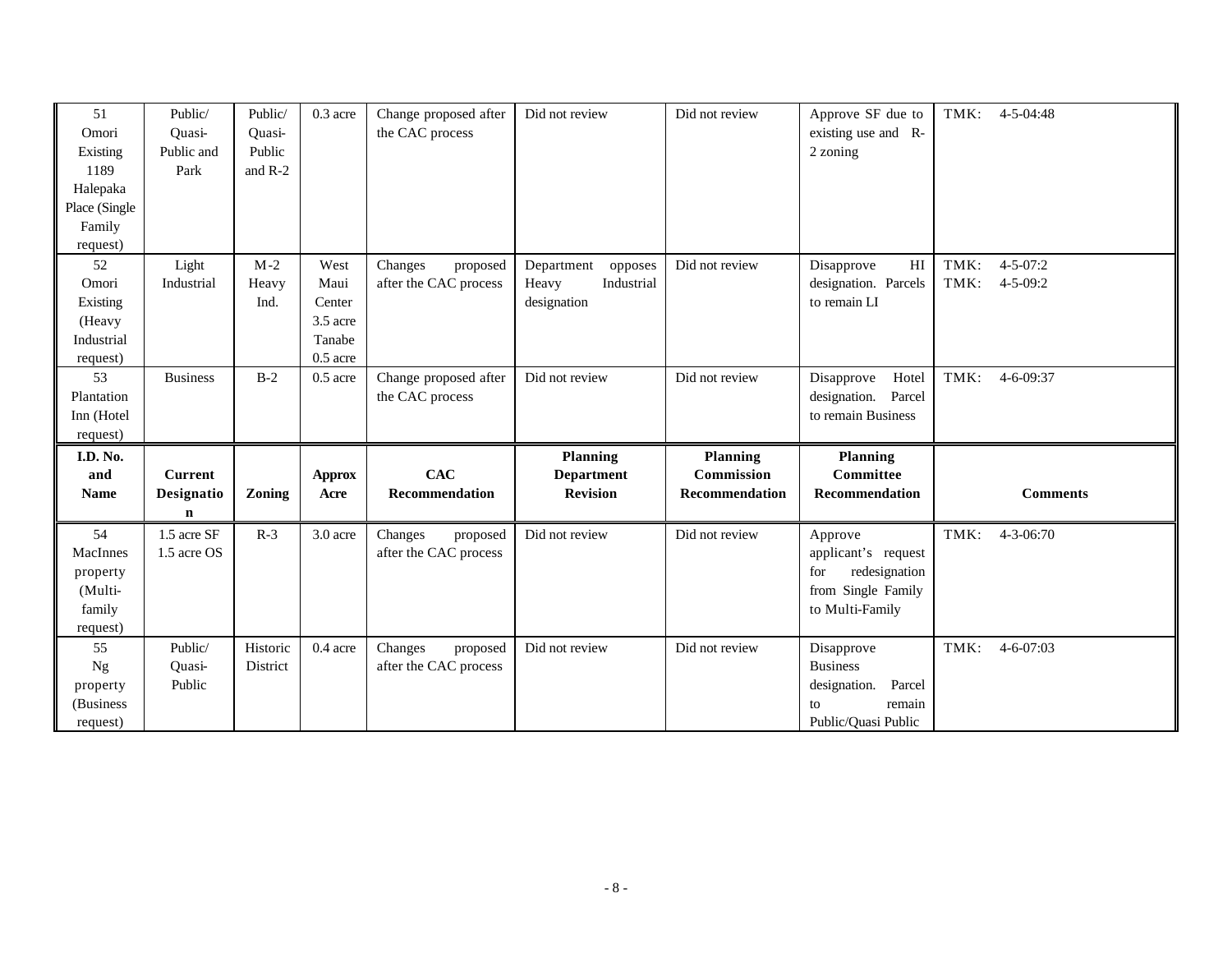| I.D. No. and Name | Current Designation | Zoning | Approx Acre | CAC Recommendation | Planning Department Revision | Planning Commission Recommendation | Planning Committee Recommendation | Comments |
|---|---|---|---|---|---|---|---|---|
| 51 Omori Existing 1189 Halepaka Place (Single Family request) | Public/ Quasi-Public and Park | Public/ Quasi-Public and R-2 | 0.3 acre | Change proposed after the CAC process | Did not review | Did not review | Approve SF due to existing use and R-2 zoning | TMK: 4-5-04:48 |
| 52 Omori Existing (Heavy Industrial request) | Light Industrial | M-2 Heavy Ind. | West Maui Center 3.5 acre Tanabe 0.5 acre | Changes proposed after the CAC process | Department opposes Heavy Industrial designation | Did not review | Disapprove HI designation. Parcels to remain LI | TMK: 4-5-07:2 TMK: 4-5-09:2 |
| 53 Plantation Inn (Hotel request) | Business | B-2 | 0.5 acre | Change proposed after the CAC process | Did not review | Did not review | Disapprove Hotel designation. Parcel to remain Business | TMK: 4-6-09:37 |
| **I.D. No. and Name** | **Current Designation** | **Zoning** | **Approx Acre** | **CAC Recommendation** | **Planning Department Revision** | **Planning Commission Recommendation** | **Planning Committee Recommendation** | **Comments** |
| 54 MacInnes property (Multi-family request) | 1.5 acre SF 1.5 acre OS | R-3 | 3.0 acre | Changes proposed after the CAC process | Did not review | Did not review | Approve applicant's request for redesignation from Single Family to Multi-Family | TMK: 4-3-06:70 |
| 55 Ng property (Business request) | Public/ Quasi-Public | Historic District | 0.4 acre | Changes proposed after the CAC process | Did not review | Did not review | Disapprove Business designation. Parcel to remain Public/Quasi Public | TMK: 4-6-07:03 |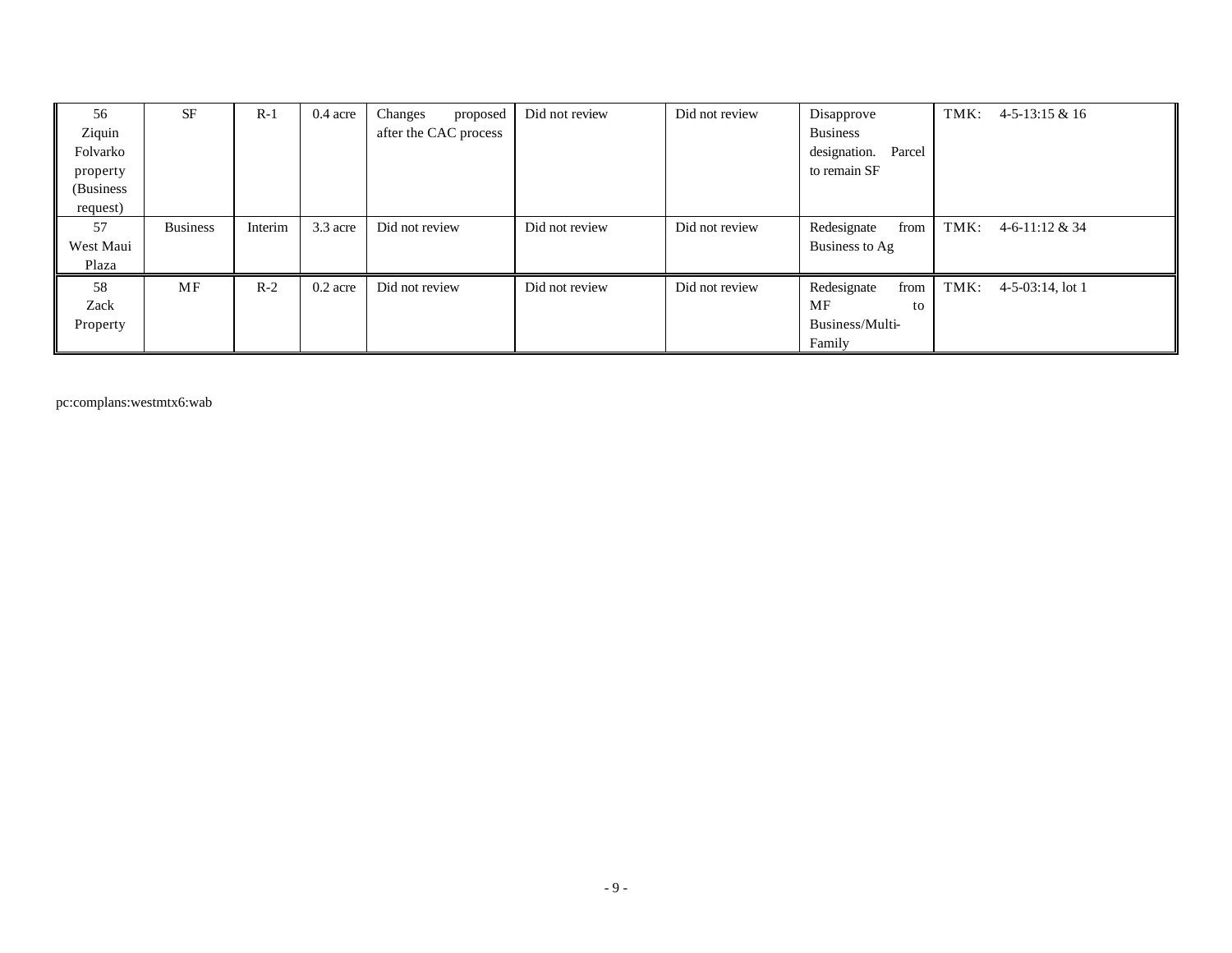| | | | | | | | | |
|---|---|---|---|---|---|---|---|---|
| 56 Ziquin Folvarko property (Business request) | SF | R-1 | 0.4 acre | Changes proposed after the CAC process | Did not review | Did not review | Disapprove Business designation. Parcel to remain SF | TMK: 4-5-13:15 & 16 |
| 57 West Maui Plaza | Business | Interim | 3.3 acre | Did not review | Did not review | Did not review | Redesignate from Business to Ag | TMK: 4-6-11:12 & 34 |
| 58 Zack Property | MF | R-2 | 0.2 acre | Did not review | Did not review | Did not review | Redesignate from MF to Business/Multi-Family | TMK: 4-5-03:14, lot 1 |

pc:complans:westmtx6:wab